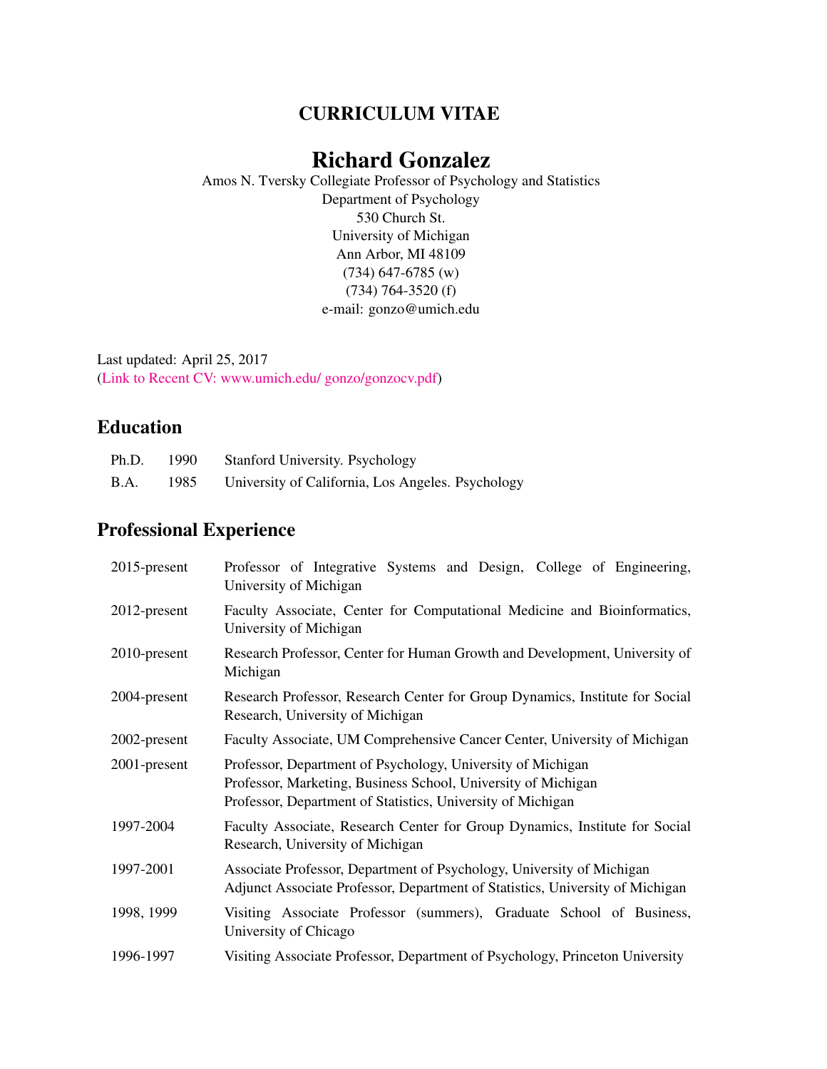# CURRICULUM VITAE

## Richard Gonzalez

Amos N. Tversky Collegiate Professor of Psychology and Statistics
Department of Psychology
530 Church St.
University of Michigan
Ann Arbor, MI 48109
(734) 647-6785 (w)
(734) 764-3520 (f)
e-mail: gonzo@umich.edu

Last updated: April 25, 2017
(Link to Recent CV: www.umich.edu/ gonzo/gonzocv.pdf)

## Education

| | | |
|---|---|---|
| Ph.D. | 1990 | Stanford University. Psychology |
| B.A. | 1985 | University of California, Los Angeles. Psychology |

## Professional Experience

| | |
|---|---|
| 2015-present | Professor of Integrative Systems and Design, College of Engineering, University of Michigan |
| 2012-present | Faculty Associate, Center for Computational Medicine and Bioinformatics, University of Michigan |
| 2010-present | Research Professor, Center for Human Growth and Development, University of Michigan |
| 2004-present | Research Professor, Research Center for Group Dynamics, Institute for Social Research, University of Michigan |
| 2002-present | Faculty Associate, UM Comprehensive Cancer Center, University of Michigan |
| 2001-present | Professor, Department of Psychology, University of Michigan<br>Professor, Marketing, Business School, University of Michigan<br>Professor, Department of Statistics, University of Michigan |
| 1997-2004 | Faculty Associate, Research Center for Group Dynamics, Institute for Social Research, University of Michigan |
| 1997-2001 | Associate Professor, Department of Psychology, University of Michigan<br>Adjunct Associate Professor, Department of Statistics, University of Michigan |
| 1998, 1999 | Visiting Associate Professor (summers), Graduate School of Business, University of Chicago |
| 1996-1997 | Visiting Associate Professor, Department of Psychology, Princeton University |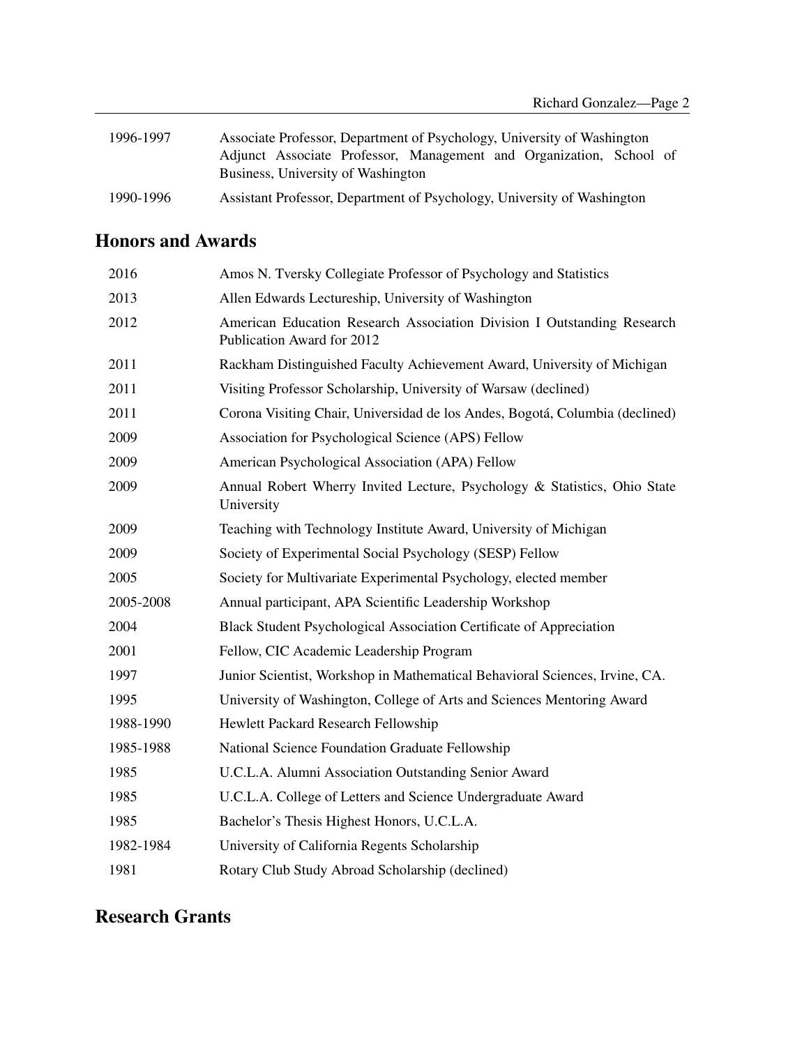| | |
|---|---|
| 1996-1997 | Associate Professor, Department of Psychology, University of Washington<br>Adjunct Associate Professor, Management and Organization, School of Business, University of Washington |
| 1990-1996 | Assistant Professor, Department of Psychology, University of Washington |

## Honors and Awards

| | |
|---|---|
| 2016 | Amos N. Tversky Collegiate Professor of Psychology and Statistics |
| 2013 | Allen Edwards Lectureship, University of Washington |
| 2012 | American Education Research Association Division I Outstanding Research Publication Award for 2012 |
| 2011 | Rackham Distinguished Faculty Achievement Award, University of Michigan |
| 2011 | Visiting Professor Scholarship, University of Warsaw (declined) |
| 2011 | Corona Visiting Chair, Universidad de los Andes, Bogotá, Columbia (declined) |
| 2009 | Association for Psychological Science (APS) Fellow |
| 2009 | American Psychological Association (APA) Fellow |
| 2009 | Annual Robert Wherry Invited Lecture, Psychology & Statistics, Ohio State University |
| 2009 | Teaching with Technology Institute Award, University of Michigan |
| 2009 | Society of Experimental Social Psychology (SESP) Fellow |
| 2005 | Society for Multivariate Experimental Psychology, elected member |
| 2005-2008 | Annual participant, APA Scientific Leadership Workshop |
| 2004 | Black Student Psychological Association Certificate of Appreciation |
| 2001 | Fellow, CIC Academic Leadership Program |
| 1997 | Junior Scientist, Workshop in Mathematical Behavioral Sciences, Irvine, CA. |
| 1995 | University of Washington, College of Arts and Sciences Mentoring Award |
| 1988-1990 | Hewlett Packard Research Fellowship |
| 1985-1988 | National Science Foundation Graduate Fellowship |
| 1985 | U.C.L.A. Alumni Association Outstanding Senior Award |
| 1985 | U.C.L.A. College of Letters and Science Undergraduate Award |
| 1985 | Bachelor's Thesis Highest Honors, U.C.L.A. |
| 1982-1984 | University of California Regents Scholarship |
| 1981 | Rotary Club Study Abroad Scholarship (declined) |

## Research Grants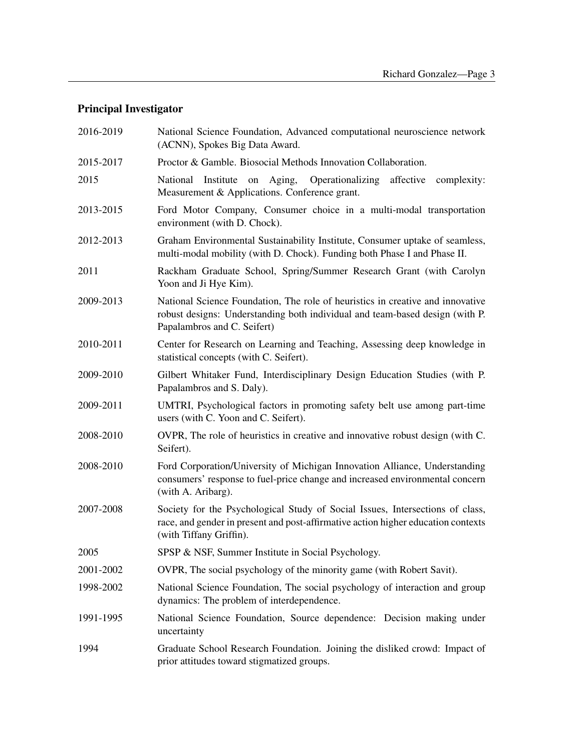### Principal Investigator

2016-2019 National Science Foundation, Advanced computational neuroscience network (ACNN), Spokes Big Data Award.

2015-2017 Proctor & Gamble. Biosocial Methods Innovation Collaboration.

2015 National Institute on Aging, Operationalizing affective complexity: Measurement & Applications. Conference grant.

2013-2015 Ford Motor Company, Consumer choice in a multi-modal transportation environment (with D. Chock).

2012-2013 Graham Environmental Sustainability Institute, Consumer uptake of seamless, multi-modal mobility (with D. Chock). Funding both Phase I and Phase II.

2011 Rackham Graduate School, Spring/Summer Research Grant (with Carolyn Yoon and Ji Hye Kim).

2009-2013 National Science Foundation, The role of heuristics in creative and innovative robust designs: Understanding both individual and team-based design (with P. Papalambros and C. Seifert)

2010-2011 Center for Research on Learning and Teaching, Assessing deep knowledge in statistical concepts (with C. Seifert).

2009-2010 Gilbert Whitaker Fund, Interdisciplinary Design Education Studies (with P. Papalambros and S. Daly).

2009-2011 UMTRI, Psychological factors in promoting safety belt use among part-time users (with C. Yoon and C. Seifert).

2008-2010 OVPR, The role of heuristics in creative and innovative robust design (with C. Seifert).

2008-2010 Ford Corporation/University of Michigan Innovation Alliance, Understanding consumers' response to fuel-price change and increased environmental concern (with A. Aribarg).

2007-2008 Society for the Psychological Study of Social Issues, Intersections of class, race, and gender in present and post-affirmative action higher education contexts (with Tiffany Griffin).

2005 SPSP & NSF, Summer Institute in Social Psychology.

2001-2002 OVPR, The social psychology of the minority game (with Robert Savit).

1998-2002 National Science Foundation, The social psychology of interaction and group dynamics: The problem of interdependence.

1991-1995 National Science Foundation, Source dependence: Decision making under uncertainty

1994 Graduate School Research Foundation. Joining the disliked crowd: Impact of prior attitudes toward stigmatized groups.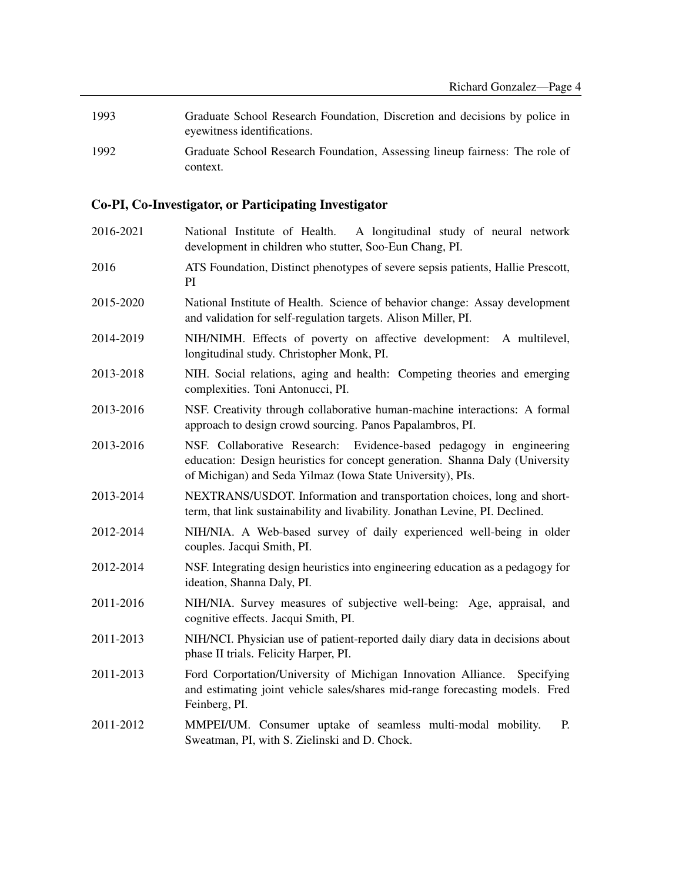1993 Graduate School Research Foundation, Discretion and decisions by police in eyewitness identifications.

1992 Graduate School Research Foundation, Assessing lineup fairness: The role of context.

## Co-PI, Co-Investigator, or Participating Investigator

2016-2021 National Institute of Health. A longitudinal study of neural network development in children who stutter, Soo-Eun Chang, PI.

2016 ATS Foundation, Distinct phenotypes of severe sepsis patients, Hallie Prescott, PI

2015-2020 National Institute of Health. Science of behavior change: Assay development and validation for self-regulation targets. Alison Miller, PI.

2014-2019 NIH/NIMH. Effects of poverty on affective development: A multilevel, longitudinal study. Christopher Monk, PI.

2013-2018 NIH. Social relations, aging and health: Competing theories and emerging complexities. Toni Antonucci, PI.

2013-2016 NSF. Creativity through collaborative human-machine interactions: A formal approach to design crowd sourcing. Panos Papalambros, PI.

2013-2016 NSF. Collaborative Research: Evidence-based pedagogy in engineering education: Design heuristics for concept generation. Shanna Daly (University of Michigan) and Seda Yilmaz (Iowa State University), PIs.

2013-2014 NEXTRANS/USDOT. Information and transportation choices, long and short-term, that link sustainability and livability. Jonathan Levine, PI. Declined.

2012-2014 NIH/NIA. A Web-based survey of daily experienced well-being in older couples. Jacqui Smith, PI.

2012-2014 NSF. Integrating design heuristics into engineering education as a pedagogy for ideation, Shanna Daly, PI.

2011-2016 NIH/NIA. Survey measures of subjective well-being: Age, appraisal, and cognitive effects. Jacqui Smith, PI.

2011-2013 NIH/NCI. Physician use of patient-reported daily diary data in decisions about phase II trials. Felicity Harper, PI.

2011-2013 Ford Corportation/University of Michigan Innovation Alliance. Specifying and estimating joint vehicle sales/shares mid-range forecasting models. Fred Feinberg, PI.

2011-2012 MMPEI/UM. Consumer uptake of seamless multi-modal mobility. P. Sweatman, PI, with S. Zielinski and D. Chock.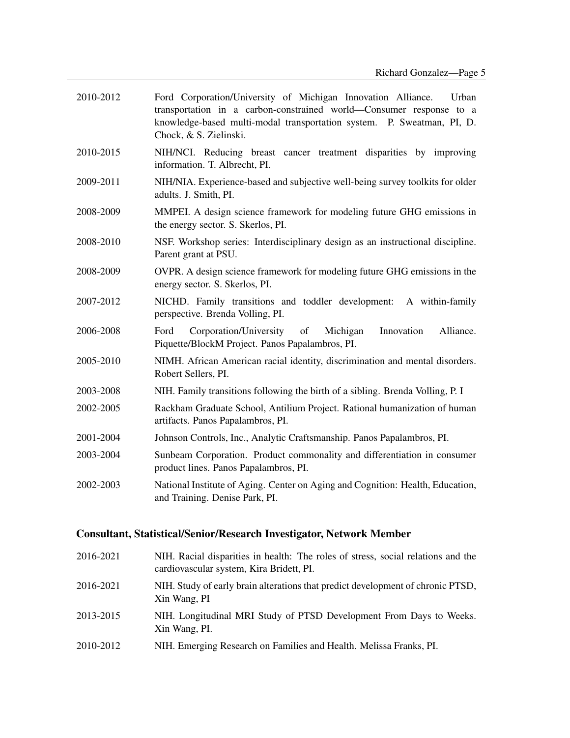2010-2012 Ford Corporation/University of Michigan Innovation Alliance. Urban transportation in a carbon-constrained world—Consumer response to a knowledge-based multi-modal transportation system. P. Sweatman, PI, D. Chock, & S. Zielinski.

2010-2015 NIH/NCI. Reducing breast cancer treatment disparities by improving information. T. Albrecht, PI.

2009-2011 NIH/NIA. Experience-based and subjective well-being survey toolkits for older adults. J. Smith, PI.

2008-2009 MMPEI. A design science framework for modeling future GHG emissions in the energy sector. S. Skerlos, PI.

2008-2010 NSF. Workshop series: Interdisciplinary design as an instructional discipline. Parent grant at PSU.

2008-2009 OVPR. A design science framework for modeling future GHG emissions in the energy sector. S. Skerlos, PI.

2007-2012 NICHD. Family transitions and toddler development: A within-family perspective. Brenda Volling, PI.

2006-2008 Ford Corporation/University of Michigan Innovation Alliance. Piquette/BlockM Project. Panos Papalambros, PI.

2005-2010 NIMH. African American racial identity, discrimination and mental disorders. Robert Sellers, PI.

2003-2008 NIH. Family transitions following the birth of a sibling. Brenda Volling, P. I

2002-2005 Rackham Graduate School, Antilium Project. Rational humanization of human artifacts. Panos Papalambros, PI.

2001-2004 Johnson Controls, Inc., Analytic Craftsmanship. Panos Papalambros, PI.

2003-2004 Sunbeam Corporation. Product commonality and differentiation in consumer product lines. Panos Papalambros, PI.

2002-2003 National Institute of Aging. Center on Aging and Cognition: Health, Education, and Training. Denise Park, PI.

## Consultant, Statistical/Senior/Research Investigator, Network Member

2016-2021 NIH. Racial disparities in health: The roles of stress, social relations and the cardiovascular system, Kira Bridett, PI.

2016-2021 NIH. Study of early brain alterations that predict development of chronic PTSD, Xin Wang, PI

2013-2015 NIH. Longitudinal MRI Study of PTSD Development From Days to Weeks. Xin Wang, PI.

2010-2012 NIH. Emerging Research on Families and Health. Melissa Franks, PI.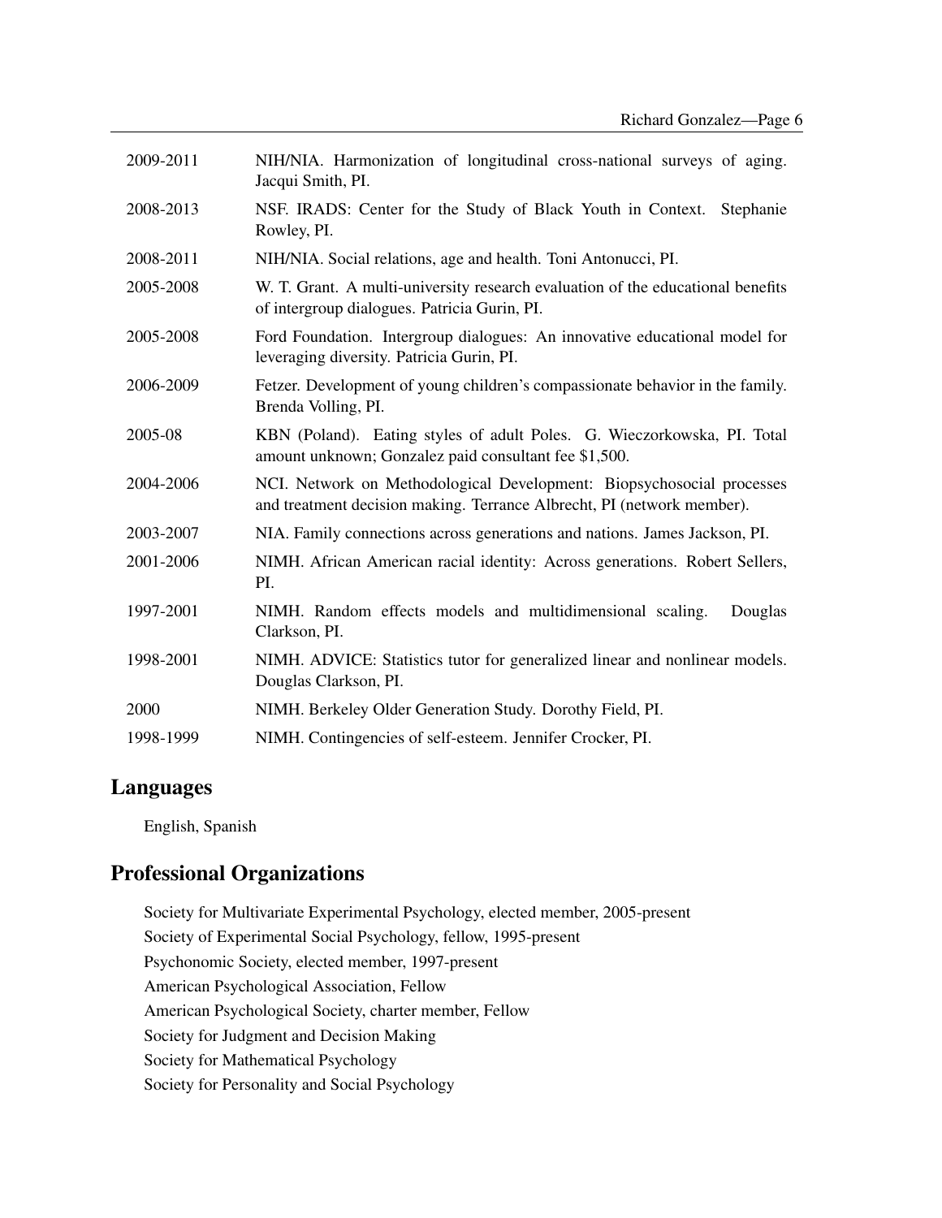| | |
|---|---|
| 2009-2011 | NIH/NIA. Harmonization of longitudinal cross-national surveys of aging. Jacqui Smith, PI. |
| 2008-2013 | NSF. IRADS: Center for the Study of Black Youth in Context. Stephanie Rowley, PI. |
| 2008-2011 | NIH/NIA. Social relations, age and health. Toni Antonucci, PI. |
| 2005-2008 | W. T. Grant. A multi-university research evaluation of the educational benefits of intergroup dialogues. Patricia Gurin, PI. |
| 2005-2008 | Ford Foundation. Intergroup dialogues: An innovative educational model for leveraging diversity. Patricia Gurin, PI. |
| 2006-2009 | Fetzer. Development of young children's compassionate behavior in the family. Brenda Volling, PI. |
| 2005-08 | KBN (Poland). Eating styles of adult Poles. G. Wieczorkowska, PI. Total amount unknown; Gonzalez paid consultant fee $1,500. |
| 2004-2006 | NCI. Network on Methodological Development: Biopsychosocial processes and treatment decision making. Terrance Albrecht, PI (network member). |
| 2003-2007 | NIA. Family connections across generations and nations. James Jackson, PI. |
| 2001-2006 | NIMH. African American racial identity: Across generations. Robert Sellers, PI. |
| 1997-2001 | NIMH. Random effects models and multidimensional scaling. Douglas Clarkson, PI. |
| 1998-2001 | NIMH. ADVICE: Statistics tutor for generalized linear and nonlinear models. Douglas Clarkson, PI. |
| 2000 | NIMH. Berkeley Older Generation Study. Dorothy Field, PI. |
| 1998-1999 | NIMH. Contingencies of self-esteem. Jennifer Crocker, PI. |

## Languages

English, Spanish

## Professional Organizations

Society for Multivariate Experimental Psychology, elected member, 2005-present

Society of Experimental Social Psychology, fellow, 1995-present

Psychonomic Society, elected member, 1997-present

American Psychological Association, Fellow

American Psychological Society, charter member, Fellow

Society for Judgment and Decision Making

Society for Mathematical Psychology

Society for Personality and Social Psychology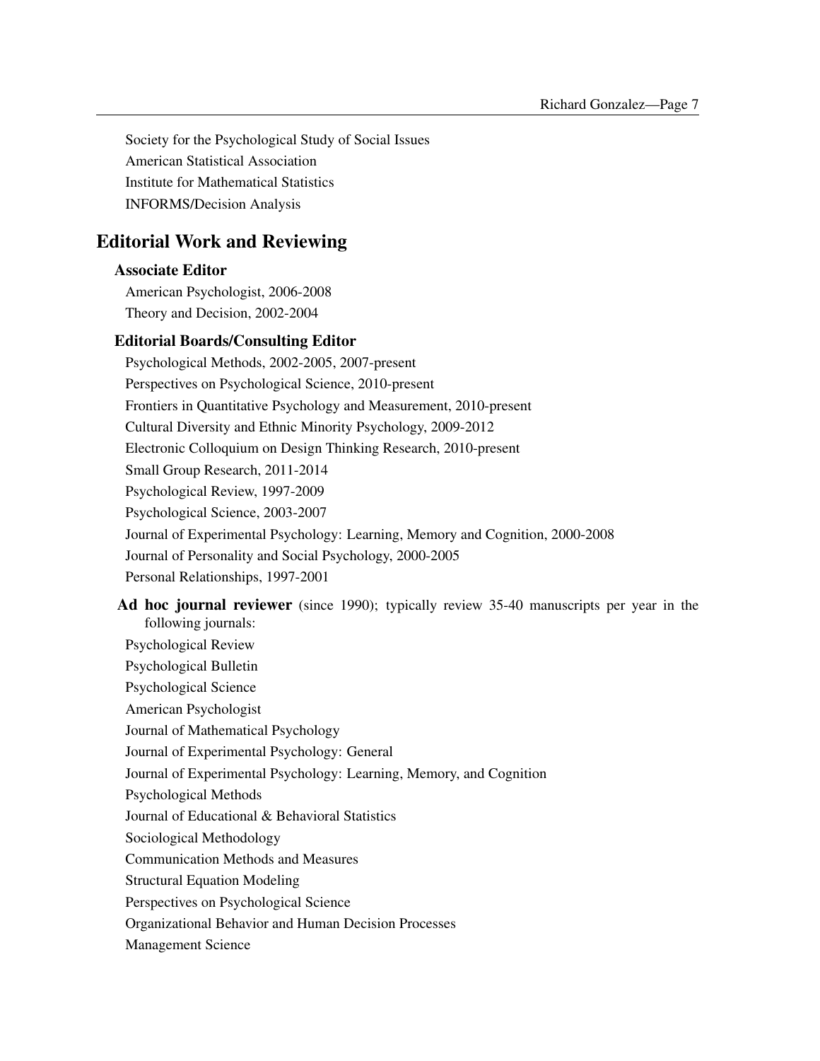Society for the Psychological Study of Social Issues
American Statistical Association
Institute for Mathematical Statistics
INFORMS/Decision Analysis

## Editorial Work and Reviewing

### Associate Editor

American Psychologist, 2006-2008
Theory and Decision, 2002-2004

### Editorial Boards/Consulting Editor

Psychological Methods, 2002-2005, 2007-present
Perspectives on Psychological Science, 2010-present
Frontiers in Quantitative Psychology and Measurement, 2010-present
Cultural Diversity and Ethnic Minority Psychology, 2009-2012
Electronic Colloquium on Design Thinking Research, 2010-present
Small Group Research, 2011-2014
Psychological Review, 1997-2009
Psychological Science, 2003-2007
Journal of Experimental Psychology: Learning, Memory and Cognition, 2000-2008
Journal of Personality and Social Psychology, 2000-2005
Personal Relationships, 1997-2001

**Ad hoc journal reviewer** (since 1990); typically review 35-40 manuscripts per year in the following journals:

Psychological Review
Psychological Bulletin
Psychological Science
American Psychologist
Journal of Mathematical Psychology
Journal of Experimental Psychology: General
Journal of Experimental Psychology: Learning, Memory, and Cognition
Psychological Methods
Journal of Educational & Behavioral Statistics
Sociological Methodology
Communication Methods and Measures
Structural Equation Modeling
Perspectives on Psychological Science
Organizational Behavior and Human Decision Processes
Management Science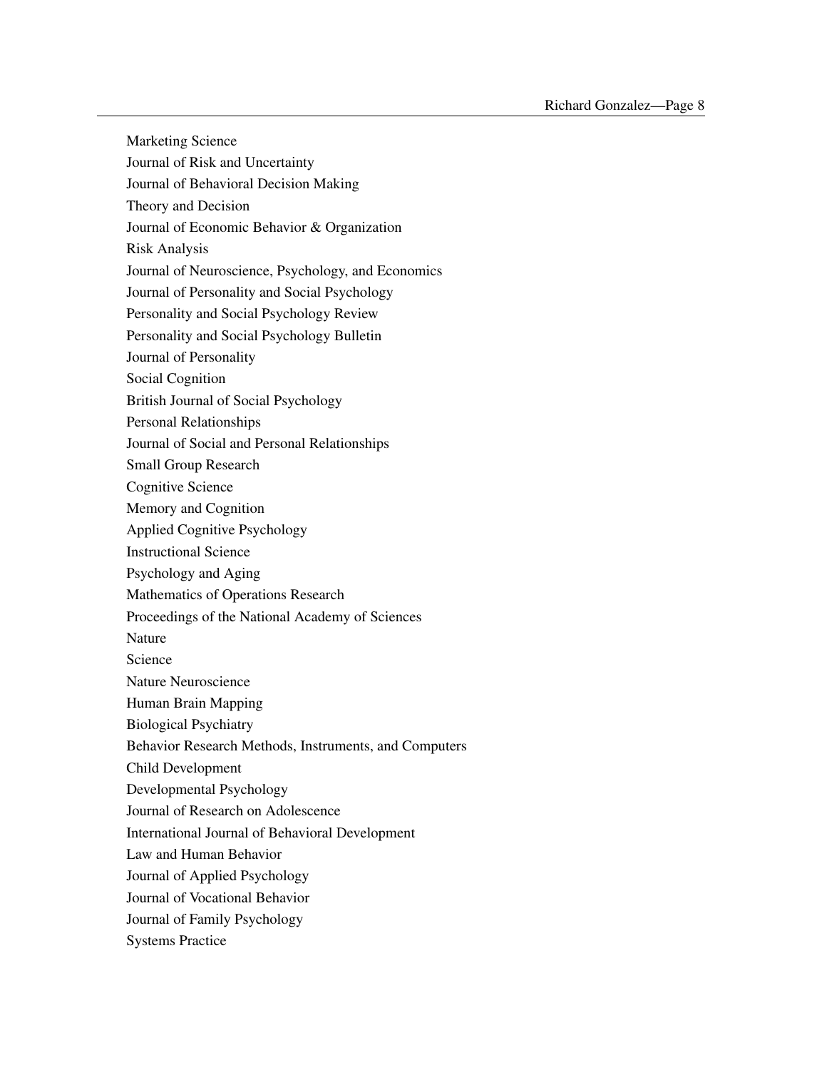Marketing Science

Journal of Risk and Uncertainty

Journal of Behavioral Decision Making

Theory and Decision

Journal of Economic Behavior & Organization

Risk Analysis

Journal of Neuroscience, Psychology, and Economics

Journal of Personality and Social Psychology

Personality and Social Psychology Review

Personality and Social Psychology Bulletin

Journal of Personality

Social Cognition

British Journal of Social Psychology

Personal Relationships

Journal of Social and Personal Relationships

Small Group Research

Cognitive Science

Memory and Cognition

Applied Cognitive Psychology

Instructional Science

Psychology and Aging

Mathematics of Operations Research

Proceedings of the National Academy of Sciences

Nature

Science

Nature Neuroscience

Human Brain Mapping

Biological Psychiatry

Behavior Research Methods, Instruments, and Computers

Child Development

Developmental Psychology

Journal of Research on Adolescence

International Journal of Behavioral Development

Law and Human Behavior

Journal of Applied Psychology

Journal of Vocational Behavior

Journal of Family Psychology

Systems Practice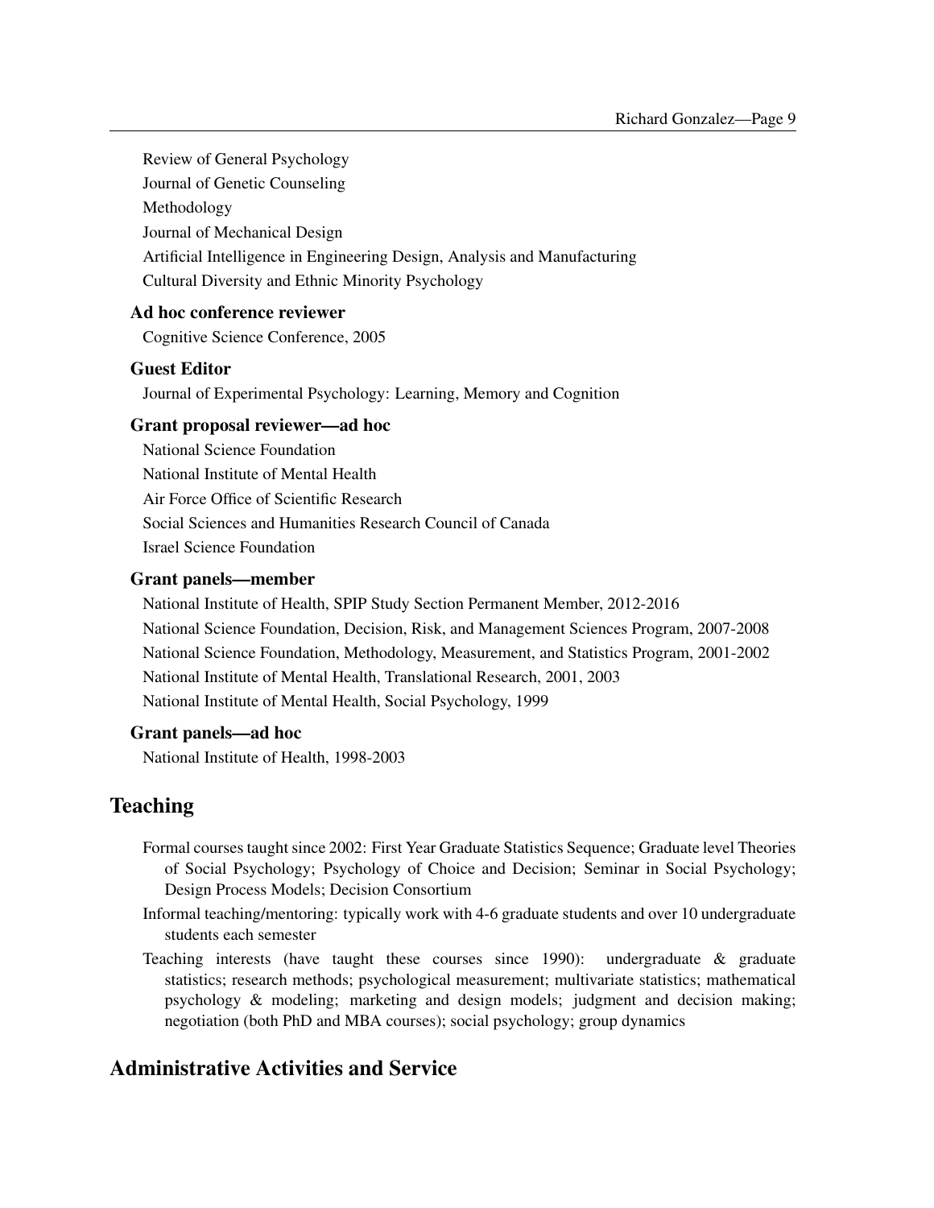Review of General Psychology

Journal of Genetic Counseling

Methodology

Journal of Mechanical Design

Artificial Intelligence in Engineering Design, Analysis and Manufacturing

Cultural Diversity and Ethnic Minority Psychology

### Ad hoc conference reviewer

Cognitive Science Conference, 2005

### Guest Editor

Journal of Experimental Psychology: Learning, Memory and Cognition

### Grant proposal reviewer—ad hoc

National Science Foundation

National Institute of Mental Health

Air Force Office of Scientific Research

Social Sciences and Humanities Research Council of Canada

Israel Science Foundation

### Grant panels—member

National Institute of Health, SPIP Study Section Permanent Member, 2012-2016

National Science Foundation, Decision, Risk, and Management Sciences Program, 2007-2008

National Science Foundation, Methodology, Measurement, and Statistics Program, 2001-2002

National Institute of Mental Health, Translational Research, 2001, 2003

National Institute of Mental Health, Social Psychology, 1999

### Grant panels—ad hoc

National Institute of Health, 1998-2003

## Teaching

Formal courses taught since 2002: First Year Graduate Statistics Sequence; Graduate level Theories of Social Psychology; Psychology of Choice and Decision; Seminar in Social Psychology; Design Process Models; Decision Consortium

Informal teaching/mentoring: typically work with 4-6 graduate students and over 10 undergraduate students each semester

Teaching interests (have taught these courses since 1990): undergraduate & graduate statistics; research methods; psychological measurement; multivariate statistics; mathematical psychology & modeling; marketing and design models; judgment and decision making; negotiation (both PhD and MBA courses); social psychology; group dynamics

## Administrative Activities and Service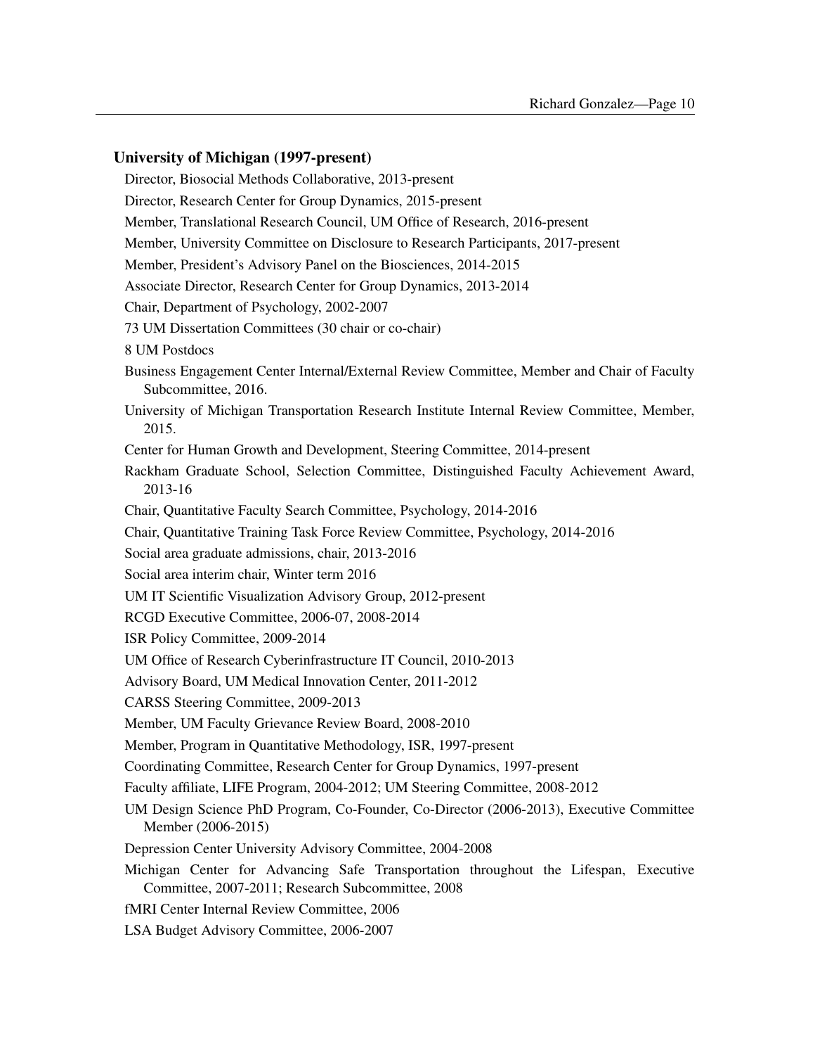### University of Michigan (1997-present)

Director, Biosocial Methods Collaborative, 2013-present

Director, Research Center for Group Dynamics, 2015-present

Member, Translational Research Council, UM Office of Research, 2016-present

Member, University Committee on Disclosure to Research Participants, 2017-present

Member, President's Advisory Panel on the Biosciences, 2014-2015

Associate Director, Research Center for Group Dynamics, 2013-2014

Chair, Department of Psychology, 2002-2007

73 UM Dissertation Committees (30 chair or co-chair)

8 UM Postdocs

Business Engagement Center Internal/External Review Committee, Member and Chair of Faculty Subcommittee, 2016.

University of Michigan Transportation Research Institute Internal Review Committee, Member, 2015.

Center for Human Growth and Development, Steering Committee, 2014-present

Rackham Graduate School, Selection Committee, Distinguished Faculty Achievement Award, 2013-16

Chair, Quantitative Faculty Search Committee, Psychology, 2014-2016

Chair, Quantitative Training Task Force Review Committee, Psychology, 2014-2016

Social area graduate admissions, chair, 2013-2016

Social area interim chair, Winter term 2016

UM IT Scientific Visualization Advisory Group, 2012-present

RCGD Executive Committee, 2006-07, 2008-2014

ISR Policy Committee, 2009-2014

UM Office of Research Cyberinfrastructure IT Council, 2010-2013

Advisory Board, UM Medical Innovation Center, 2011-2012

CARSS Steering Committee, 2009-2013

Member, UM Faculty Grievance Review Board, 2008-2010

Member, Program in Quantitative Methodology, ISR, 1997-present

Coordinating Committee, Research Center for Group Dynamics, 1997-present

Faculty affiliate, LIFE Program, 2004-2012; UM Steering Committee, 2008-2012

UM Design Science PhD Program, Co-Founder, Co-Director (2006-2013), Executive Committee Member (2006-2015)

Depression Center University Advisory Committee, 2004-2008

Michigan Center for Advancing Safe Transportation throughout the Lifespan, Executive Committee, 2007-2011; Research Subcommittee, 2008

fMRI Center Internal Review Committee, 2006

LSA Budget Advisory Committee, 2006-2007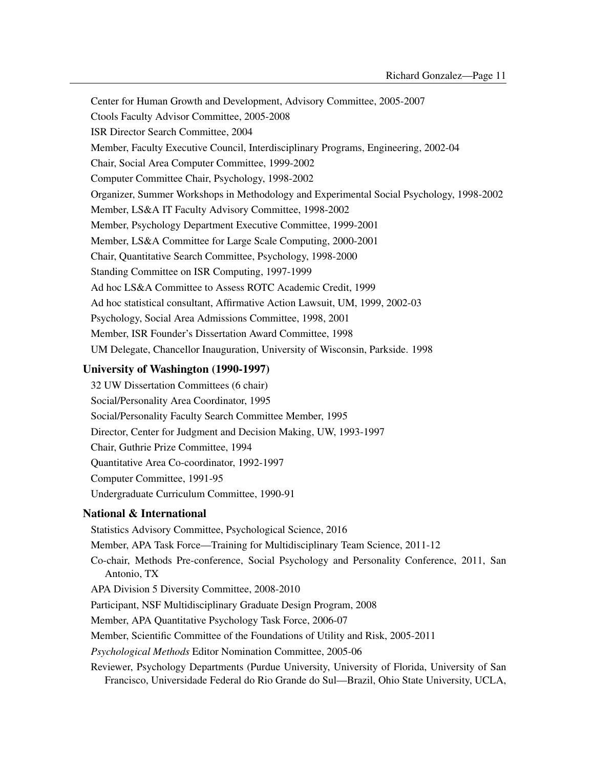Center for Human Growth and Development, Advisory Committee, 2005-2007

Ctools Faculty Advisor Committee, 2005-2008

ISR Director Search Committee, 2004

Member, Faculty Executive Council, Interdisciplinary Programs, Engineering, 2002-04

Chair, Social Area Computer Committee, 1999-2002

Computer Committee Chair, Psychology, 1998-2002

Organizer, Summer Workshops in Methodology and Experimental Social Psychology, 1998-2002

Member, LS&A IT Faculty Advisory Committee, 1998-2002

Member, Psychology Department Executive Committee, 1999-2001

Member, LS&A Committee for Large Scale Computing, 2000-2001

Chair, Quantitative Search Committee, Psychology, 1998-2000

Standing Committee on ISR Computing, 1997-1999

Ad hoc LS&A Committee to Assess ROTC Academic Credit, 1999

Ad hoc statistical consultant, Affirmative Action Lawsuit, UM, 1999, 2002-03

Psychology, Social Area Admissions Committee, 1998, 2001

Member, ISR Founder's Dissertation Award Committee, 1998

UM Delegate, Chancellor Inauguration, University of Wisconsin, Parkside. 1998

### University of Washington (1990-1997)

32 UW Dissertation Committees (6 chair)

Social/Personality Area Coordinator, 1995

Social/Personality Faculty Search Committee Member, 1995

Director, Center for Judgment and Decision Making, UW, 1993-1997

Chair, Guthrie Prize Committee, 1994

Quantitative Area Co-coordinator, 1992-1997

Computer Committee, 1991-95

Undergraduate Curriculum Committee, 1990-91

### National & International

Statistics Advisory Committee, Psychological Science, 2016

Member, APA Task Force—Training for Multidisciplinary Team Science, 2011-12

Co-chair, Methods Pre-conference, Social Psychology and Personality Conference, 2011, San Antonio, TX

APA Division 5 Diversity Committee, 2008-2010

Participant, NSF Multidisciplinary Graduate Design Program, 2008

Member, APA Quantitative Psychology Task Force, 2006-07

Member, Scientific Committee of the Foundations of Utility and Risk, 2005-2011

*Psychological Methods* Editor Nomination Committee, 2005-06

Reviewer, Psychology Departments (Purdue University, University of Florida, University of San Francisco, Universidade Federal do Rio Grande do Sul—Brazil, Ohio State University, UCLA,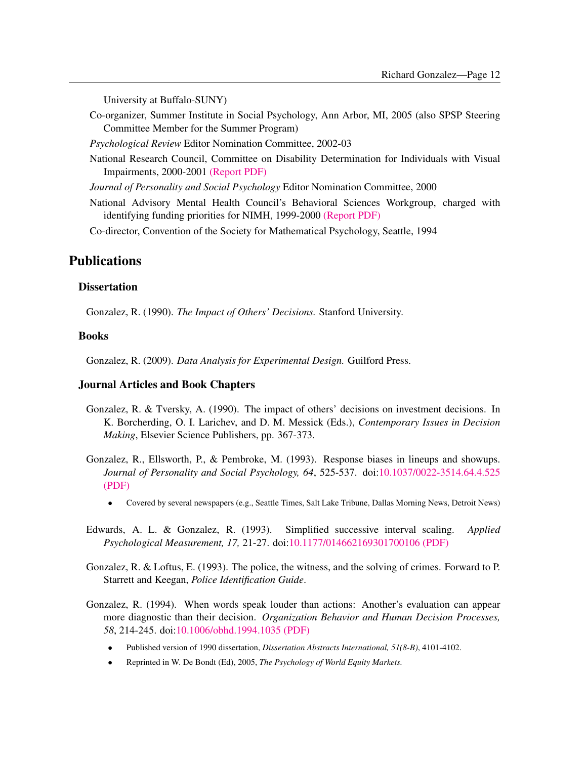University at Buffalo-SUNY)

Co-organizer, Summer Institute in Social Psychology, Ann Arbor, MI, 2005 (also SPSP Steering Committee Member for the Summer Program)

*Psychological Review* Editor Nomination Committee, 2002-03

National Research Council, Committee on Disability Determination for Individuals with Visual Impairments, 2000-2001 (Report PDF)

*Journal of Personality and Social Psychology* Editor Nomination Committee, 2000

National Advisory Mental Health Council's Behavioral Sciences Workgroup, charged with identifying funding priorities for NIMH, 1999-2000 (Report PDF)

Co-director, Convention of the Society for Mathematical Psychology, Seattle, 1994

## Publications

### Dissertation

Gonzalez, R. (1990). *The Impact of Others' Decisions.* Stanford University.

### Books

Gonzalez, R. (2009). *Data Analysis for Experimental Design.* Guilford Press.

### Journal Articles and Book Chapters

Gonzalez, R. & Tversky, A. (1990). The impact of others' decisions on investment decisions. In K. Borcherding, O. I. Larichev, and D. M. Messick (Eds.), *Contemporary Issues in Decision Making*, Elsevier Science Publishers, pp. 367-373.

Gonzalez, R., Ellsworth, P., & Pembroke, M. (1993). Response biases in lineups and showups. *Journal of Personality and Social Psychology, 64*, 525-537. doi:10.1037/0022-3514.64.4.525 (PDF)

- Covered by several newspapers (e.g., Seattle Times, Salt Lake Tribune, Dallas Morning News, Detroit News)

Edwards, A. L. & Gonzalez, R. (1993). Simplified successive interval scaling. *Applied Psychological Measurement, 17,* 21-27. doi:10.1177/014662169301700106 (PDF)

Gonzalez, R. & Loftus, E. (1993). The police, the witness, and the solving of crimes. Forward to P. Starrett and Keegan, *Police Identification Guide*.

Gonzalez, R. (1994). When words speak louder than actions: Another's evaluation can appear more diagnostic than their decision. *Organization Behavior and Human Decision Processes, 58*, 214-245. doi:10.1006/obhd.1994.1035 (PDF)

- Published version of 1990 dissertation, *Dissertation Abstracts International, 51(8-B)*, 4101-4102.
- Reprinted in W. De Bondt (Ed), 2005, *The Psychology of World Equity Markets.*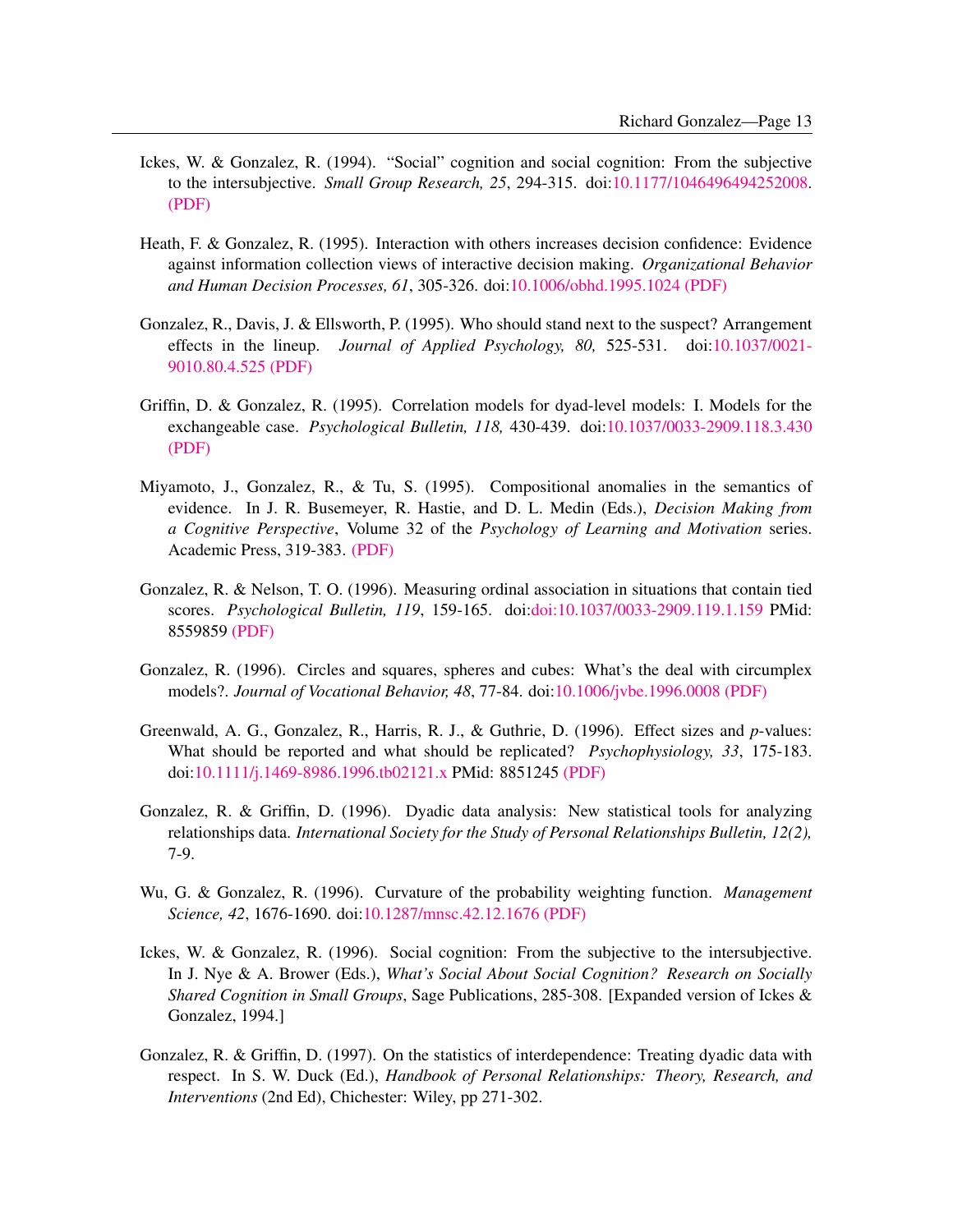Ickes, W. & Gonzalez, R. (1994). "Social" cognition and social cognition: From the subjective to the intersubjective. *Small Group Research, 25*, 294-315. doi:10.1177/1046496494252008. (PDF)

Heath, F. & Gonzalez, R. (1995). Interaction with others increases decision confidence: Evidence against information collection views of interactive decision making. *Organizational Behavior and Human Decision Processes, 61*, 305-326. doi:10.1006/obhd.1995.1024 (PDF)

Gonzalez, R., Davis, J. & Ellsworth, P. (1995). Who should stand next to the suspect? Arrangement effects in the lineup. *Journal of Applied Psychology, 80,* 525-531. doi:10.1037/0021-9010.80.4.525 (PDF)

Griffin, D. & Gonzalez, R. (1995). Correlation models for dyad-level models: I. Models for the exchangeable case. *Psychological Bulletin, 118,* 430-439. doi:10.1037/0033-2909.118.3.430 (PDF)

Miyamoto, J., Gonzalez, R., & Tu, S. (1995). Compositional anomalies in the semantics of evidence. In J. R. Busemeyer, R. Hastie, and D. L. Medin (Eds.), *Decision Making from a Cognitive Perspective*, Volume 32 of the *Psychology of Learning and Motivation* series. Academic Press, 319-383. (PDF)

Gonzalez, R. & Nelson, T. O. (1996). Measuring ordinal association in situations that contain tied scores. *Psychological Bulletin, 119*, 159-165. doi:doi:10.1037/0033-2909.119.1.159 PMid: 8559859 (PDF)

Gonzalez, R. (1996). Circles and squares, spheres and cubes: What's the deal with circumplex models?. *Journal of Vocational Behavior, 48*, 77-84. doi:10.1006/jvbe.1996.0008 (PDF)

Greenwald, A. G., Gonzalez, R., Harris, R. J., & Guthrie, D. (1996). Effect sizes and *p*-values: What should be reported and what should be replicated? *Psychophysiology, 33*, 175-183. doi:10.1111/j.1469-8986.1996.tb02121.x PMid: 8851245 (PDF)

Gonzalez, R. & Griffin, D. (1996). Dyadic data analysis: New statistical tools for analyzing relationships data. *International Society for the Study of Personal Relationships Bulletin, 12(2),* 7-9.

Wu, G. & Gonzalez, R. (1996). Curvature of the probability weighting function. *Management Science, 42*, 1676-1690. doi:10.1287/mnsc.42.12.1676 (PDF)

Ickes, W. & Gonzalez, R. (1996). Social cognition: From the subjective to the intersubjective. In J. Nye & A. Brower (Eds.), *What's Social About Social Cognition? Research on Socially Shared Cognition in Small Groups*, Sage Publications, 285-308. [Expanded version of Ickes & Gonzalez, 1994.]

Gonzalez, R. & Griffin, D. (1997). On the statistics of interdependence: Treating dyadic data with respect. In S. W. Duck (Ed.), *Handbook of Personal Relationships: Theory, Research, and Interventions* (2nd Ed), Chichester: Wiley, pp 271-302.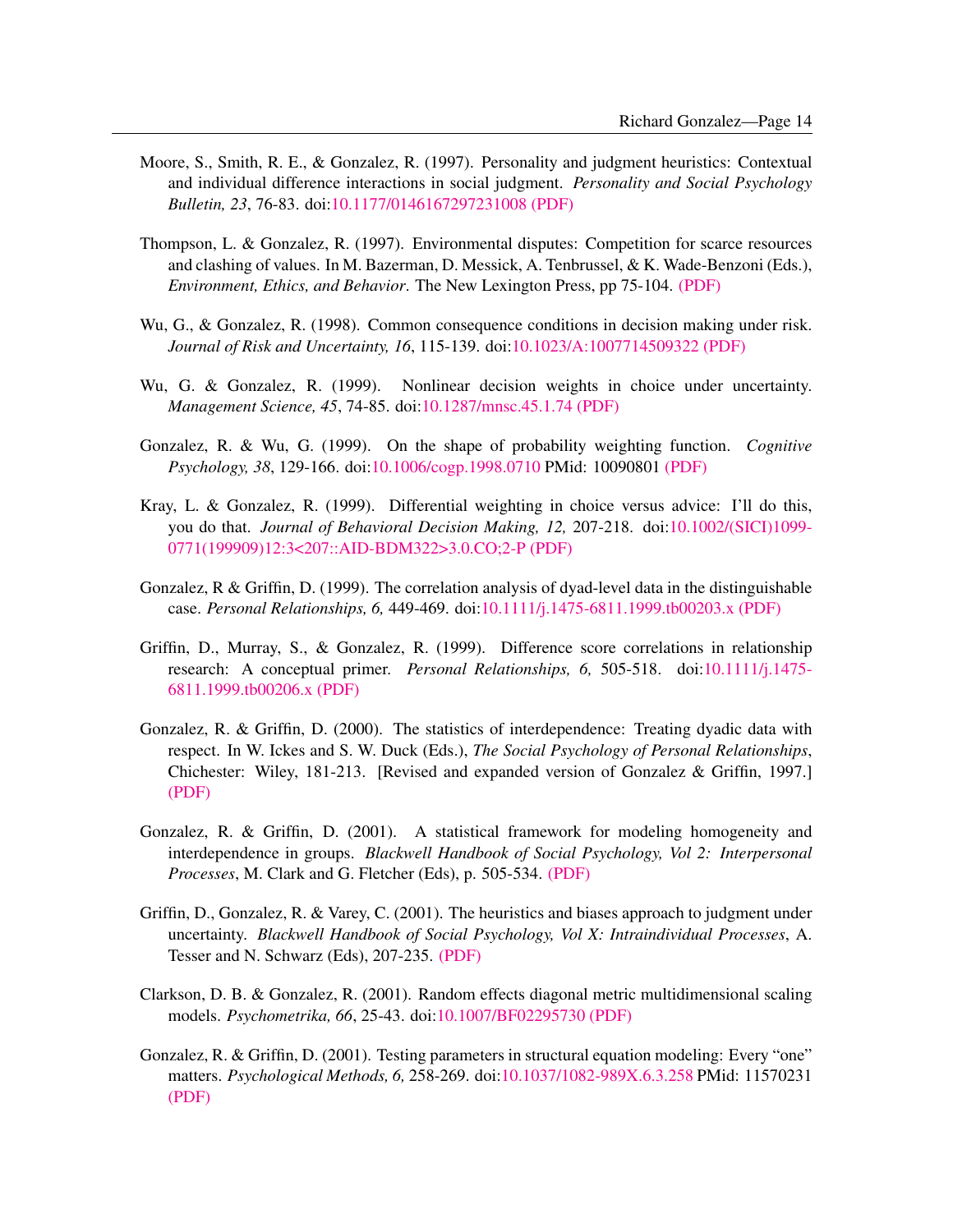Moore, S., Smith, R. E., & Gonzalez, R. (1997). Personality and judgment heuristics: Contextual and individual difference interactions in social judgment. *Personality and Social Psychology Bulletin, 23*, 76-83. doi:10.1177/0146167297231008 (PDF)

Thompson, L. & Gonzalez, R. (1997). Environmental disputes: Competition for scarce resources and clashing of values. In M. Bazerman, D. Messick, A. Tenbrussel, & K. Wade-Benzoni (Eds.), *Environment, Ethics, and Behavior*. The New Lexington Press, pp 75-104. (PDF)

Wu, G., & Gonzalez, R. (1998). Common consequence conditions in decision making under risk. *Journal of Risk and Uncertainty, 16*, 115-139. doi:10.1023/A:1007714509322 (PDF)

Wu, G. & Gonzalez, R. (1999). Nonlinear decision weights in choice under uncertainty. *Management Science, 45*, 74-85. doi:10.1287/mnsc.45.1.74 (PDF)

Gonzalez, R. & Wu, G. (1999). On the shape of probability weighting function. *Cognitive Psychology, 38*, 129-166. doi:10.1006/cogp.1998.0710 PMid: 10090801 (PDF)

Kray, L. & Gonzalez, R. (1999). Differential weighting in choice versus advice: I'll do this, you do that. *Journal of Behavioral Decision Making, 12,* 207-218. doi:10.1002/(SICI)1099-0771(199909)12:3<207::AID-BDM322>3.0.CO;2-P (PDF)

Gonzalez, R & Griffin, D. (1999). The correlation analysis of dyad-level data in the distinguishable case. *Personal Relationships, 6,* 449-469. doi:10.1111/j.1475-6811.1999.tb00203.x (PDF)

Griffin, D., Murray, S., & Gonzalez, R. (1999). Difference score correlations in relationship research: A conceptual primer. *Personal Relationships, 6,* 505-518. doi:10.1111/j.1475-6811.1999.tb00206.x (PDF)

Gonzalez, R. & Griffin, D. (2000). The statistics of interdependence: Treating dyadic data with respect. In W. Ickes and S. W. Duck (Eds.), *The Social Psychology of Personal Relationships*, Chichester: Wiley, 181-213. [Revised and expanded version of Gonzalez & Griffin, 1997.] (PDF)

Gonzalez, R. & Griffin, D. (2001). A statistical framework for modeling homogeneity and interdependence in groups. *Blackwell Handbook of Social Psychology, Vol 2: Interpersonal Processes*, M. Clark and G. Fletcher (Eds), p. 505-534. (PDF)

Griffin, D., Gonzalez, R. & Varey, C. (2001). The heuristics and biases approach to judgment under uncertainty. *Blackwell Handbook of Social Psychology, Vol X: Intraindividual Processes*, A. Tesser and N. Schwarz (Eds), 207-235. (PDF)

Clarkson, D. B. & Gonzalez, R. (2001). Random effects diagonal metric multidimensional scaling models. *Psychometrika, 66*, 25-43. doi:10.1007/BF02295730 (PDF)

Gonzalez, R. & Griffin, D. (2001). Testing parameters in structural equation modeling: Every "one" matters. *Psychological Methods, 6,* 258-269. doi:10.1037/1082-989X.6.3.258 PMid: 11570231 (PDF)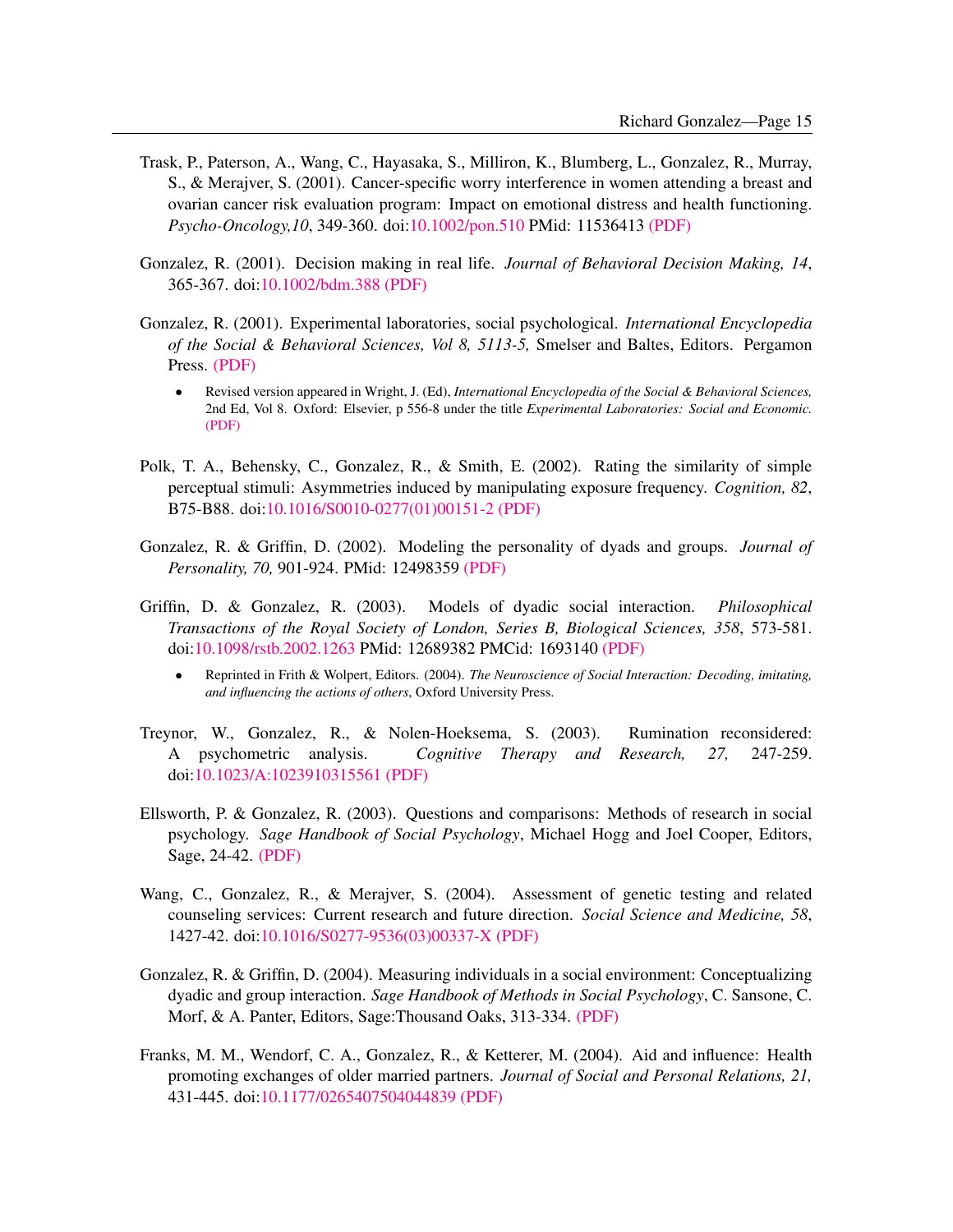Trask, P., Paterson, A., Wang, C., Hayasaka, S., Milliron, K., Blumberg, L., Gonzalez, R., Murray, S., & Merajver, S. (2001). Cancer-specific worry interference in women attending a breast and ovarian cancer risk evaluation program: Impact on emotional distress and health functioning. *Psycho-Oncology,10*, 349-360. doi:10.1002/pon.510 PMid: 11536413 (PDF)

Gonzalez, R. (2001). Decision making in real life. *Journal of Behavioral Decision Making, 14*, 365-367. doi:10.1002/bdm.388 (PDF)

Gonzalez, R. (2001). Experimental laboratories, social psychological. *International Encyclopedia of the Social & Behavioral Sciences, Vol 8, 5113-5,* Smelser and Baltes, Editors. Pergamon Press. (PDF)

- Revised version appeared in Wright, J. (Ed), *International Encyclopedia of the Social & Behavioral Sciences,* 2nd Ed, Vol 8. Oxford: Elsevier, p 556-8 under the title *Experimental Laboratories: Social and Economic.* (PDF)

Polk, T. A., Behensky, C., Gonzalez, R., & Smith, E. (2002). Rating the similarity of simple perceptual stimuli: Asymmetries induced by manipulating exposure frequency. *Cognition, 82*, B75-B88. doi:10.1016/S0010-0277(01)00151-2 (PDF)

Gonzalez, R. & Griffin, D. (2002). Modeling the personality of dyads and groups. *Journal of Personality, 70,* 901-924. PMid: 12498359 (PDF)

Griffin, D. & Gonzalez, R. (2003). Models of dyadic social interaction. *Philosophical Transactions of the Royal Society of London, Series B, Biological Sciences, 358*, 573-581. doi:10.1098/rstb.2002.1263 PMid: 12689382 PMCid: 1693140 (PDF)

- Reprinted in Frith & Wolpert, Editors. (2004). *The Neuroscience of Social Interaction: Decoding, imitating, and influencing the actions of others*, Oxford University Press.

Treynor, W., Gonzalez, R., & Nolen-Hoeksema, S. (2003). Rumination reconsidered: A psychometric analysis. *Cognitive Therapy and Research, 27,* 247-259. doi:10.1023/A:1023910315561 (PDF)

Ellsworth, P. & Gonzalez, R. (2003). Questions and comparisons: Methods of research in social psychology. *Sage Handbook of Social Psychology*, Michael Hogg and Joel Cooper, Editors, Sage, 24-42. (PDF)

Wang, C., Gonzalez, R., & Merajver, S. (2004). Assessment of genetic testing and related counseling services: Current research and future direction. *Social Science and Medicine, 58*, 1427-42. doi:10.1016/S0277-9536(03)00337-X (PDF)

Gonzalez, R. & Griffin, D. (2004). Measuring individuals in a social environment: Conceptualizing dyadic and group interaction. *Sage Handbook of Methods in Social Psychology*, C. Sansone, C. Morf, & A. Panter, Editors, Sage:Thousand Oaks, 313-334. (PDF)

Franks, M. M., Wendorf, C. A., Gonzalez, R., & Ketterer, M. (2004). Aid and influence: Health promoting exchanges of older married partners. *Journal of Social and Personal Relations, 21,* 431-445. doi:10.1177/0265407504044839 (PDF)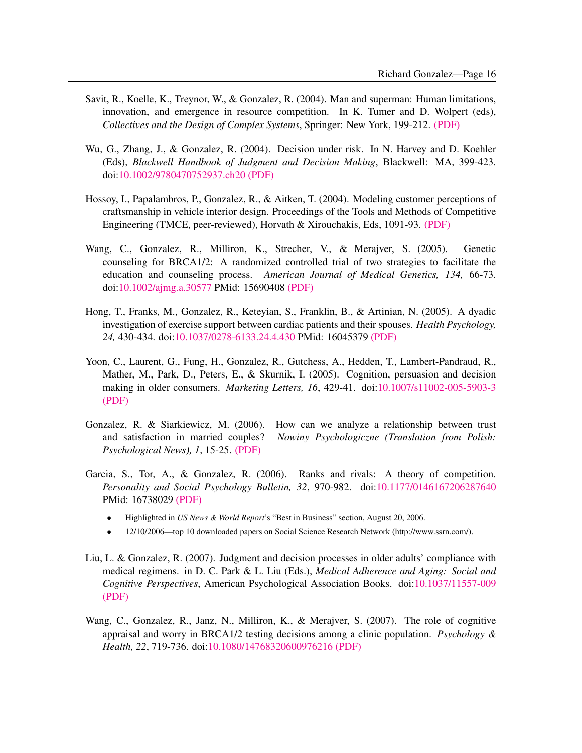Savit, R., Koelle, K., Treynor, W., & Gonzalez, R. (2004). Man and superman: Human limitations, innovation, and emergence in resource competition. In K. Tumer and D. Wolpert (eds), *Collectives and the Design of Complex Systems*, Springer: New York, 199-212. (PDF)

Wu, G., Zhang, J., & Gonzalez, R. (2004). Decision under risk. In N. Harvey and D. Koehler (Eds), *Blackwell Handbook of Judgment and Decision Making*, Blackwell: MA, 399-423. doi:10.1002/9780470752937.ch20 (PDF)

Hossoy, I., Papalambros, P., Gonzalez, R., & Aitken, T. (2004). Modeling customer perceptions of craftsmanship in vehicle interior design. Proceedings of the Tools and Methods of Competitive Engineering (TMCE, peer-reviewed), Horvath & Xirouchakis, Eds, 1091-93. (PDF)

Wang, C., Gonzalez, R., Milliron, K., Strecher, V., & Merajver, S. (2005). Genetic counseling for BRCA1/2: A randomized controlled trial of two strategies to facilitate the education and counseling process. *American Journal of Medical Genetics, 134,* 66-73. doi:10.1002/ajmg.a.30577 PMid: 15690408 (PDF)

Hong, T., Franks, M., Gonzalez, R., Keteyian, S., Franklin, B., & Artinian, N. (2005). A dyadic investigation of exercise support between cardiac patients and their spouses. *Health Psychology, 24,* 430-434. doi:10.1037/0278-6133.24.4.430 PMid: 16045379 (PDF)

Yoon, C., Laurent, G., Fung, H., Gonzalez, R., Gutchess, A., Hedden, T., Lambert-Pandraud, R., Mather, M., Park, D., Peters, E., & Skurnik, I. (2005). Cognition, persuasion and decision making in older consumers. *Marketing Letters, 16*, 429-41. doi:10.1007/s11002-005-5903-3 (PDF)

Gonzalez, R. & Siarkiewicz, M. (2006). How can we analyze a relationship between trust and satisfaction in married couples? *Nowiny Psychologiczne (Translation from Polish: Psychological News), 1*, 15-25. (PDF)

Garcia, S., Tor, A., & Gonzalez, R. (2006). Ranks and rivals: A theory of competition. *Personality and Social Psychology Bulletin, 32*, 970-982. doi:10.1177/0146167206287640 PMid: 16738029 (PDF)

- Highlighted in *US News & World Report*'s "Best in Business" section, August 20, 2006.
- 12/10/2006—top 10 downloaded papers on Social Science Research Network (http://www.ssrn.com/).

Liu, L. & Gonzalez, R. (2007). Judgment and decision processes in older adults' compliance with medical regimens. in D. C. Park & L. Liu (Eds.), *Medical Adherence and Aging: Social and Cognitive Perspectives*, American Psychological Association Books. doi:10.1037/11557-009 (PDF)

Wang, C., Gonzalez, R., Janz, N., Milliron, K., & Merajver, S. (2007). The role of cognitive appraisal and worry in BRCA1/2 testing decisions among a clinic population. *Psychology & Health, 22*, 719-736. doi:10.1080/14768320600976216 (PDF)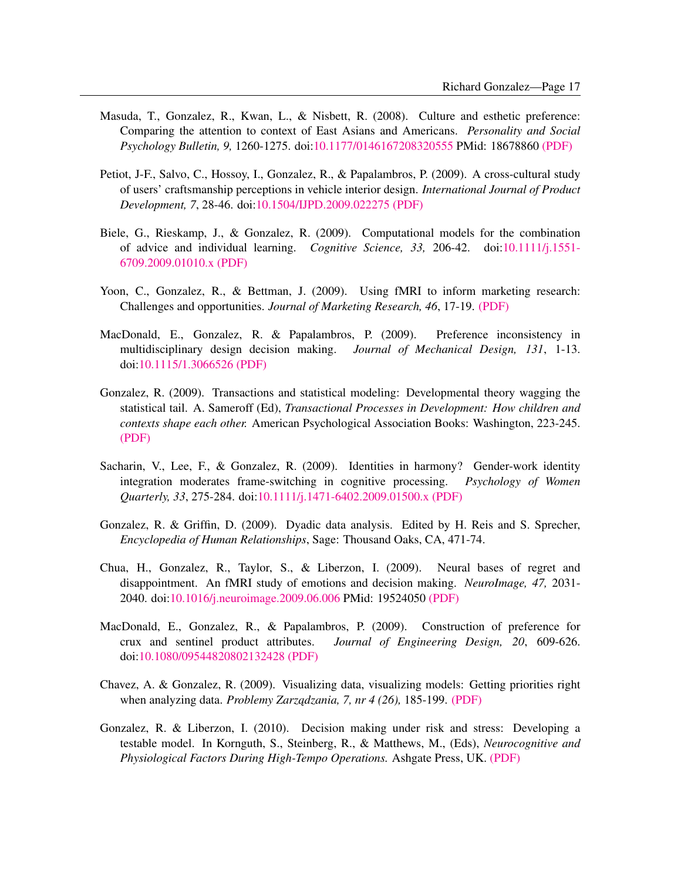Masuda, T., Gonzalez, R., Kwan, L., & Nisbett, R. (2008). Culture and esthetic preference: Comparing the attention to context of East Asians and Americans. *Personality and Social Psychology Bulletin, 9,* 1260-1275. doi:10.1177/0146167208320555 PMid: 18678860 (PDF)

Petiot, J-F., Salvo, C., Hossoy, I., Gonzalez, R., & Papalambros, P. (2009). A cross-cultural study of users' craftsmanship perceptions in vehicle interior design. *International Journal of Product Development, 7*, 28-46. doi:10.1504/IJPD.2009.022275 (PDF)

Biele, G., Rieskamp, J., & Gonzalez, R. (2009). Computational models for the combination of advice and individual learning. *Cognitive Science, 33,* 206-42. doi:10.1111/j.1551-6709.2009.01010.x (PDF)

Yoon, C., Gonzalez, R., & Bettman, J. (2009). Using fMRI to inform marketing research: Challenges and opportunities. *Journal of Marketing Research, 46*, 17-19. (PDF)

MacDonald, E., Gonzalez, R. & Papalambros, P. (2009). Preference inconsistency in multidisciplinary design decision making. *Journal of Mechanical Design, 131*, 1-13. doi:10.1115/1.3066526 (PDF)

Gonzalez, R. (2009). Transactions and statistical modeling: Developmental theory wagging the statistical tail. A. Sameroff (Ed), *Transactional Processes in Development: How children and contexts shape each other.* American Psychological Association Books: Washington, 223-245. (PDF)

Sacharin, V., Lee, F., & Gonzalez, R. (2009). Identities in harmony? Gender-work identity integration moderates frame-switching in cognitive processing. *Psychology of Women Quarterly, 33*, 275-284. doi:10.1111/j.1471-6402.2009.01500.x (PDF)

Gonzalez, R. & Griffin, D. (2009). Dyadic data analysis. Edited by H. Reis and S. Sprecher, *Encyclopedia of Human Relationships*, Sage: Thousand Oaks, CA, 471-74.

Chua, H., Gonzalez, R., Taylor, S., & Liberzon, I. (2009). Neural bases of regret and disappointment. An fMRI study of emotions and decision making. *NeuroImage, 47,* 2031-2040. doi:10.1016/j.neuroimage.2009.06.006 PMid: 19524050 (PDF)

MacDonald, E., Gonzalez, R., & Papalambros, P. (2009). Construction of preference for crux and sentinel product attributes. *Journal of Engineering Design, 20*, 609-626. doi:10.1080/09544820802132428 (PDF)

Chavez, A. & Gonzalez, R. (2009). Visualizing data, visualizing models: Getting priorities right when analyzing data. *Problemy Zarządzania, 7, nr 4 (26),* 185-199. (PDF)

Gonzalez, R. & Liberzon, I. (2010). Decision making under risk and stress: Developing a testable model. In Kornguth, S., Steinberg, R., & Matthews, M., (Eds), *Neurocognitive and Physiological Factors During High-Tempo Operations.* Ashgate Press, UK. (PDF)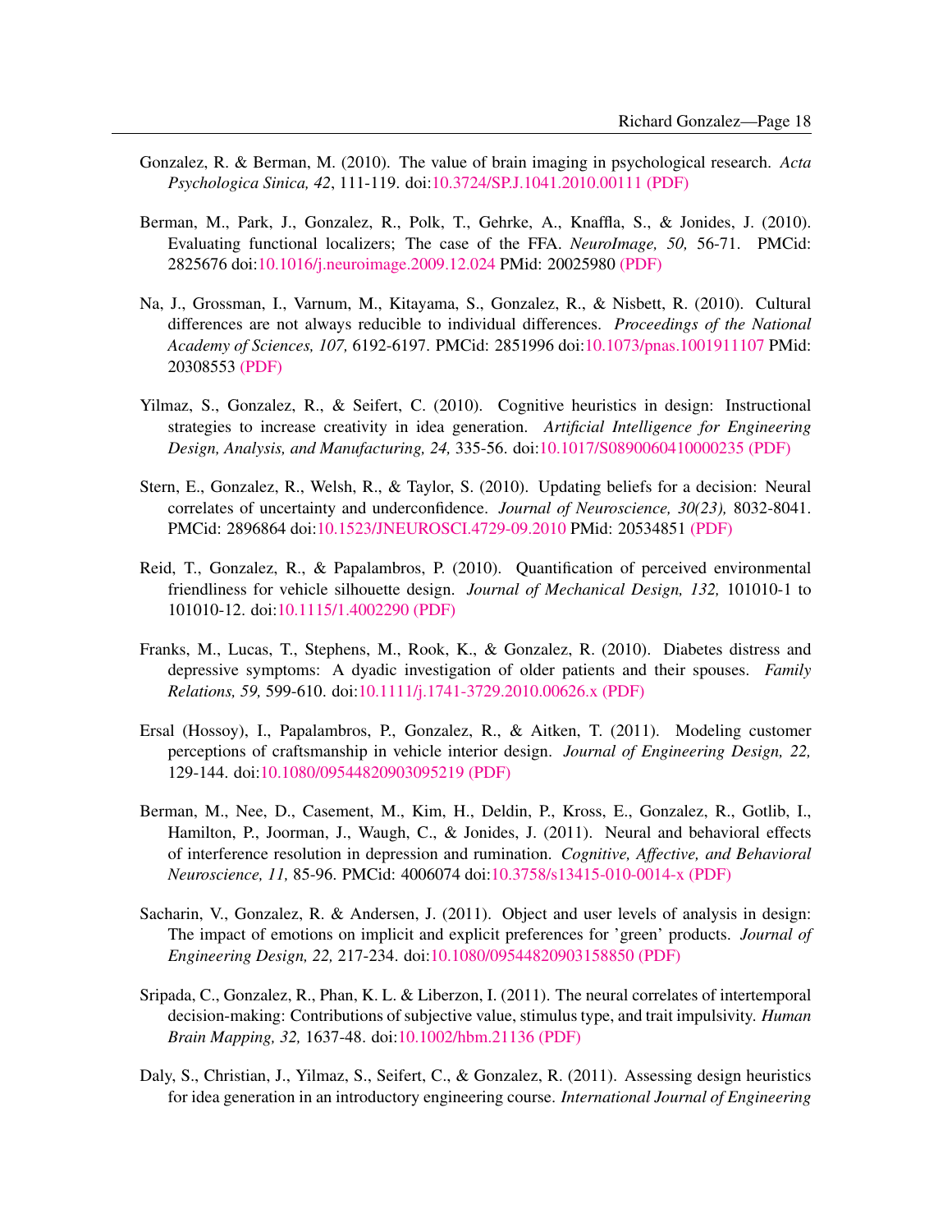Gonzalez, R. & Berman, M. (2010). The value of brain imaging in psychological research. *Acta Psychologica Sinica, 42*, 111-119. doi:10.3724/SP.J.1041.2010.00111 (PDF)

Berman, M., Park, J., Gonzalez, R., Polk, T., Gehrke, A., Knaffla, S., & Jonides, J. (2010). Evaluating functional localizers; The case of the FFA. *NeuroImage, 50,* 56-71. PMCid: 2825676 doi:10.1016/j.neuroimage.2009.12.024 PMid: 20025980 (PDF)

Na, J., Grossman, I., Varnum, M., Kitayama, S., Gonzalez, R., & Nisbett, R. (2010). Cultural differences are not always reducible to individual differences. *Proceedings of the National Academy of Sciences, 107,* 6192-6197. PMCid: 2851996 doi:10.1073/pnas.1001911107 PMid: 20308553 (PDF)

Yilmaz, S., Gonzalez, R., & Seifert, C. (2010). Cognitive heuristics in design: Instructional strategies to increase creativity in idea generation. *Artificial Intelligence for Engineering Design, Analysis, and Manufacturing, 24,* 335-56. doi:10.1017/S0890060410000235 (PDF)

Stern, E., Gonzalez, R., Welsh, R., & Taylor, S. (2010). Updating beliefs for a decision: Neural correlates of uncertainty and underconfidence. *Journal of Neuroscience, 30(23),* 8032-8041. PMCid: 2896864 doi:10.1523/JNEUROSCI.4729-09.2010 PMid: 20534851 (PDF)

Reid, T., Gonzalez, R., & Papalambros, P. (2010). Quantification of perceived environmental friendliness for vehicle silhouette design. *Journal of Mechanical Design, 132,* 101010-1 to 101010-12. doi:10.1115/1.4002290 (PDF)

Franks, M., Lucas, T., Stephens, M., Rook, K., & Gonzalez, R. (2010). Diabetes distress and depressive symptoms: A dyadic investigation of older patients and their spouses. *Family Relations, 59,* 599-610. doi:10.1111/j.1741-3729.2010.00626.x (PDF)

Ersal (Hossoy), I., Papalambros, P., Gonzalez, R., & Aitken, T. (2011). Modeling customer perceptions of craftsmanship in vehicle interior design. *Journal of Engineering Design, 22,* 129-144. doi:10.1080/09544820903095219 (PDF)

Berman, M., Nee, D., Casement, M., Kim, H., Deldin, P., Kross, E., Gonzalez, R., Gotlib, I., Hamilton, P., Joorman, J., Waugh, C., & Jonides, J. (2011). Neural and behavioral effects of interference resolution in depression and rumination. *Cognitive, Affective, and Behavioral Neuroscience, 11,* 85-96. PMCid: 4006074 doi:10.3758/s13415-010-0014-x (PDF)

Sacharin, V., Gonzalez, R. & Andersen, J. (2011). Object and user levels of analysis in design: The impact of emotions on implicit and explicit preferences for 'green' products. *Journal of Engineering Design, 22,* 217-234. doi:10.1080/09544820903158850 (PDF)

Sripada, C., Gonzalez, R., Phan, K. L. & Liberzon, I. (2011). The neural correlates of intertemporal decision-making: Contributions of subjective value, stimulus type, and trait impulsivity. *Human Brain Mapping, 32,* 1637-48. doi:10.1002/hbm.21136 (PDF)

Daly, S., Christian, J., Yilmaz, S., Seifert, C., & Gonzalez, R. (2011). Assessing design heuristics for idea generation in an introductory engineering course. *International Journal of Engineering*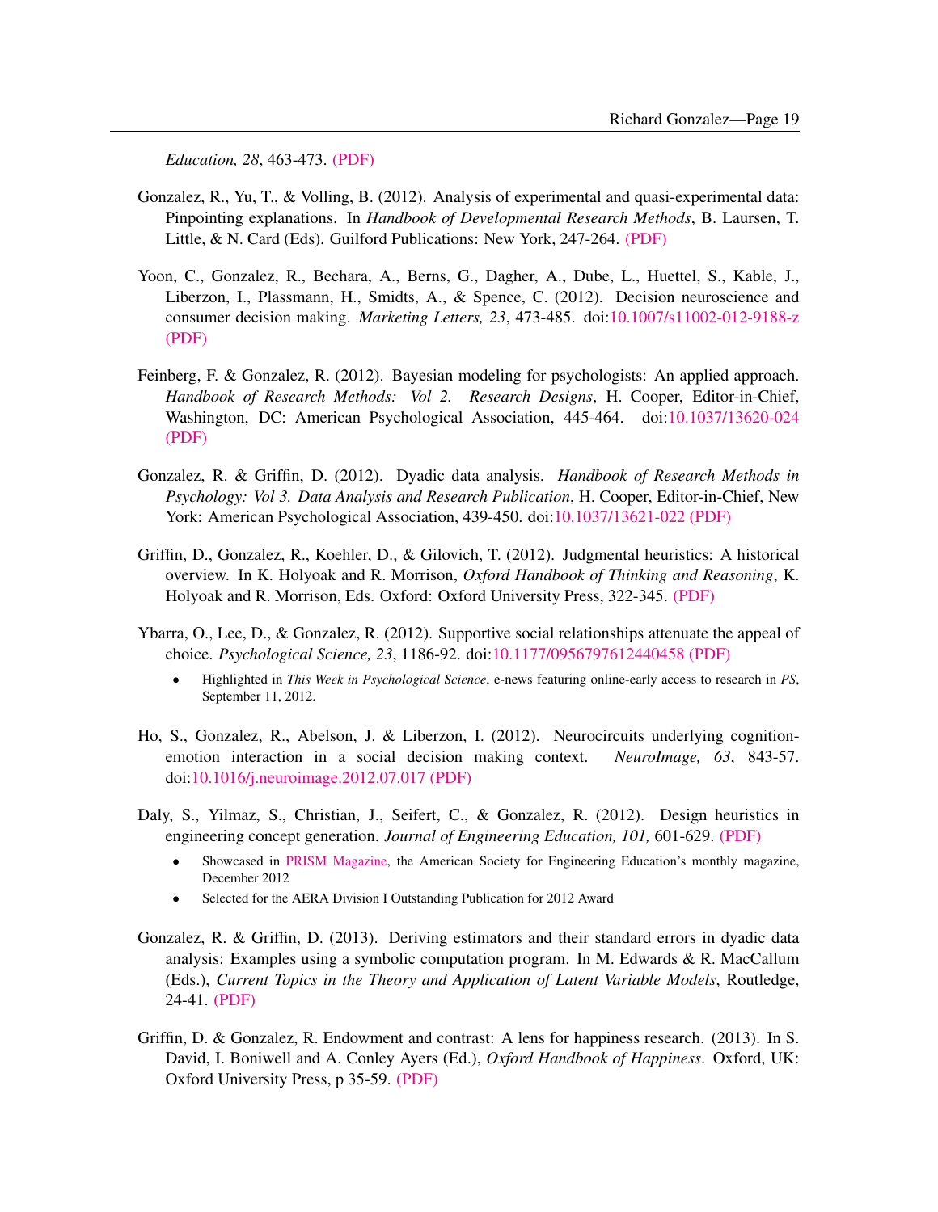*Education, 28*, 463-473. (PDF)

Gonzalez, R., Yu, T., & Volling, B. (2012). Analysis of experimental and quasi-experimental data: Pinpointing explanations. In *Handbook of Developmental Research Methods*, B. Laursen, T. Little, & N. Card (Eds). Guilford Publications: New York, 247-264. (PDF)

Yoon, C., Gonzalez, R., Bechara, A., Berns, G., Dagher, A., Dube, L., Huettel, S., Kable, J., Liberzon, I., Plassmann, H., Smidts, A., & Spence, C. (2012). Decision neuroscience and consumer decision making. *Marketing Letters, 23*, 473-485. doi:10.1007/s11002-012-9188-z (PDF)

Feinberg, F. & Gonzalez, R. (2012). Bayesian modeling for psychologists: An applied approach. *Handbook of Research Methods: Vol 2. Research Designs*, H. Cooper, Editor-in-Chief, Washington, DC: American Psychological Association, 445-464. doi:10.1037/13620-024 (PDF)

Gonzalez, R. & Griffin, D. (2012). Dyadic data analysis. *Handbook of Research Methods in Psychology: Vol 3. Data Analysis and Research Publication*, H. Cooper, Editor-in-Chief, New York: American Psychological Association, 439-450. doi:10.1037/13621-022 (PDF)

Griffin, D., Gonzalez, R., Koehler, D., & Gilovich, T. (2012). Judgmental heuristics: A historical overview. In K. Holyoak and R. Morrison, *Oxford Handbook of Thinking and Reasoning*, K. Holyoak and R. Morrison, Eds. Oxford: Oxford University Press, 322-345. (PDF)

Ybarra, O., Lee, D., & Gonzalez, R. (2012). Supportive social relationships attenuate the appeal of choice. *Psychological Science, 23*, 1186-92. doi:10.1177/0956797612440458 (PDF)

- Highlighted in *This Week in Psychological Science*, e-news featuring online-early access to research in *PS*, September 11, 2012.

Ho, S., Gonzalez, R., Abelson, J. & Liberzon, I. (2012). Neurocircuits underlying cognition-emotion interaction in a social decision making context. *NeuroImage, 63*, 843-57. doi:10.1016/j.neuroimage.2012.07.017 (PDF)

Daly, S., Yilmaz, S., Christian, J., Seifert, C., & Gonzalez, R. (2012). Design heuristics in engineering concept generation. *Journal of Engineering Education, 101,* 601-629. (PDF)

- Showcased in PRISM Magazine, the American Society for Engineering Education's monthly magazine, December 2012
- Selected for the AERA Division I Outstanding Publication for 2012 Award

Gonzalez, R. & Griffin, D. (2013). Deriving estimators and their standard errors in dyadic data analysis: Examples using a symbolic computation program. In M. Edwards & R. MacCallum (Eds.), *Current Topics in the Theory and Application of Latent Variable Models*, Routledge, 24-41. (PDF)

Griffin, D. & Gonzalez, R. Endowment and contrast: A lens for happiness research. (2013). In S. David, I. Boniwell and A. Conley Ayers (Ed.), *Oxford Handbook of Happiness*. Oxford, UK: Oxford University Press, p 35-59. (PDF)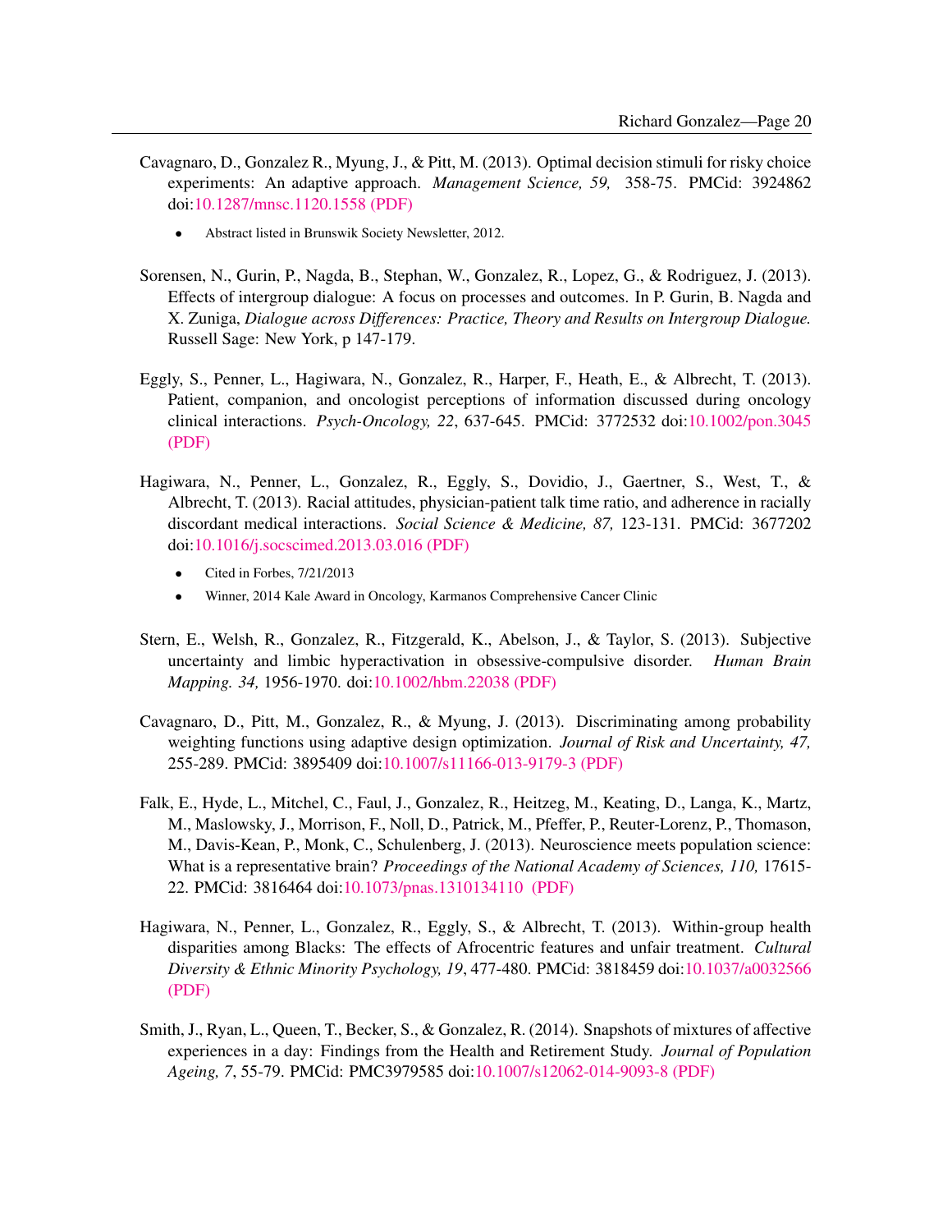Cavagnaro, D., Gonzalez R., Myung, J., & Pitt, M. (2013). Optimal decision stimuli for risky choice experiments: An adaptive approach. *Management Science, 59,* 358-75. PMCid: 3924862 doi:10.1287/mnsc.1120.1558 (PDF)

- Abstract listed in Brunswik Society Newsletter, 2012.

Sorensen, N., Gurin, P., Nagda, B., Stephan, W., Gonzalez, R., Lopez, G., & Rodriguez, J. (2013). Effects of intergroup dialogue: A focus on processes and outcomes. In P. Gurin, B. Nagda and X. Zuniga, *Dialogue across Differences: Practice, Theory and Results on Intergroup Dialogue.* Russell Sage: New York, p 147-179.

Eggly, S., Penner, L., Hagiwara, N., Gonzalez, R., Harper, F., Heath, E., & Albrecht, T. (2013). Patient, companion, and oncologist perceptions of information discussed during oncology clinical interactions. *Psych-Oncology, 22*, 637-645. PMCid: 3772532 doi:10.1002/pon.3045 (PDF)

Hagiwara, N., Penner, L., Gonzalez, R., Eggly, S., Dovidio, J., Gaertner, S., West, T., & Albrecht, T. (2013). Racial attitudes, physician-patient talk time ratio, and adherence in racially discordant medical interactions. *Social Science & Medicine, 87,* 123-131. PMCid: 3677202 doi:10.1016/j.socscimed.2013.03.016 (PDF)

- Cited in Forbes, 7/21/2013
- Winner, 2014 Kale Award in Oncology, Karmanos Comprehensive Cancer Clinic

Stern, E., Welsh, R., Gonzalez, R., Fitzgerald, K., Abelson, J., & Taylor, S. (2013). Subjective uncertainty and limbic hyperactivation in obsessive-compulsive disorder. *Human Brain Mapping. 34,* 1956-1970. doi:10.1002/hbm.22038 (PDF)

Cavagnaro, D., Pitt, M., Gonzalez, R., & Myung, J. (2013). Discriminating among probability weighting functions using adaptive design optimization. *Journal of Risk and Uncertainty, 47,* 255-289. PMCid: 3895409 doi:10.1007/s11166-013-9179-3 (PDF)

Falk, E., Hyde, L., Mitchel, C., Faul, J., Gonzalez, R., Heitzeg, M., Keating, D., Langa, K., Martz, M., Maslowsky, J., Morrison, F., Noll, D., Patrick, M., Pfeffer, P., Reuter-Lorenz, P., Thomason, M., Davis-Kean, P., Monk, C., Schulenberg, J. (2013). Neuroscience meets population science: What is a representative brain? *Proceedings of the National Academy of Sciences, 110,* 17615-22. PMCid: 3816464 doi:10.1073/pnas.1310134110 (PDF)

Hagiwara, N., Penner, L., Gonzalez, R., Eggly, S., & Albrecht, T. (2013). Within-group health disparities among Blacks: The effects of Afrocentric features and unfair treatment. *Cultural Diversity & Ethnic Minority Psychology, 19*, 477-480. PMCid: 3818459 doi:10.1037/a0032566 (PDF)

Smith, J., Ryan, L., Queen, T., Becker, S., & Gonzalez, R. (2014). Snapshots of mixtures of affective experiences in a day: Findings from the Health and Retirement Study. *Journal of Population Ageing, 7*, 55-79. PMCid: PMC3979585 doi:10.1007/s12062-014-9093-8 (PDF)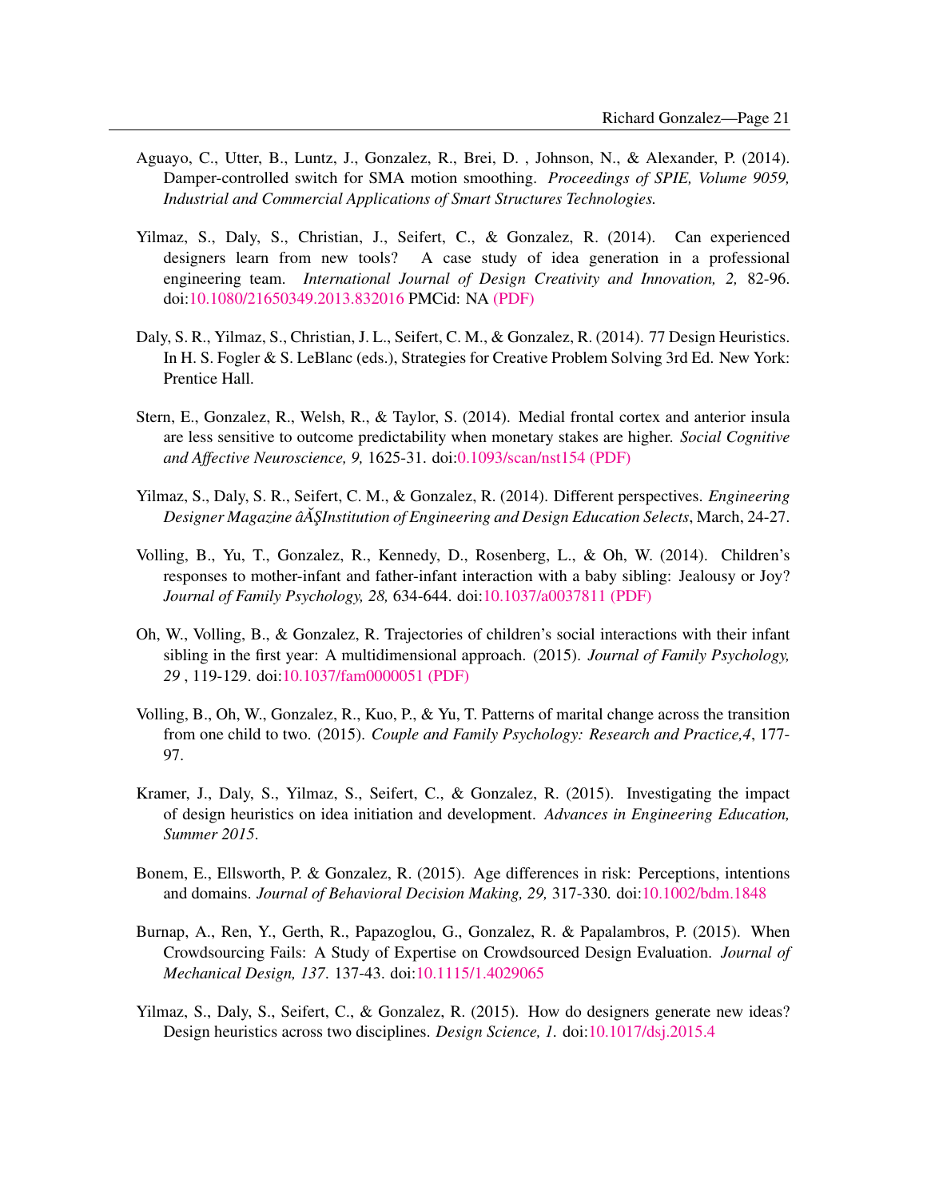Aguayo, C., Utter, B., Luntz, J., Gonzalez, R., Brei, D. , Johnson, N., & Alexander, P. (2014). Damper-controlled switch for SMA motion smoothing. *Proceedings of SPIE, Volume 9059, Industrial and Commercial Applications of Smart Structures Technologies.*

Yilmaz, S., Daly, S., Christian, J., Seifert, C., & Gonzalez, R. (2014). Can experienced designers learn from new tools? A case study of idea generation in a professional engineering team. *International Journal of Design Creativity and Innovation, 2,* 82-96. doi:10.1080/21650349.2013.832016 PMCid: NA (PDF)

Daly, S. R., Yilmaz, S., Christian, J. L., Seifert, C. M., & Gonzalez, R. (2014). 77 Design Heuristics. In H. S. Fogler & S. LeBlanc (eds.), Strategies for Creative Problem Solving 3rd Ed. New York: Prentice Hall.

Stern, E., Gonzalez, R., Welsh, R., & Taylor, S. (2014). Medial frontal cortex and anterior insula are less sensitive to outcome predictability when monetary stakes are higher. *Social Cognitive and Affective Neuroscience, 9,* 1625-31. doi:0.1093/scan/nst154 (PDF)

Yilmaz, S., Daly, S. R., Seifert, C. M., & Gonzalez, R. (2014). Different perspectives. *Engineering Designer Magazine âĂŞInstitution of Engineering and Design Education Selects*, March, 24-27.

Volling, B., Yu, T., Gonzalez, R., Kennedy, D., Rosenberg, L., & Oh, W. (2014). Children's responses to mother-infant and father-infant interaction with a baby sibling: Jealousy or Joy? *Journal of Family Psychology, 28,* 634-644. doi:10.1037/a0037811 (PDF)

Oh, W., Volling, B., & Gonzalez, R. Trajectories of children's social interactions with their infant sibling in the first year: A multidimensional approach. (2015). *Journal of Family Psychology, 29* , 119-129. doi:10.1037/fam0000051 (PDF)

Volling, B., Oh, W., Gonzalez, R., Kuo, P., & Yu, T. Patterns of marital change across the transition from one child to two. (2015). *Couple and Family Psychology: Research and Practice,4*, 177-97.

Kramer, J., Daly, S., Yilmaz, S., Seifert, C., & Gonzalez, R. (2015). Investigating the impact of design heuristics on idea initiation and development. *Advances in Engineering Education, Summer 2015.*

Bonem, E., Ellsworth, P. & Gonzalez, R. (2015). Age differences in risk: Perceptions, intentions and domains. *Journal of Behavioral Decision Making, 29,* 317-330. doi:10.1002/bdm.1848

Burnap, A., Ren, Y., Gerth, R., Papazoglou, G., Gonzalez, R. & Papalambros, P. (2015). When Crowdsourcing Fails: A Study of Expertise on Crowdsourced Design Evaluation. *Journal of Mechanical Design, 137*. 137-43. doi:10.1115/1.4029065

Yilmaz, S., Daly, S., Seifert, C., & Gonzalez, R. (2015). How do designers generate new ideas? Design heuristics across two disciplines. *Design Science, 1.* doi:10.1017/dsj.2015.4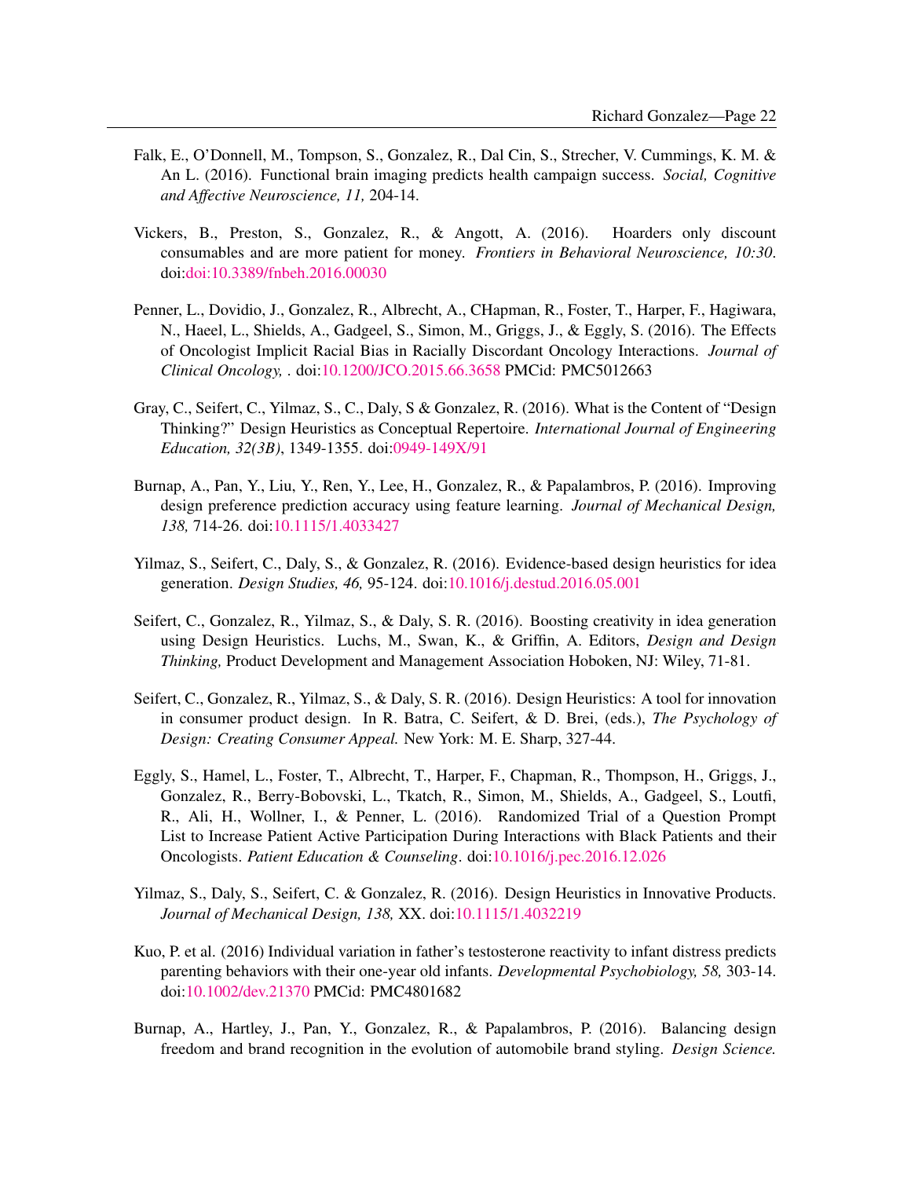Falk, E., O'Donnell, M., Tompson, S., Gonzalez, R., Dal Cin, S., Strecher, V. Cummings, K. M. & An L. (2016). Functional brain imaging predicts health campaign success. *Social, Cognitive and Affective Neuroscience, 11,* 204-14.

Vickers, B., Preston, S., Gonzalez, R., & Angott, A. (2016). Hoarders only discount consumables and are more patient for money. *Frontiers in Behavioral Neuroscience, 10:30.* doi:doi:10.3389/fnbeh.2016.00030

Penner, L., Dovidio, J., Gonzalez, R., Albrecht, A., CHapman, R., Foster, T., Harper, F., Hagiwara, N., Haeel, L., Shields, A., Gadgeel, S., Simon, M., Griggs, J., & Eggly, S. (2016). The Effects of Oncologist Implicit Racial Bias in Racially Discordant Oncology Interactions. *Journal of Clinical Oncology,* . doi:10.1200/JCO.2015.66.3658 PMCid: PMC5012663

Gray, C., Seifert, C., Yilmaz, S., C., Daly, S & Gonzalez, R. (2016). What is the Content of "Design Thinking?" Design Heuristics as Conceptual Repertoire. *International Journal of Engineering Education, 32(3B)*, 1349-1355. doi:0949-149X/91

Burnap, A., Pan, Y., Liu, Y., Ren, Y., Lee, H., Gonzalez, R., & Papalambros, P. (2016). Improving design preference prediction accuracy using feature learning. *Journal of Mechanical Design, 138,* 714-26. doi:10.1115/1.4033427

Yilmaz, S., Seifert, C., Daly, S., & Gonzalez, R. (2016). Evidence-based design heuristics for idea generation. *Design Studies, 46,* 95-124. doi:10.1016/j.destud.2016.05.001

Seifert, C., Gonzalez, R., Yilmaz, S., & Daly, S. R. (2016). Boosting creativity in idea generation using Design Heuristics. Luchs, M., Swan, K., & Griffin, A. Editors, *Design and Design Thinking,* Product Development and Management Association Hoboken, NJ: Wiley, 71-81.

Seifert, C., Gonzalez, R., Yilmaz, S., & Daly, S. R. (2016). Design Heuristics: A tool for innovation in consumer product design. In R. Batra, C. Seifert, & D. Brei, (eds.), *The Psychology of Design: Creating Consumer Appeal.* New York: M. E. Sharp, 327-44.

Eggly, S., Hamel, L., Foster, T., Albrecht, T., Harper, F., Chapman, R., Thompson, H., Griggs, J., Gonzalez, R., Berry-Bobovski, L., Tkatch, R., Simon, M., Shields, A., Gadgeel, S., Loutfi, R., Ali, H., Wollner, I., & Penner, L. (2016). Randomized Trial of a Question Prompt List to Increase Patient Active Participation During Interactions with Black Patients and their Oncologists. *Patient Education & Counseling*. doi:10.1016/j.pec.2016.12.026

Yilmaz, S., Daly, S., Seifert, C. & Gonzalez, R. (2016). Design Heuristics in Innovative Products. *Journal of Mechanical Design, 138,* XX. doi:10.1115/1.4032219

Kuo, P. et al. (2016) Individual variation in father's testosterone reactivity to infant distress predicts parenting behaviors with their one-year old infants. *Developmental Psychobiology, 58,* 303-14. doi:10.1002/dev.21370 PMCid: PMC4801682

Burnap, A., Hartley, J., Pan, Y., Gonzalez, R., & Papalambros, P. (2016). Balancing design freedom and brand recognition in the evolution of automobile brand styling. *Design Science.*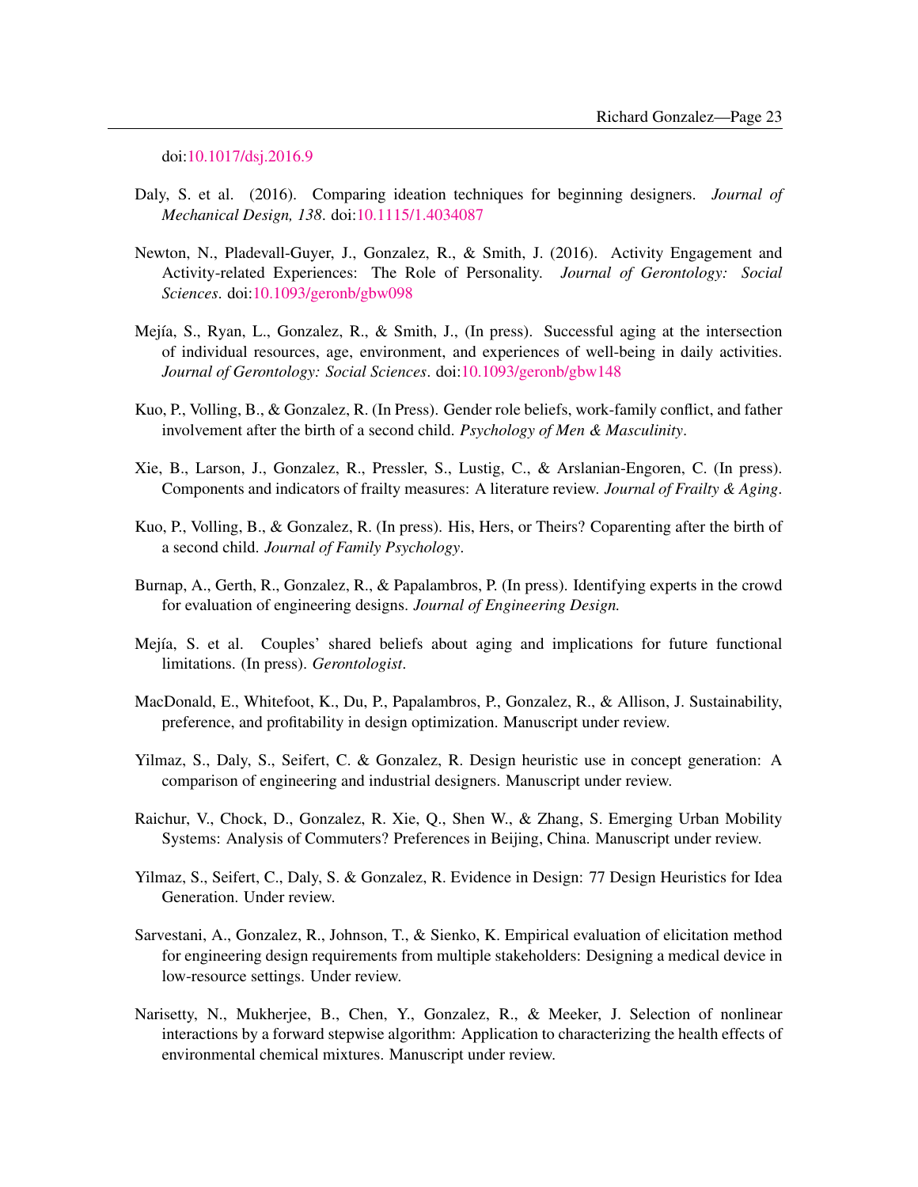doi:10.1017/dsj.2016.9

Daly, S. et al. (2016). Comparing ideation techniques for beginning designers. *Journal of Mechanical Design, 138*. doi:10.1115/1.4034087

Newton, N., Pladevall-Guyer, J., Gonzalez, R., & Smith, J. (2016). Activity Engagement and Activity-related Experiences: The Role of Personality. *Journal of Gerontology: Social Sciences*. doi:10.1093/geronb/gbw098

Mejía, S., Ryan, L., Gonzalez, R., & Smith, J., (In press). Successful aging at the intersection of individual resources, age, environment, and experiences of well-being in daily activities. *Journal of Gerontology: Social Sciences*. doi:10.1093/geronb/gbw148

Kuo, P., Volling, B., & Gonzalez, R. (In Press). Gender role beliefs, work-family conflict, and father involvement after the birth of a second child. *Psychology of Men & Masculinity*.

Xie, B., Larson, J., Gonzalez, R., Pressler, S., Lustig, C., & Arslanian-Engoren, C. (In press). Components and indicators of frailty measures: A literature review. *Journal of Frailty & Aging*.

Kuo, P., Volling, B., & Gonzalez, R. (In press). His, Hers, or Theirs? Coparenting after the birth of a second child. *Journal of Family Psychology*.

Burnap, A., Gerth, R., Gonzalez, R., & Papalambros, P. (In press). Identifying experts in the crowd for evaluation of engineering designs. *Journal of Engineering Design.*

Mejía, S. et al. Couples' shared beliefs about aging and implications for future functional limitations. (In press). *Gerontologist*.

MacDonald, E., Whitefoot, K., Du, P., Papalambros, P., Gonzalez, R., & Allison, J. Sustainability, preference, and profitability in design optimization. Manuscript under review.

Yilmaz, S., Daly, S., Seifert, C. & Gonzalez, R. Design heuristic use in concept generation: A comparison of engineering and industrial designers. Manuscript under review.

Raichur, V., Chock, D., Gonzalez, R. Xie, Q., Shen W., & Zhang, S. Emerging Urban Mobility Systems: Analysis of Commuters? Preferences in Beijing, China. Manuscript under review.

Yilmaz, S., Seifert, C., Daly, S. & Gonzalez, R. Evidence in Design: 77 Design Heuristics for Idea Generation. Under review.

Sarvestani, A., Gonzalez, R., Johnson, T., & Sienko, K. Empirical evaluation of elicitation method for engineering design requirements from multiple stakeholders: Designing a medical device in low-resource settings. Under review.

Narisetty, N., Mukherjee, B., Chen, Y., Gonzalez, R., & Meeker, J. Selection of nonlinear interactions by a forward stepwise algorithm: Application to characterizing the health effects of environmental chemical mixtures. Manuscript under review.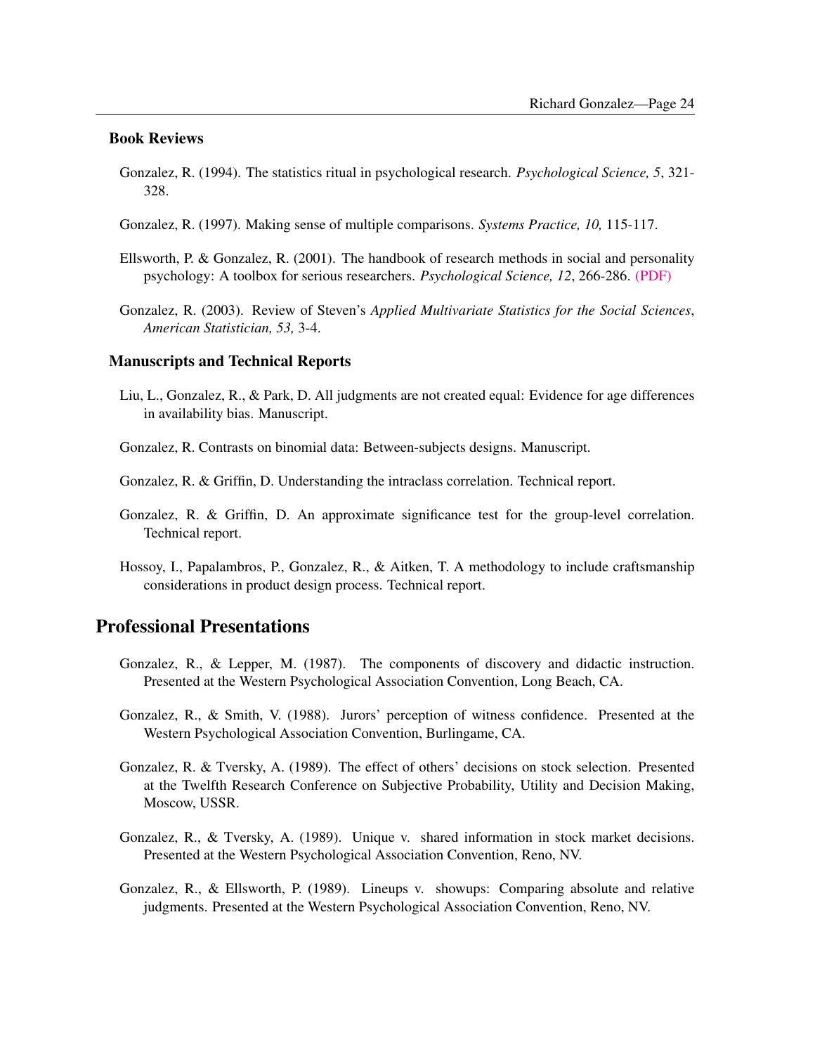### Book Reviews

Gonzalez, R. (1994). The statistics ritual in psychological research. *Psychological Science, 5*, 321-328.

Gonzalez, R. (1997). Making sense of multiple comparisons. *Systems Practice, 10,* 115-117.

Ellsworth, P. & Gonzalez, R. (2001). The handbook of research methods in social and personality psychology: A toolbox for serious researchers. *Psychological Science, 12*, 266-286. (PDF)

Gonzalez, R. (2003). Review of Steven's *Applied Multivariate Statistics for the Social Sciences*, *American Statistician, 53,* 3-4.

### Manuscripts and Technical Reports

Liu, L., Gonzalez, R., & Park, D. All judgments are not created equal: Evidence for age differences in availability bias. Manuscript.

Gonzalez, R. Contrasts on binomial data: Between-subjects designs. Manuscript.

Gonzalez, R. & Griffin, D. Understanding the intraclass correlation. Technical report.

Gonzalez, R. & Griffin, D. An approximate significance test for the group-level correlation. Technical report.

Hossoy, I., Papalambros, P., Gonzalez, R., & Aitken, T. A methodology to include craftsmanship considerations in product design process. Technical report.

## Professional Presentations

Gonzalez, R., & Lepper, M. (1987). The components of discovery and didactic instruction. Presented at the Western Psychological Association Convention, Long Beach, CA.

Gonzalez, R., & Smith, V. (1988). Jurors' perception of witness confidence. Presented at the Western Psychological Association Convention, Burlingame, CA.

Gonzalez, R. & Tversky, A. (1989). The effect of others' decisions on stock selection. Presented at the Twelfth Research Conference on Subjective Probability, Utility and Decision Making, Moscow, USSR.

Gonzalez, R., & Tversky, A. (1989). Unique v. shared information in stock market decisions. Presented at the Western Psychological Association Convention, Reno, NV.

Gonzalez, R., & Ellsworth, P. (1989). Lineups v. showups: Comparing absolute and relative judgments. Presented at the Western Psychological Association Convention, Reno, NV.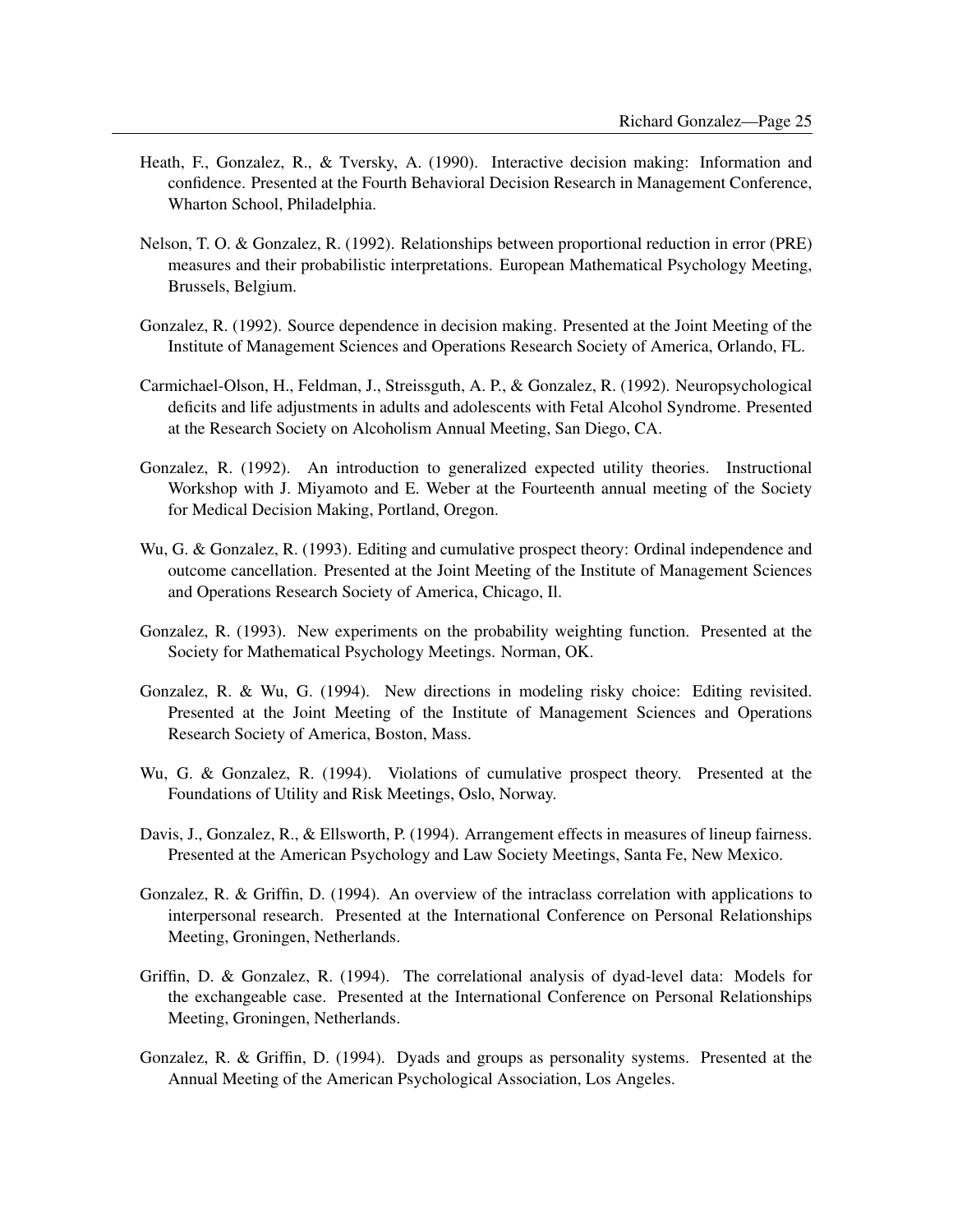Heath, F., Gonzalez, R., & Tversky, A. (1990). Interactive decision making: Information and confidence. Presented at the Fourth Behavioral Decision Research in Management Conference, Wharton School, Philadelphia.

Nelson, T. O. & Gonzalez, R. (1992). Relationships between proportional reduction in error (PRE) measures and their probabilistic interpretations. European Mathematical Psychology Meeting, Brussels, Belgium.

Gonzalez, R. (1992). Source dependence in decision making. Presented at the Joint Meeting of the Institute of Management Sciences and Operations Research Society of America, Orlando, FL.

Carmichael-Olson, H., Feldman, J., Streissguth, A. P., & Gonzalez, R. (1992). Neuropsychological deficits and life adjustments in adults and adolescents with Fetal Alcohol Syndrome. Presented at the Research Society on Alcoholism Annual Meeting, San Diego, CA.

Gonzalez, R. (1992). An introduction to generalized expected utility theories. Instructional Workshop with J. Miyamoto and E. Weber at the Fourteenth annual meeting of the Society for Medical Decision Making, Portland, Oregon.

Wu, G. & Gonzalez, R. (1993). Editing and cumulative prospect theory: Ordinal independence and outcome cancellation. Presented at the Joint Meeting of the Institute of Management Sciences and Operations Research Society of America, Chicago, Il.

Gonzalez, R. (1993). New experiments on the probability weighting function. Presented at the Society for Mathematical Psychology Meetings. Norman, OK.

Gonzalez, R. & Wu, G. (1994). New directions in modeling risky choice: Editing revisited. Presented at the Joint Meeting of the Institute of Management Sciences and Operations Research Society of America, Boston, Mass.

Wu, G. & Gonzalez, R. (1994). Violations of cumulative prospect theory. Presented at the Foundations of Utility and Risk Meetings, Oslo, Norway.

Davis, J., Gonzalez, R., & Ellsworth, P. (1994). Arrangement effects in measures of lineup fairness. Presented at the American Psychology and Law Society Meetings, Santa Fe, New Mexico.

Gonzalez, R. & Griffin, D. (1994). An overview of the intraclass correlation with applications to interpersonal research. Presented at the International Conference on Personal Relationships Meeting, Groningen, Netherlands.

Griffin, D. & Gonzalez, R. (1994). The correlational analysis of dyad-level data: Models for the exchangeable case. Presented at the International Conference on Personal Relationships Meeting, Groningen, Netherlands.

Gonzalez, R. & Griffin, D. (1994). Dyads and groups as personality systems. Presented at the Annual Meeting of the American Psychological Association, Los Angeles.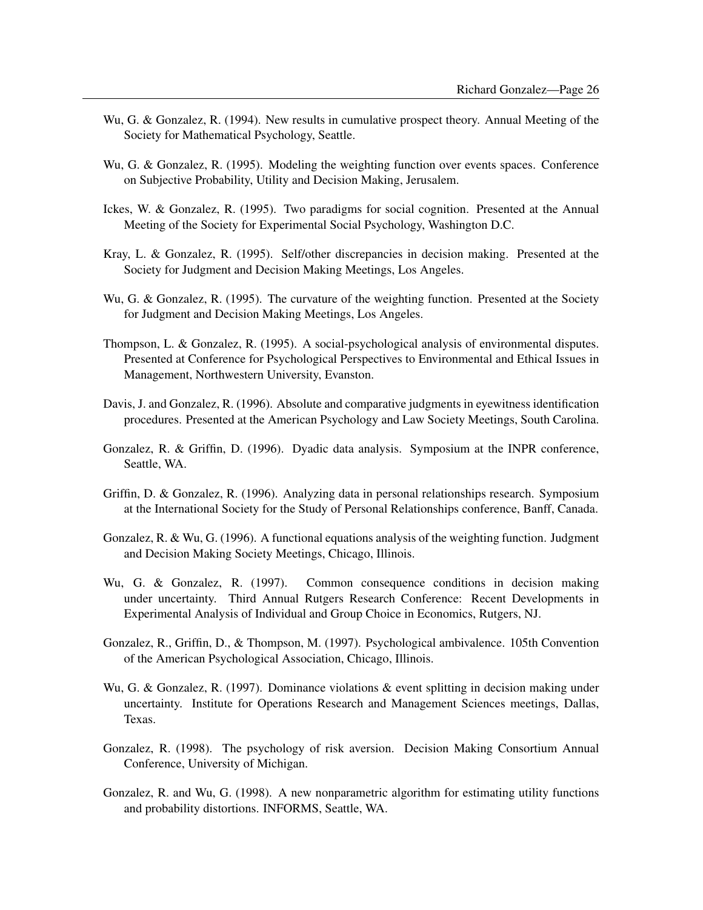Wu, G. & Gonzalez, R. (1994). New results in cumulative prospect theory. Annual Meeting of the Society for Mathematical Psychology, Seattle.

Wu, G. & Gonzalez, R. (1995). Modeling the weighting function over events spaces. Conference on Subjective Probability, Utility and Decision Making, Jerusalem.

Ickes, W. & Gonzalez, R. (1995). Two paradigms for social cognition. Presented at the Annual Meeting of the Society for Experimental Social Psychology, Washington D.C.

Kray, L. & Gonzalez, R. (1995). Self/other discrepancies in decision making. Presented at the Society for Judgment and Decision Making Meetings, Los Angeles.

Wu, G. & Gonzalez, R. (1995). The curvature of the weighting function. Presented at the Society for Judgment and Decision Making Meetings, Los Angeles.

Thompson, L. & Gonzalez, R. (1995). A social-psychological analysis of environmental disputes. Presented at Conference for Psychological Perspectives to Environmental and Ethical Issues in Management, Northwestern University, Evanston.

Davis, J. and Gonzalez, R. (1996). Absolute and comparative judgments in eyewitness identification procedures. Presented at the American Psychology and Law Society Meetings, South Carolina.

Gonzalez, R. & Griffin, D. (1996). Dyadic data analysis. Symposium at the INPR conference, Seattle, WA.

Griffin, D. & Gonzalez, R. (1996). Analyzing data in personal relationships research. Symposium at the International Society for the Study of Personal Relationships conference, Banff, Canada.

Gonzalez, R. & Wu, G. (1996). A functional equations analysis of the weighting function. Judgment and Decision Making Society Meetings, Chicago, Illinois.

Wu, G. & Gonzalez, R. (1997). Common consequence conditions in decision making under uncertainty. Third Annual Rutgers Research Conference: Recent Developments in Experimental Analysis of Individual and Group Choice in Economics, Rutgers, NJ.

Gonzalez, R., Griffin, D., & Thompson, M. (1997). Psychological ambivalence. 105th Convention of the American Psychological Association, Chicago, Illinois.

Wu, G. & Gonzalez, R. (1997). Dominance violations & event splitting in decision making under uncertainty. Institute for Operations Research and Management Sciences meetings, Dallas, Texas.

Gonzalez, R. (1998). The psychology of risk aversion. Decision Making Consortium Annual Conference, University of Michigan.

Gonzalez, R. and Wu, G. (1998). A new nonparametric algorithm for estimating utility functions and probability distortions. INFORMS, Seattle, WA.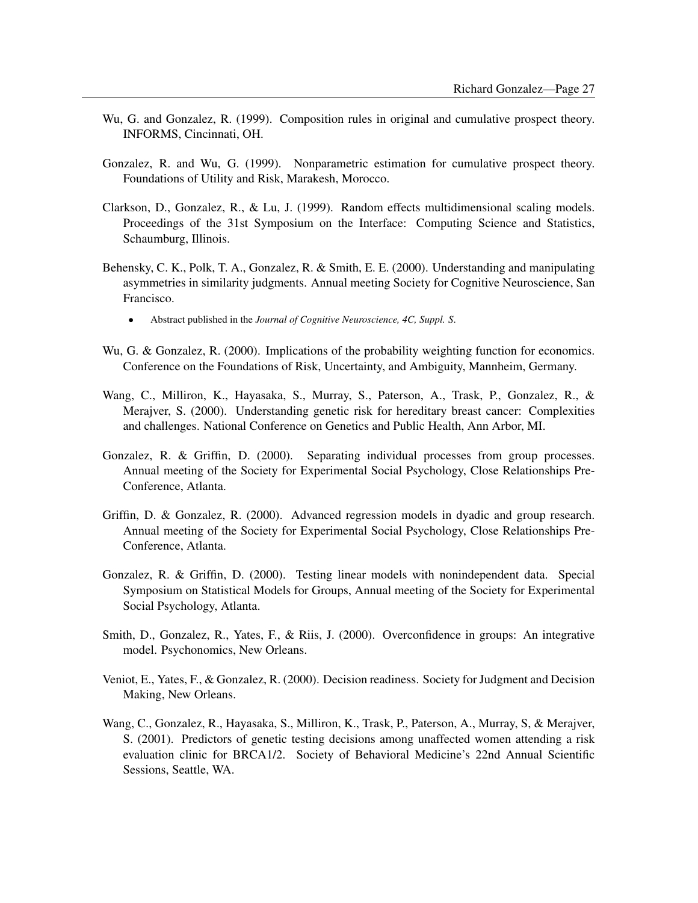Wu, G. and Gonzalez, R. (1999). Composition rules in original and cumulative prospect theory. INFORMS, Cincinnati, OH.

Gonzalez, R. and Wu, G. (1999). Nonparametric estimation for cumulative prospect theory. Foundations of Utility and Risk, Marakesh, Morocco.

Clarkson, D., Gonzalez, R., & Lu, J. (1999). Random effects multidimensional scaling models. Proceedings of the 31st Symposium on the Interface: Computing Science and Statistics, Schaumburg, Illinois.

Behensky, C. K., Polk, T. A., Gonzalez, R. & Smith, E. E. (2000). Understanding and manipulating asymmetries in similarity judgments. Annual meeting Society for Cognitive Neuroscience, San Francisco.

- Abstract published in the *Journal of Cognitive Neuroscience, 4C, Suppl. S*.

Wu, G. & Gonzalez, R. (2000). Implications of the probability weighting function for economics. Conference on the Foundations of Risk, Uncertainty, and Ambiguity, Mannheim, Germany.

Wang, C., Milliron, K., Hayasaka, S., Murray, S., Paterson, A., Trask, P., Gonzalez, R., & Merajver, S. (2000). Understanding genetic risk for hereditary breast cancer: Complexities and challenges. National Conference on Genetics and Public Health, Ann Arbor, MI.

Gonzalez, R. & Griffin, D. (2000). Separating individual processes from group processes. Annual meeting of the Society for Experimental Social Psychology, Close Relationships Pre-Conference, Atlanta.

Griffin, D. & Gonzalez, R. (2000). Advanced regression models in dyadic and group research. Annual meeting of the Society for Experimental Social Psychology, Close Relationships Pre-Conference, Atlanta.

Gonzalez, R. & Griffin, D. (2000). Testing linear models with nonindependent data. Special Symposium on Statistical Models for Groups, Annual meeting of the Society for Experimental Social Psychology, Atlanta.

Smith, D., Gonzalez, R., Yates, F., & Riis, J. (2000). Overconfidence in groups: An integrative model. Psychonomics, New Orleans.

Veniot, E., Yates, F., & Gonzalez, R. (2000). Decision readiness. Society for Judgment and Decision Making, New Orleans.

Wang, C., Gonzalez, R., Hayasaka, S., Milliron, K., Trask, P., Paterson, A., Murray, S, & Merajver, S. (2001). Predictors of genetic testing decisions among unaffected women attending a risk evaluation clinic for BRCA1/2. Society of Behavioral Medicine's 22nd Annual Scientific Sessions, Seattle, WA.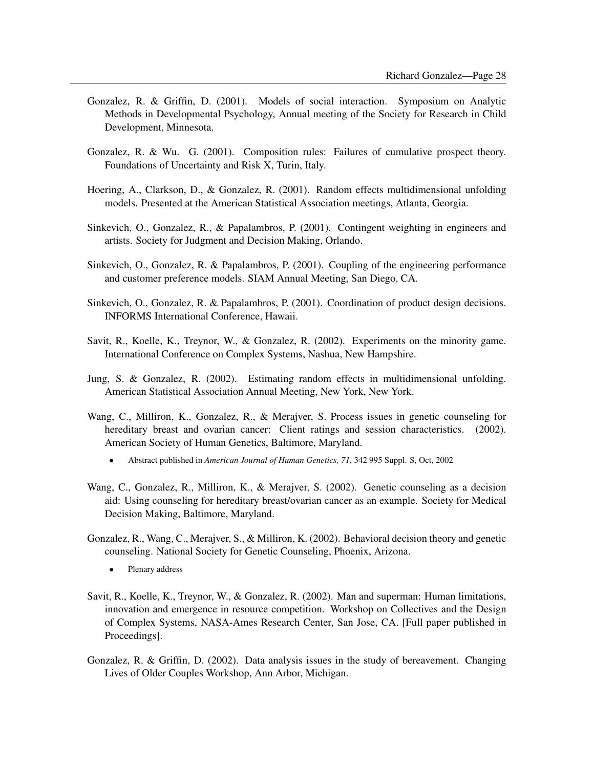Gonzalez, R. & Griffin, D. (2001). Models of social interaction. Symposium on Analytic Methods in Developmental Psychology, Annual meeting of the Society for Research in Child Development, Minnesota.

Gonzalez, R. & Wu. G. (2001). Composition rules: Failures of cumulative prospect theory. Foundations of Uncertainty and Risk X, Turin, Italy.

Hoering, A., Clarkson, D., & Gonzalez, R. (2001). Random effects multidimensional unfolding models. Presented at the American Statistical Association meetings, Atlanta, Georgia.

Sinkevich, O., Gonzalez, R., & Papalambros, P. (2001). Contingent weighting in engineers and artists. Society for Judgment and Decision Making, Orlando.

Sinkevich, O., Gonzalez, R. & Papalambros, P. (2001). Coupling of the engineering performance and customer preference models. SIAM Annual Meeting, San Diego, CA.

Sinkevich, O., Gonzalez, R. & Papalambros, P. (2001). Coordination of product design decisions. INFORMS International Conference, Hawaii.

Savit, R., Koelle, K., Treynor, W., & Gonzalez, R. (2002). Experiments on the minority game. International Conference on Complex Systems, Nashua, New Hampshire.

Jung, S. & Gonzalez, R. (2002). Estimating random effects in multidimensional unfolding. American Statistical Association Annual Meeting, New York, New York.

Wang, C., Milliron, K., Gonzalez, R., & Merajver, S. Process issues in genetic counseling for hereditary breast and ovarian cancer: Client ratings and session characteristics. (2002). American Society of Human Genetics, Baltimore, Maryland.

- Abstract published in *American Journal of Human Genetics, 71*, 342 995 Suppl. S, Oct, 2002

Wang, C., Gonzalez, R., Milliron, K., & Merajver, S. (2002). Genetic counseling as a decision aid: Using counseling for hereditary breast/ovarian cancer as an example. Society for Medical Decision Making, Baltimore, Maryland.

Gonzalez, R., Wang, C., Merajver, S., & Milliron, K. (2002). Behavioral decision theory and genetic counseling. National Society for Genetic Counseling, Phoenix, Arizona.

- Plenary address

Savit, R., Koelle, K., Treynor, W., & Gonzalez, R. (2002). Man and superman: Human limitations, innovation and emergence in resource competition. Workshop on Collectives and the Design of Complex Systems, NASA-Ames Research Center, San Jose, CA. [Full paper published in Proceedings].

Gonzalez, R. & Griffin, D. (2002). Data analysis issues in the study of bereavement. Changing Lives of Older Couples Workshop, Ann Arbor, Michigan.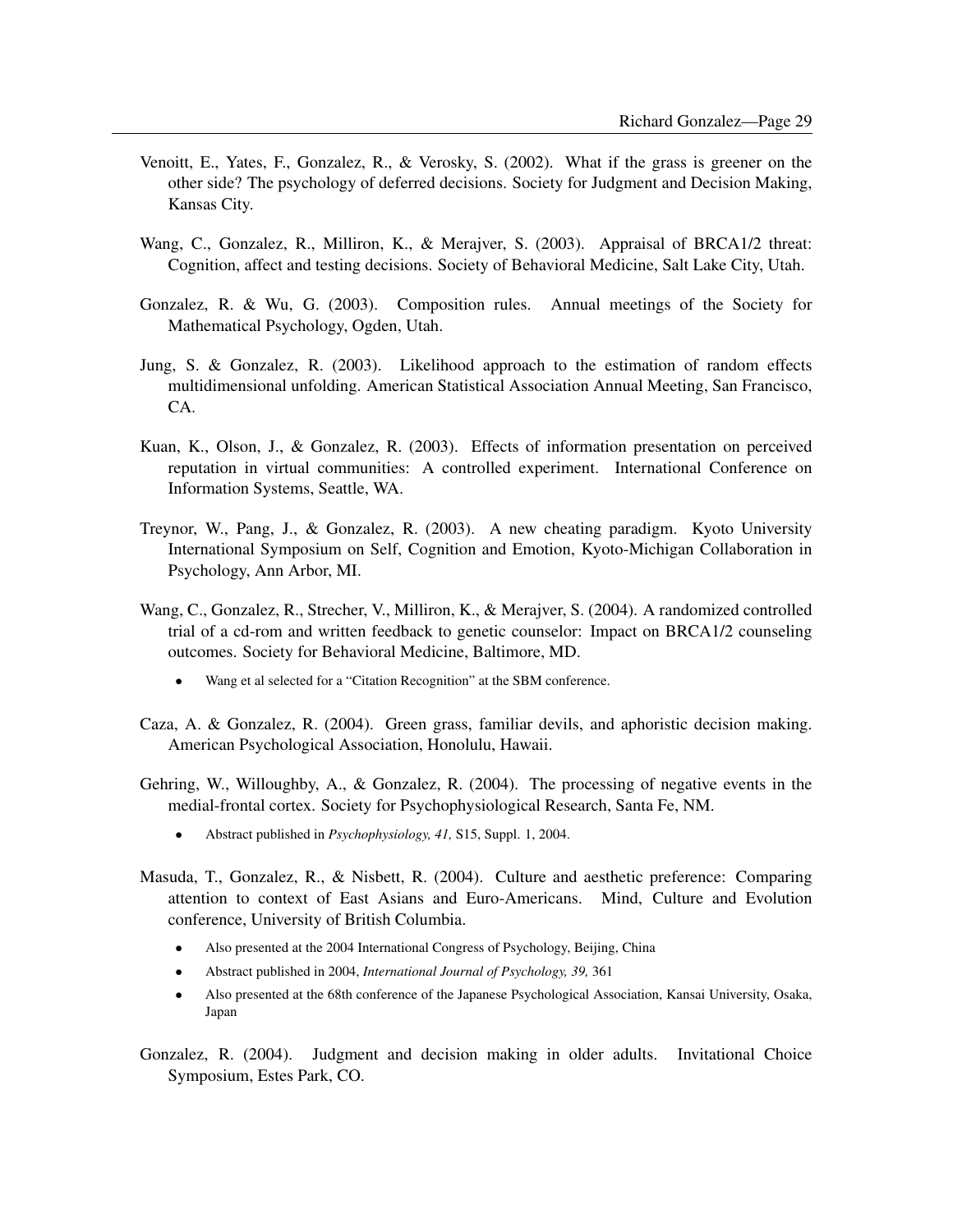Venoitt, E., Yates, F., Gonzalez, R., & Verosky, S. (2002). What if the grass is greener on the other side? The psychology of deferred decisions. Society for Judgment and Decision Making, Kansas City.

Wang, C., Gonzalez, R., Milliron, K., & Merajver, S. (2003). Appraisal of BRCA1/2 threat: Cognition, affect and testing decisions. Society of Behavioral Medicine, Salt Lake City, Utah.

Gonzalez, R. & Wu, G. (2003). Composition rules. Annual meetings of the Society for Mathematical Psychology, Ogden, Utah.

Jung, S. & Gonzalez, R. (2003). Likelihood approach to the estimation of random effects multidimensional unfolding. American Statistical Association Annual Meeting, San Francisco, CA.

Kuan, K., Olson, J., & Gonzalez, R. (2003). Effects of information presentation on perceived reputation in virtual communities: A controlled experiment. International Conference on Information Systems, Seattle, WA.

Treynor, W., Pang, J., & Gonzalez, R. (2003). A new cheating paradigm. Kyoto University International Symposium on Self, Cognition and Emotion, Kyoto-Michigan Collaboration in Psychology, Ann Arbor, MI.

Wang, C., Gonzalez, R., Strecher, V., Milliron, K., & Merajver, S. (2004). A randomized controlled trial of a cd-rom and written feedback to genetic counselor: Impact on BRCA1/2 counseling outcomes. Society for Behavioral Medicine, Baltimore, MD.

- Wang et al selected for a "Citation Recognition" at the SBM conference.

Caza, A. & Gonzalez, R. (2004). Green grass, familiar devils, and aphoristic decision making. American Psychological Association, Honolulu, Hawaii.

Gehring, W., Willoughby, A., & Gonzalez, R. (2004). The processing of negative events in the medial-frontal cortex. Society for Psychophysiological Research, Santa Fe, NM.

- Abstract published in *Psychophysiology, 41,* S15, Suppl. 1, 2004.

Masuda, T., Gonzalez, R., & Nisbett, R. (2004). Culture and aesthetic preference: Comparing attention to context of East Asians and Euro-Americans. Mind, Culture and Evolution conference, University of British Columbia.

- Also presented at the 2004 International Congress of Psychology, Beijing, China
- Abstract published in 2004, *International Journal of Psychology, 39,* 361
- Also presented at the 68th conference of the Japanese Psychological Association, Kansai University, Osaka, Japan

Gonzalez, R. (2004). Judgment and decision making in older adults. Invitational Choice Symposium, Estes Park, CO.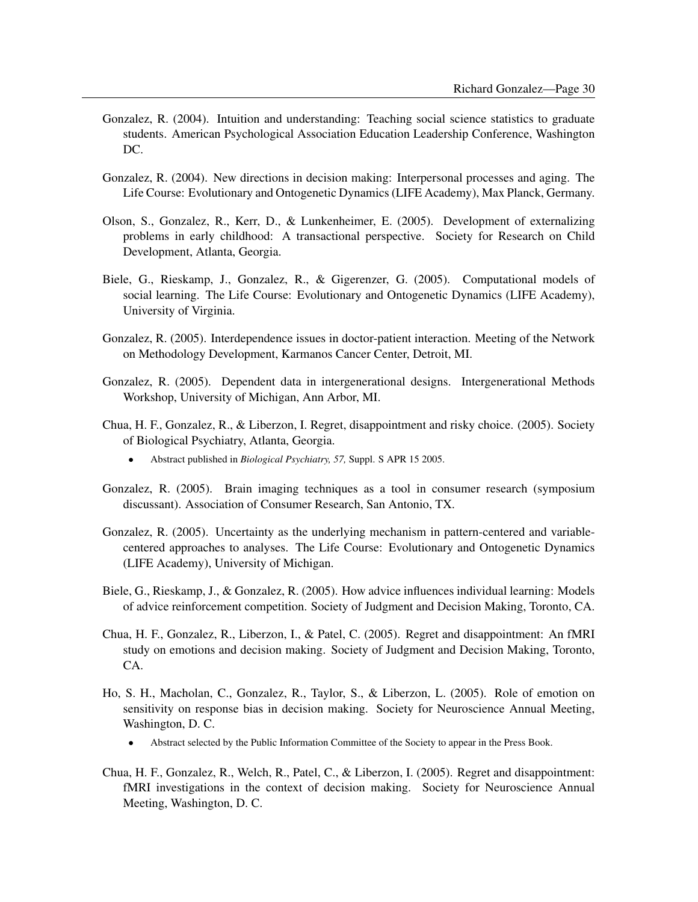Gonzalez, R. (2004). Intuition and understanding: Teaching social science statistics to graduate students. American Psychological Association Education Leadership Conference, Washington DC.

Gonzalez, R. (2004). New directions in decision making: Interpersonal processes and aging. The Life Course: Evolutionary and Ontogenetic Dynamics (LIFE Academy), Max Planck, Germany.

Olson, S., Gonzalez, R., Kerr, D., & Lunkenheimer, E. (2005). Development of externalizing problems in early childhood: A transactional perspective. Society for Research on Child Development, Atlanta, Georgia.

Biele, G., Rieskamp, J., Gonzalez, R., & Gigerenzer, G. (2005). Computational models of social learning. The Life Course: Evolutionary and Ontogenetic Dynamics (LIFE Academy), University of Virginia.

Gonzalez, R. (2005). Interdependence issues in doctor-patient interaction. Meeting of the Network on Methodology Development, Karmanos Cancer Center, Detroit, MI.

Gonzalez, R. (2005). Dependent data in intergenerational designs. Intergenerational Methods Workshop, University of Michigan, Ann Arbor, MI.

Chua, H. F., Gonzalez, R., & Liberzon, I. Regret, disappointment and risky choice. (2005). Society of Biological Psychiatry, Atlanta, Georgia.

- Abstract published in *Biological Psychiatry, 57,* Suppl. S APR 15 2005.

Gonzalez, R. (2005). Brain imaging techniques as a tool in consumer research (symposium discussant). Association of Consumer Research, San Antonio, TX.

Gonzalez, R. (2005). Uncertainty as the underlying mechanism in pattern-centered and variable-centered approaches to analyses. The Life Course: Evolutionary and Ontogenetic Dynamics (LIFE Academy), University of Michigan.

Biele, G., Rieskamp, J., & Gonzalez, R. (2005). How advice influences individual learning: Models of advice reinforcement competition. Society of Judgment and Decision Making, Toronto, CA.

Chua, H. F., Gonzalez, R., Liberzon, I., & Patel, C. (2005). Regret and disappointment: An fMRI study on emotions and decision making. Society of Judgment and Decision Making, Toronto, CA.

Ho, S. H., Macholan, C., Gonzalez, R., Taylor, S., & Liberzon, L. (2005). Role of emotion on sensitivity on response bias in decision making. Society for Neuroscience Annual Meeting, Washington, D. C.

- Abstract selected by the Public Information Committee of the Society to appear in the Press Book.

Chua, H. F., Gonzalez, R., Welch, R., Patel, C., & Liberzon, I. (2005). Regret and disappointment: fMRI investigations in the context of decision making. Society for Neuroscience Annual Meeting, Washington, D. C.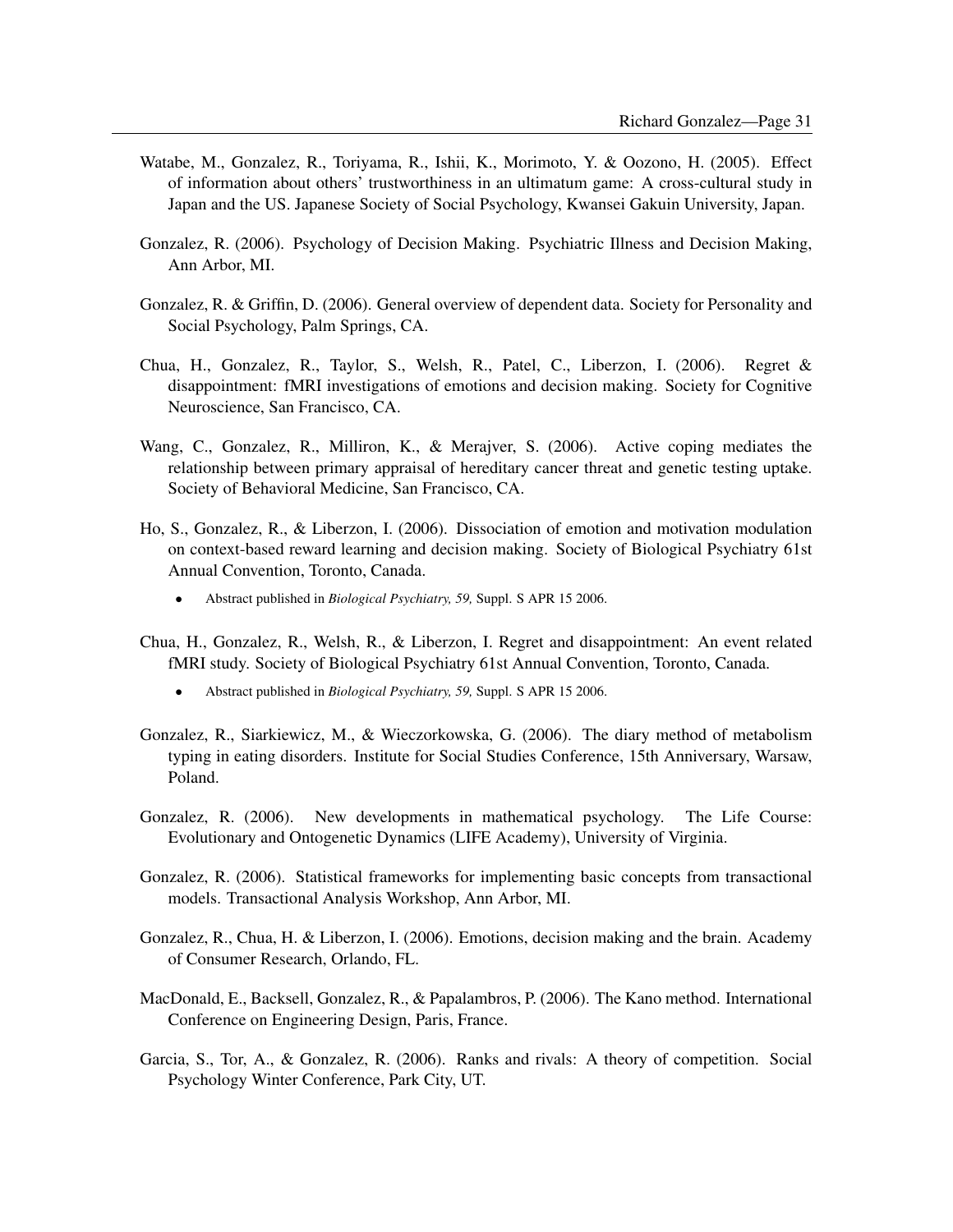Watabe, M., Gonzalez, R., Toriyama, R., Ishii, K., Morimoto, Y. & Oozono, H. (2005). Effect of information about others' trustworthiness in an ultimatum game: A cross-cultural study in Japan and the US. Japanese Society of Social Psychology, Kwansei Gakuin University, Japan.

Gonzalez, R. (2006). Psychology of Decision Making. Psychiatric Illness and Decision Making, Ann Arbor, MI.

Gonzalez, R. & Griffin, D. (2006). General overview of dependent data. Society for Personality and Social Psychology, Palm Springs, CA.

Chua, H., Gonzalez, R., Taylor, S., Welsh, R., Patel, C., Liberzon, I. (2006). Regret & disappointment: fMRI investigations of emotions and decision making. Society for Cognitive Neuroscience, San Francisco, CA.

Wang, C., Gonzalez, R., Milliron, K., & Merajver, S. (2006). Active coping mediates the relationship between primary appraisal of hereditary cancer threat and genetic testing uptake. Society of Behavioral Medicine, San Francisco, CA.

Ho, S., Gonzalez, R., & Liberzon, I. (2006). Dissociation of emotion and motivation modulation on context-based reward learning and decision making. Society of Biological Psychiatry 61st Annual Convention, Toronto, Canada.

- Abstract published in *Biological Psychiatry, 59,* Suppl. S APR 15 2006.

Chua, H., Gonzalez, R., Welsh, R., & Liberzon, I. Regret and disappointment: An event related fMRI study. Society of Biological Psychiatry 61st Annual Convention, Toronto, Canada.

- Abstract published in *Biological Psychiatry, 59,* Suppl. S APR 15 2006.

Gonzalez, R., Siarkiewicz, M., & Wieczorkowska, G. (2006). The diary method of metabolism typing in eating disorders. Institute for Social Studies Conference, 15th Anniversary, Warsaw, Poland.

Gonzalez, R. (2006). New developments in mathematical psychology. The Life Course: Evolutionary and Ontogenetic Dynamics (LIFE Academy), University of Virginia.

Gonzalez, R. (2006). Statistical frameworks for implementing basic concepts from transactional models. Transactional Analysis Workshop, Ann Arbor, MI.

Gonzalez, R., Chua, H. & Liberzon, I. (2006). Emotions, decision making and the brain. Academy of Consumer Research, Orlando, FL.

MacDonald, E., Backsell, Gonzalez, R., & Papalambros, P. (2006). The Kano method. International Conference on Engineering Design, Paris, France.

Garcia, S., Tor, A., & Gonzalez, R. (2006). Ranks and rivals: A theory of competition. Social Psychology Winter Conference, Park City, UT.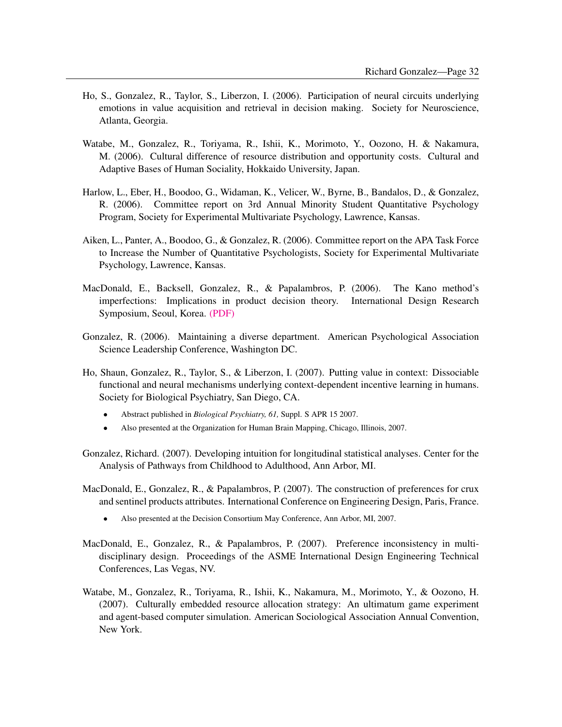Ho, S., Gonzalez, R., Taylor, S., Liberzon, I. (2006). Participation of neural circuits underlying emotions in value acquisition and retrieval in decision making. Society for Neuroscience, Atlanta, Georgia.

Watabe, M., Gonzalez, R., Toriyama, R., Ishii, K., Morimoto, Y., Oozono, H. & Nakamura, M. (2006). Cultural difference of resource distribution and opportunity costs. Cultural and Adaptive Bases of Human Sociality, Hokkaido University, Japan.

Harlow, L., Eber, H., Boodoo, G., Widaman, K., Velicer, W., Byrne, B., Bandalos, D., & Gonzalez, R. (2006). Committee report on 3rd Annual Minority Student Quantitative Psychology Program, Society for Experimental Multivariate Psychology, Lawrence, Kansas.

Aiken, L., Panter, A., Boodoo, G., & Gonzalez, R. (2006). Committee report on the APA Task Force to Increase the Number of Quantitative Psychologists, Society for Experimental Multivariate Psychology, Lawrence, Kansas.

MacDonald, E., Backsell, Gonzalez, R., & Papalambros, P. (2006). The Kano method's imperfections: Implications in product decision theory. International Design Research Symposium, Seoul, Korea. (PDF)

Gonzalez, R. (2006). Maintaining a diverse department. American Psychological Association Science Leadership Conference, Washington DC.

Ho, Shaun, Gonzalez, R., Taylor, S., & Liberzon, I. (2007). Putting value in context: Dissociable functional and neural mechanisms underlying context-dependent incentive learning in humans. Society for Biological Psychiatry, San Diego, CA.

- Abstract published in *Biological Psychiatry, 61,* Suppl. S APR 15 2007.
- Also presented at the Organization for Human Brain Mapping, Chicago, Illinois, 2007.

Gonzalez, Richard. (2007). Developing intuition for longitudinal statistical analyses. Center for the Analysis of Pathways from Childhood to Adulthood, Ann Arbor, MI.

MacDonald, E., Gonzalez, R., & Papalambros, P. (2007). The construction of preferences for crux and sentinel products attributes. International Conference on Engineering Design, Paris, France.

- Also presented at the Decision Consortium May Conference, Ann Arbor, MI, 2007.

MacDonald, E., Gonzalez, R., & Papalambros, P. (2007). Preference inconsistency in multidisciplinary design. Proceedings of the ASME International Design Engineering Technical Conferences, Las Vegas, NV.

Watabe, M., Gonzalez, R., Toriyama, R., Ishii, K., Nakamura, M., Morimoto, Y., & Oozono, H. (2007). Culturally embedded resource allocation strategy: An ultimatum game experiment and agent-based computer simulation. American Sociological Association Annual Convention, New York.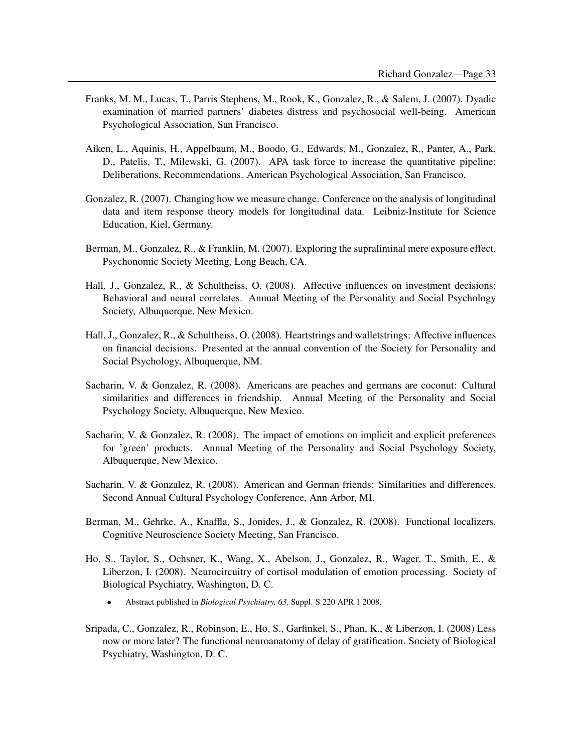Franks, M. M., Lucas, T., Parris Stephens, M., Rook, K., Gonzalez, R., & Salem, J. (2007). Dyadic examination of married partners' diabetes distress and psychosocial well-being. American Psychological Association, San Francisco.

Aiken, L., Aquinis, H., Appelbaum, M., Boodo, G., Edwards, M., Gonzalez, R., Panter, A., Park, D., Patelis, T., Milewski, G. (2007). APA task force to increase the quantitative pipeline: Deliberations, Recommendations. American Psychological Association, San Francisco.

Gonzalez, R. (2007). Changing how we measure change. Conference on the analysis of longitudinal data and item response theory models for longitudinal data. Leibniz-Institute for Science Education, Kiel, Germany.

Berman, M., Gonzalez, R., & Franklin, M. (2007). Exploring the supraliminal mere exposure effect. Psychonomic Society Meeting, Long Beach, CA.

Hall, J., Gonzalez, R., & Schultheiss, O. (2008). Affective influences on investment decisions: Behavioral and neural correlates. Annual Meeting of the Personality and Social Psychology Society, Albuquerque, New Mexico.

Hall, J., Gonzalez, R., & Schultheiss, O. (2008). Heartstrings and walletstrings: Affective influences on financial decisions. Presented at the annual convention of the Society for Personality and Social Psychology, Albuquerque, NM.

Sacharin, V. & Gonzalez, R. (2008). Americans are peaches and germans are coconut: Cultural similarities and differences in friendship. Annual Meeting of the Personality and Social Psychology Society, Albuquerque, New Mexico.

Sacharin, V. & Gonzalez, R. (2008). The impact of emotions on implicit and explicit preferences for 'green' products. Annual Meeting of the Personality and Social Psychology Society, Albuquerque, New Mexico.

Sacharin, V. & Gonzalez, R. (2008). American and German friends: Similarities and differences. Second Annual Cultural Psychology Conference, Ann Arbor, MI.

Berman, M., Gehrke, A., Knaffla, S., Jonides, J., & Gonzalez, R. (2008). Functional localizers. Cognitive Neuroscience Society Meeting, San Francisco.

Ho, S., Taylor, S., Ochsner, K., Wang, X., Abelson, J., Gonzalez, R., Wager, T., Smith, E., & Liberzon, I. (2008). Neurocircuitry of cortisol modulation of emotion processing. Society of Biological Psychiatry, Washington, D. C.

- Abstract published in *Biological Psychiatry, 63,* Suppl. S 220 APR 1 2008.

Sripada, C., Gonzalez, R., Robinson, E., Ho, S., Garfinkel, S., Phan, K., & Liberzon, I. (2008) Less now or more later? The functional neuroanatomy of delay of gratification. Society of Biological Psychiatry, Washington, D. C.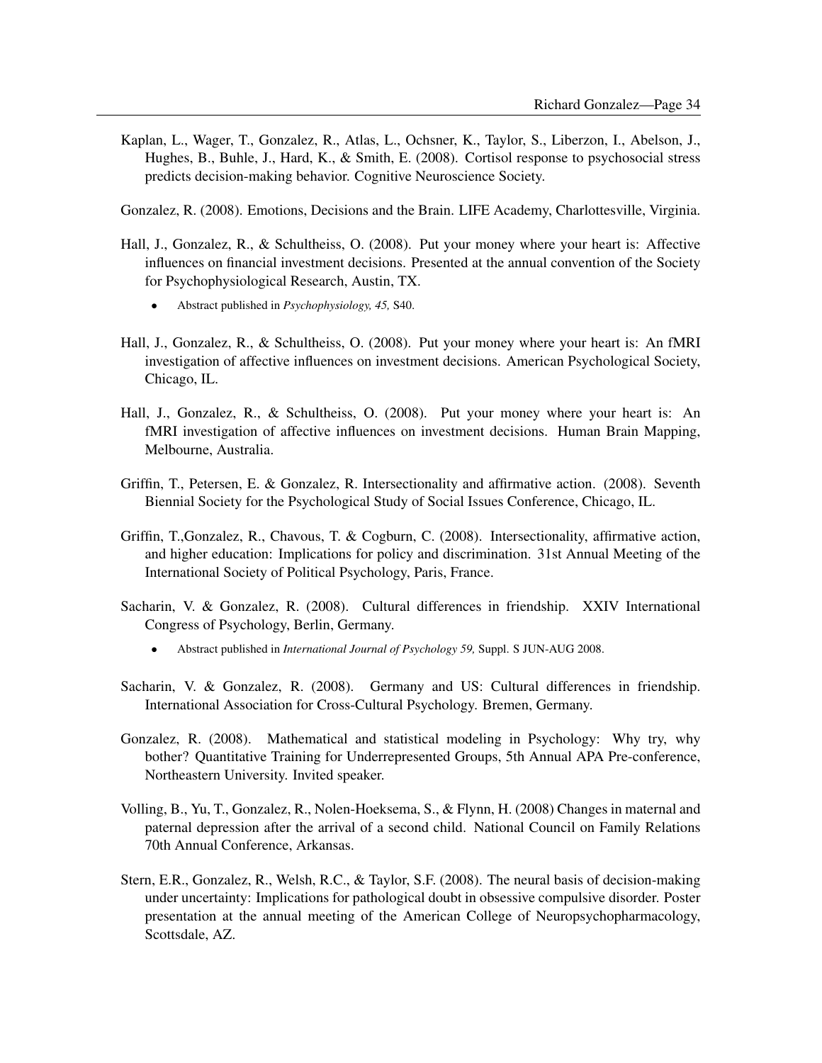Kaplan, L., Wager, T., Gonzalez, R., Atlas, L., Ochsner, K., Taylor, S., Liberzon, I., Abelson, J., Hughes, B., Buhle, J., Hard, K., & Smith, E. (2008). Cortisol response to psychosocial stress predicts decision-making behavior. Cognitive Neuroscience Society.

Gonzalez, R. (2008). Emotions, Decisions and the Brain. LIFE Academy, Charlottesville, Virginia.

Hall, J., Gonzalez, R., & Schultheiss, O. (2008). Put your money where your heart is: Affective influences on financial investment decisions. Presented at the annual convention of the Society for Psychophysiological Research, Austin, TX.

- Abstract published in *Psychophysiology, 45,* S40.

Hall, J., Gonzalez, R., & Schultheiss, O. (2008). Put your money where your heart is: An fMRI investigation of affective influences on investment decisions. American Psychological Society, Chicago, IL.

Hall, J., Gonzalez, R., & Schultheiss, O. (2008). Put your money where your heart is: An fMRI investigation of affective influences on investment decisions. Human Brain Mapping, Melbourne, Australia.

Griffin, T., Petersen, E. & Gonzalez, R. Intersectionality and affirmative action. (2008). Seventh Biennial Society for the Psychological Study of Social Issues Conference, Chicago, IL.

Griffin, T.,Gonzalez, R., Chavous, T. & Cogburn, C. (2008). Intersectionality, affirmative action, and higher education: Implications for policy and discrimination. 31st Annual Meeting of the International Society of Political Psychology, Paris, France.

Sacharin, V. & Gonzalez, R. (2008). Cultural differences in friendship. XXIV International Congress of Psychology, Berlin, Germany.

- Abstract published in *International Journal of Psychology 59,* Suppl. S JUN-AUG 2008.

Sacharin, V. & Gonzalez, R. (2008). Germany and US: Cultural differences in friendship. International Association for Cross-Cultural Psychology. Bremen, Germany.

Gonzalez, R. (2008). Mathematical and statistical modeling in Psychology: Why try, why bother? Quantitative Training for Underrepresented Groups, 5th Annual APA Pre-conference, Northeastern University. Invited speaker.

Volling, B., Yu, T., Gonzalez, R., Nolen-Hoeksema, S., & Flynn, H. (2008) Changes in maternal and paternal depression after the arrival of a second child. National Council on Family Relations 70th Annual Conference, Arkansas.

Stern, E.R., Gonzalez, R., Welsh, R.C., & Taylor, S.F. (2008). The neural basis of decision-making under uncertainty: Implications for pathological doubt in obsessive compulsive disorder. Poster presentation at the annual meeting of the American College of Neuropsychopharmacology, Scottsdale, AZ.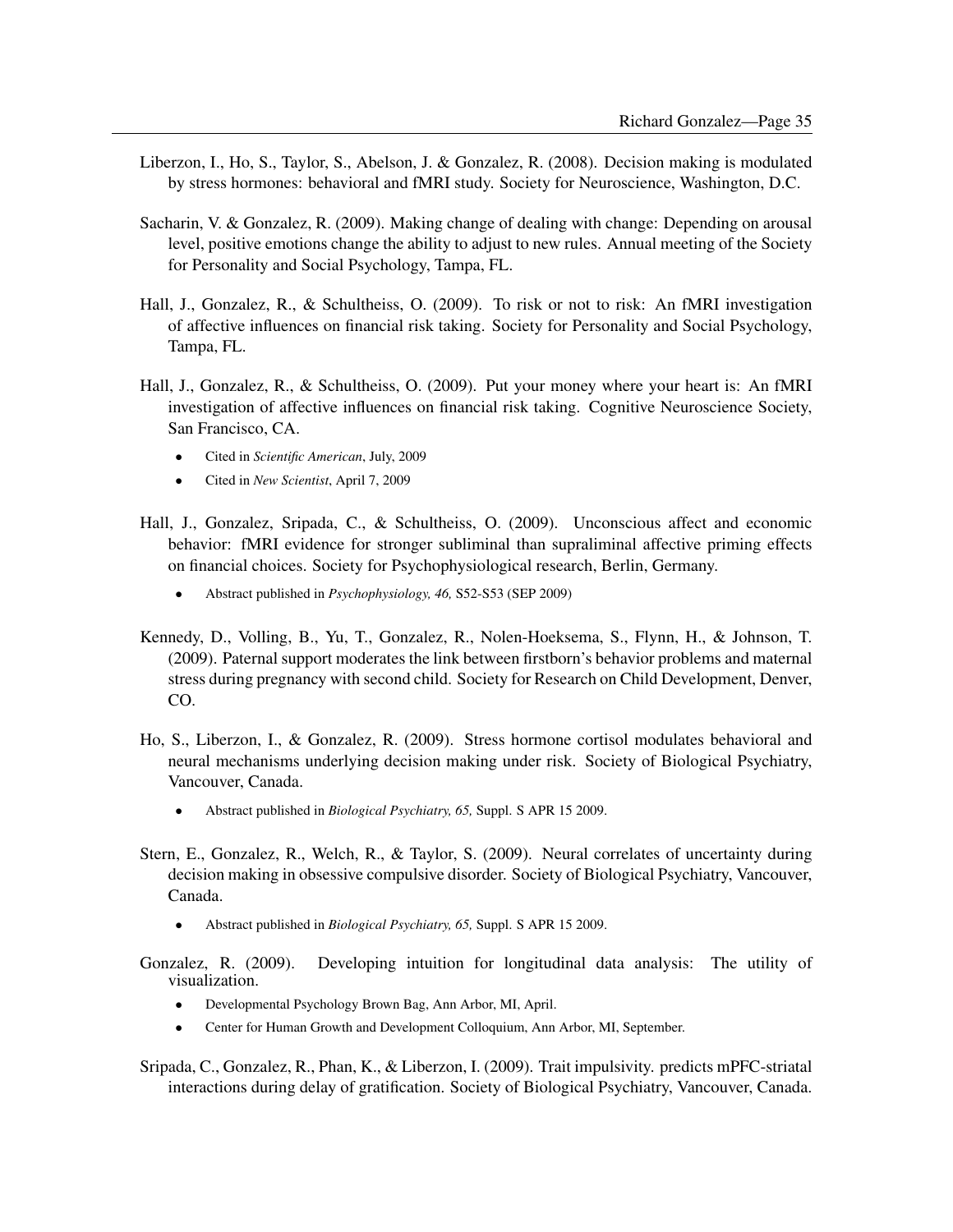Liberzon, I., Ho, S., Taylor, S., Abelson, J. & Gonzalez, R. (2008). Decision making is modulated by stress hormones: behavioral and fMRI study. Society for Neuroscience, Washington, D.C.

Sacharin, V. & Gonzalez, R. (2009). Making change of dealing with change: Depending on arousal level, positive emotions change the ability to adjust to new rules. Annual meeting of the Society for Personality and Social Psychology, Tampa, FL.

Hall, J., Gonzalez, R., & Schultheiss, O. (2009). To risk or not to risk: An fMRI investigation of affective influences on financial risk taking. Society for Personality and Social Psychology, Tampa, FL.

Hall, J., Gonzalez, R., & Schultheiss, O. (2009). Put your money where your heart is: An fMRI investigation of affective influences on financial risk taking. Cognitive Neuroscience Society, San Francisco, CA.

- Cited in *Scientific American*, July, 2009
- Cited in *New Scientist*, April 7, 2009

Hall, J., Gonzalez, Sripada, C., & Schultheiss, O. (2009). Unconscious affect and economic behavior: fMRI evidence for stronger subliminal than supraliminal affective priming effects on financial choices. Society for Psychophysiological research, Berlin, Germany.

- Abstract published in *Psychophysiology, 46,* S52-S53 (SEP 2009)

Kennedy, D., Volling, B., Yu, T., Gonzalez, R., Nolen-Hoeksema, S., Flynn, H., & Johnson, T. (2009). Paternal support moderates the link between firstborn's behavior problems and maternal stress during pregnancy with second child. Society for Research on Child Development, Denver, CO.

Ho, S., Liberzon, I., & Gonzalez, R. (2009). Stress hormone cortisol modulates behavioral and neural mechanisms underlying decision making under risk. Society of Biological Psychiatry, Vancouver, Canada.

- Abstract published in *Biological Psychiatry, 65,* Suppl. S APR 15 2009.

Stern, E., Gonzalez, R., Welch, R., & Taylor, S. (2009). Neural correlates of uncertainty during decision making in obsessive compulsive disorder. Society of Biological Psychiatry, Vancouver, Canada.

- Abstract published in *Biological Psychiatry, 65,* Suppl. S APR 15 2009.

Gonzalez, R. (2009). Developing intuition for longitudinal data analysis: The utility of visualization.

- Developmental Psychology Brown Bag, Ann Arbor, MI, April.
- Center for Human Growth and Development Colloquium, Ann Arbor, MI, September.

Sripada, C., Gonzalez, R., Phan, K., & Liberzon, I. (2009). Trait impulsivity. predicts mPFC-striatal interactions during delay of gratification. Society of Biological Psychiatry, Vancouver, Canada.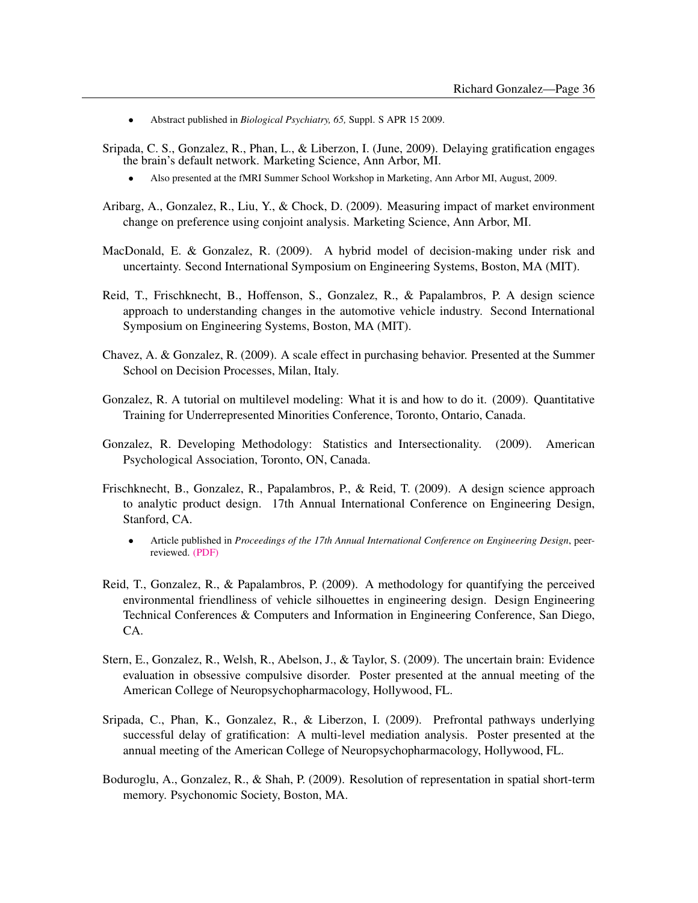- Abstract published in *Biological Psychiatry, 65,* Suppl. S APR 15 2009.

Sripada, C. S., Gonzalez, R., Phan, L., & Liberzon, I. (June, 2009). Delaying gratification engages the brain's default network. Marketing Science, Ann Arbor, MI.

- Also presented at the fMRI Summer School Workshop in Marketing, Ann Arbor MI, August, 2009.

Aribarg, A., Gonzalez, R., Liu, Y., & Chock, D. (2009). Measuring impact of market environment change on preference using conjoint analysis. Marketing Science, Ann Arbor, MI.

MacDonald, E. & Gonzalez, R. (2009). A hybrid model of decision-making under risk and uncertainty. Second International Symposium on Engineering Systems, Boston, MA (MIT).

Reid, T., Frischknecht, B., Hoffenson, S., Gonzalez, R., & Papalambros, P. A design science approach to understanding changes in the automotive vehicle industry. Second International Symposium on Engineering Systems, Boston, MA (MIT).

Chavez, A. & Gonzalez, R. (2009). A scale effect in purchasing behavior. Presented at the Summer School on Decision Processes, Milan, Italy.

Gonzalez, R. A tutorial on multilevel modeling: What it is and how to do it. (2009). Quantitative Training for Underrepresented Minorities Conference, Toronto, Ontario, Canada.

Gonzalez, R. Developing Methodology: Statistics and Intersectionality. (2009). American Psychological Association, Toronto, ON, Canada.

Frischknecht, B., Gonzalez, R., Papalambros, P., & Reid, T. (2009). A design science approach to analytic product design. 17th Annual International Conference on Engineering Design, Stanford, CA.

- Article published in *Proceedings of the 17th Annual International Conference on Engineering Design*, peer-reviewed. (PDF)

Reid, T., Gonzalez, R., & Papalambros, P. (2009). A methodology for quantifying the perceived environmental friendliness of vehicle silhouettes in engineering design. Design Engineering Technical Conferences & Computers and Information in Engineering Conference, San Diego, CA.

Stern, E., Gonzalez, R., Welsh, R., Abelson, J., & Taylor, S. (2009). The uncertain brain: Evidence evaluation in obsessive compulsive disorder. Poster presented at the annual meeting of the American College of Neuropsychopharmacology, Hollywood, FL.

Sripada, C., Phan, K., Gonzalez, R., & Liberzon, I. (2009). Prefrontal pathways underlying successful delay of gratification: A multi-level mediation analysis. Poster presented at the annual meeting of the American College of Neuropsychopharmacology, Hollywood, FL.

Boduroglu, A., Gonzalez, R., & Shah, P. (2009). Resolution of representation in spatial short-term memory. Psychonomic Society, Boston, MA.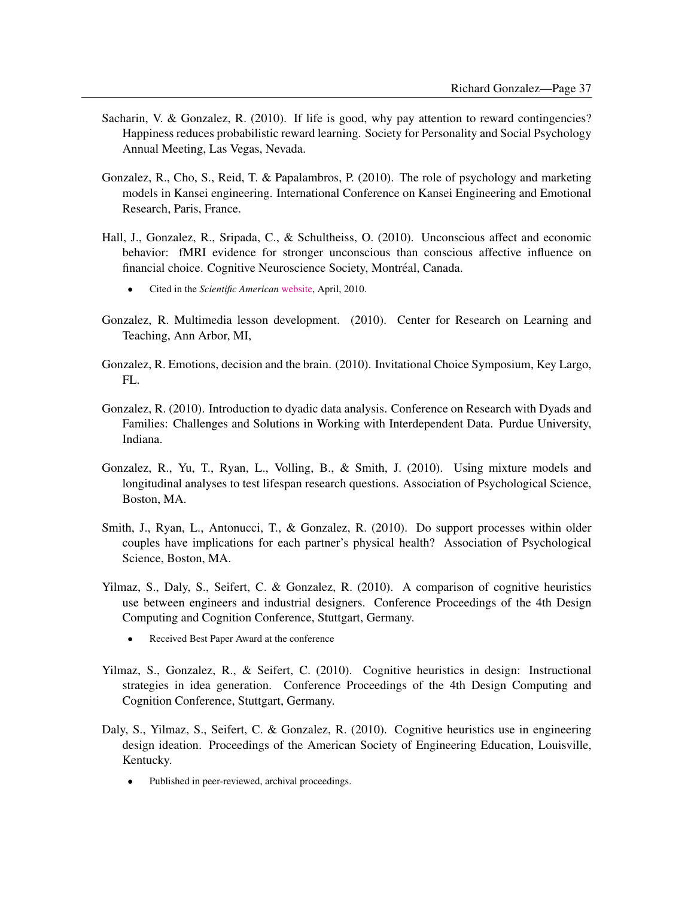Sacharin, V. & Gonzalez, R. (2010). If life is good, why pay attention to reward contingencies? Happiness reduces probabilistic reward learning. Society for Personality and Social Psychology Annual Meeting, Las Vegas, Nevada.

Gonzalez, R., Cho, S., Reid, T. & Papalambros, P. (2010). The role of psychology and marketing models in Kansei engineering. International Conference on Kansei Engineering and Emotional Research, Paris, France.

Hall, J., Gonzalez, R., Sripada, C., & Schultheiss, O. (2010). Unconscious affect and economic behavior: fMRI evidence for stronger unconscious than conscious affective influence on financial choice. Cognitive Neuroscience Society, Montréal, Canada.

- Cited in the *Scientific American* website, April, 2010.

Gonzalez, R. Multimedia lesson development. (2010). Center for Research on Learning and Teaching, Ann Arbor, MI,

Gonzalez, R. Emotions, decision and the brain. (2010). Invitational Choice Symposium, Key Largo, FL.

Gonzalez, R. (2010). Introduction to dyadic data analysis. Conference on Research with Dyads and Families: Challenges and Solutions in Working with Interdependent Data. Purdue University, Indiana.

Gonzalez, R., Yu, T., Ryan, L., Volling, B., & Smith, J. (2010). Using mixture models and longitudinal analyses to test lifespan research questions. Association of Psychological Science, Boston, MA.

Smith, J., Ryan, L., Antonucci, T., & Gonzalez, R. (2010). Do support processes within older couples have implications for each partner's physical health? Association of Psychological Science, Boston, MA.

Yilmaz, S., Daly, S., Seifert, C. & Gonzalez, R. (2010). A comparison of cognitive heuristics use between engineers and industrial designers. Conference Proceedings of the 4th Design Computing and Cognition Conference, Stuttgart, Germany.

- Received Best Paper Award at the conference

Yilmaz, S., Gonzalez, R., & Seifert, C. (2010). Cognitive heuristics in design: Instructional strategies in idea generation. Conference Proceedings of the 4th Design Computing and Cognition Conference, Stuttgart, Germany.

Daly, S., Yilmaz, S., Seifert, C. & Gonzalez, R. (2010). Cognitive heuristics use in engineering design ideation. Proceedings of the American Society of Engineering Education, Louisville, Kentucky.

- Published in peer-reviewed, archival proceedings.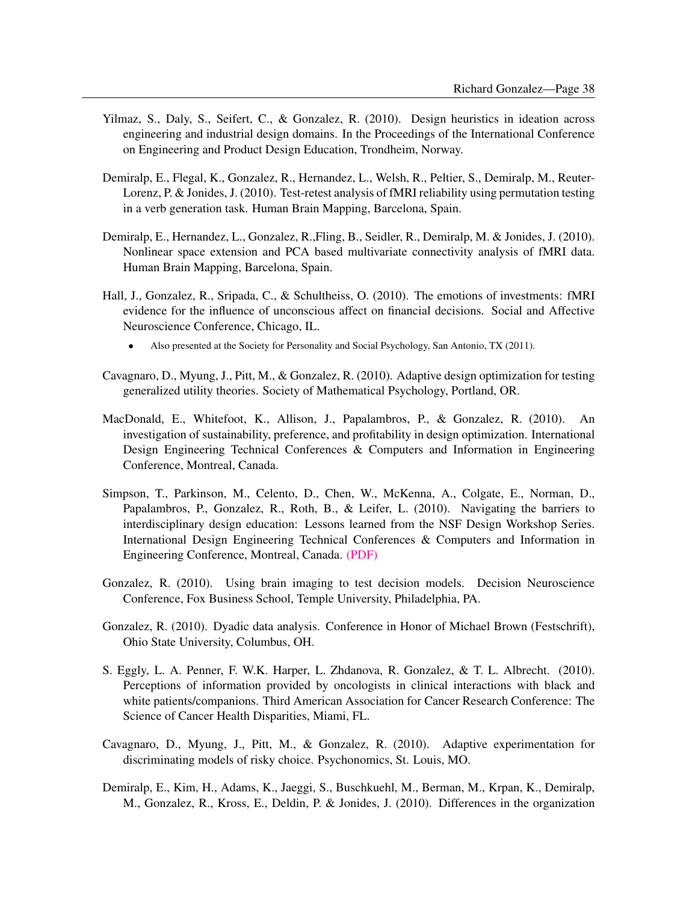Yilmaz, S., Daly, S., Seifert, C., & Gonzalez, R. (2010). Design heuristics in ideation across engineering and industrial design domains. In the Proceedings of the International Conference on Engineering and Product Design Education, Trondheim, Norway.

Demiralp, E., Flegal, K., Gonzalez, R., Hernandez, L., Welsh, R., Peltier, S., Demiralp, M., Reuter-Lorenz, P. & Jonides, J. (2010). Test-retest analysis of fMRI reliability using permutation testing in a verb generation task. Human Brain Mapping, Barcelona, Spain.

Demiralp, E., Hernandez, L., Gonzalez, R.,Fling, B., Seidler, R., Demiralp, M. & Jonides, J. (2010). Nonlinear space extension and PCA based multivariate connectivity analysis of fMRI data. Human Brain Mapping, Barcelona, Spain.

Hall, J., Gonzalez, R., Sripada, C., & Schultheiss, O. (2010). The emotions of investments: fMRI evidence for the influence of unconscious affect on financial decisions. Social and Affective Neuroscience Conference, Chicago, IL.

- Also presented at the Society for Personality and Social Psychology, San Antonio, TX (2011).

Cavagnaro, D., Myung, J., Pitt, M., & Gonzalez, R. (2010). Adaptive design optimization for testing generalized utility theories. Society of Mathematical Psychology, Portland, OR.

MacDonald, E., Whitefoot, K., Allison, J., Papalambros, P., & Gonzalez, R. (2010). An investigation of sustainability, preference, and profitability in design optimization. International Design Engineering Technical Conferences & Computers and Information in Engineering Conference, Montreal, Canada.

Simpson, T., Parkinson, M., Celento, D., Chen, W., McKenna, A., Colgate, E., Norman, D., Papalambros, P., Gonzalez, R., Roth, B., & Leifer, L. (2010). Navigating the barriers to interdisciplinary design education: Lessons learned from the NSF Design Workshop Series. International Design Engineering Technical Conferences & Computers and Information in Engineering Conference, Montreal, Canada. (PDF)

Gonzalez, R. (2010). Using brain imaging to test decision models. Decision Neuroscience Conference, Fox Business School, Temple University, Philadelphia, PA.

Gonzalez, R. (2010). Dyadic data analysis. Conference in Honor of Michael Brown (Festschrift), Ohio State University, Columbus, OH.

S. Eggly, L. A. Penner, F. W.K. Harper, L. Zhdanova, R. Gonzalez, & T. L. Albrecht. (2010). Perceptions of information provided by oncologists in clinical interactions with black and white patients/companions. Third American Association for Cancer Research Conference: The Science of Cancer Health Disparities, Miami, FL.

Cavagnaro, D., Myung, J., Pitt, M., & Gonzalez, R. (2010). Adaptive experimentation for discriminating models of risky choice. Psychonomics, St. Louis, MO.

Demiralp, E., Kim, H., Adams, K., Jaeggi, S., Buschkuehl, M., Berman, M., Krpan, K., Demiralp, M., Gonzalez, R., Kross, E., Deldin, P. & Jonides, J. (2010). Differences in the organization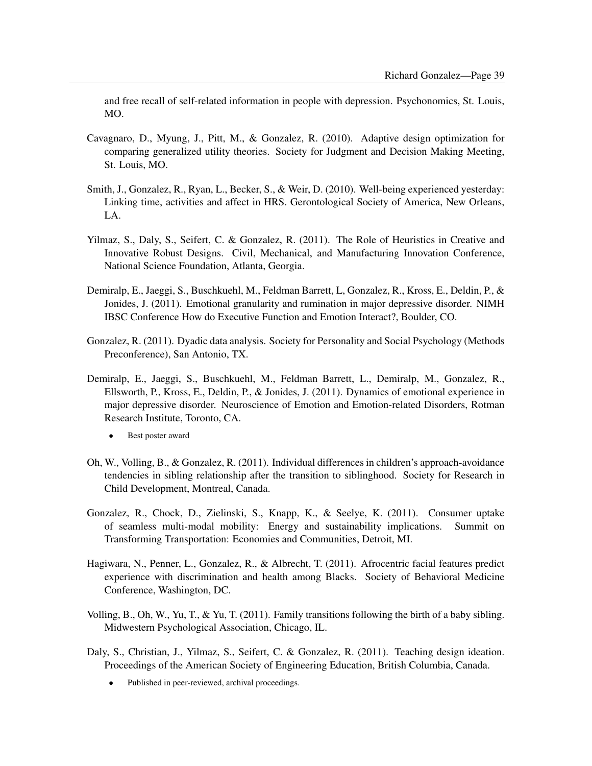and free recall of self-related information in people with depression. Psychonomics, St. Louis, MO.

Cavagnaro, D., Myung, J., Pitt, M., & Gonzalez, R. (2010). Adaptive design optimization for comparing generalized utility theories. Society for Judgment and Decision Making Meeting, St. Louis, MO.

Smith, J., Gonzalez, R., Ryan, L., Becker, S., & Weir, D. (2010). Well-being experienced yesterday: Linking time, activities and affect in HRS. Gerontological Society of America, New Orleans, LA.

Yilmaz, S., Daly, S., Seifert, C. & Gonzalez, R. (2011). The Role of Heuristics in Creative and Innovative Robust Designs. Civil, Mechanical, and Manufacturing Innovation Conference, National Science Foundation, Atlanta, Georgia.

Demiralp, E., Jaeggi, S., Buschkuehl, M., Feldman Barrett, L, Gonzalez, R., Kross, E., Deldin, P., & Jonides, J. (2011). Emotional granularity and rumination in major depressive disorder. NIMH IBSC Conference How do Executive Function and Emotion Interact?, Boulder, CO.

Gonzalez, R. (2011). Dyadic data analysis. Society for Personality and Social Psychology (Methods Preconference), San Antonio, TX.

Demiralp, E., Jaeggi, S., Buschkuehl, M., Feldman Barrett, L., Demiralp, M., Gonzalez, R., Ellsworth, P., Kross, E., Deldin, P., & Jonides, J. (2011). Dynamics of emotional experience in major depressive disorder. Neuroscience of Emotion and Emotion-related Disorders, Rotman Research Institute, Toronto, CA.

- Best poster award

Oh, W., Volling, B., & Gonzalez, R. (2011). Individual differences in children's approach-avoidance tendencies in sibling relationship after the transition to siblinghood. Society for Research in Child Development, Montreal, Canada.

Gonzalez, R., Chock, D., Zielinski, S., Knapp, K., & Seelye, K. (2011). Consumer uptake of seamless multi-modal mobility: Energy and sustainability implications. Summit on Transforming Transportation: Economies and Communities, Detroit, MI.

Hagiwara, N., Penner, L., Gonzalez, R., & Albrecht, T. (2011). Afrocentric facial features predict experience with discrimination and health among Blacks. Society of Behavioral Medicine Conference, Washington, DC.

Volling, B., Oh, W., Yu, T., & Yu, T. (2011). Family transitions following the birth of a baby sibling. Midwestern Psychological Association, Chicago, IL.

Daly, S., Christian, J., Yilmaz, S., Seifert, C. & Gonzalez, R. (2011). Teaching design ideation. Proceedings of the American Society of Engineering Education, British Columbia, Canada.

- Published in peer-reviewed, archival proceedings.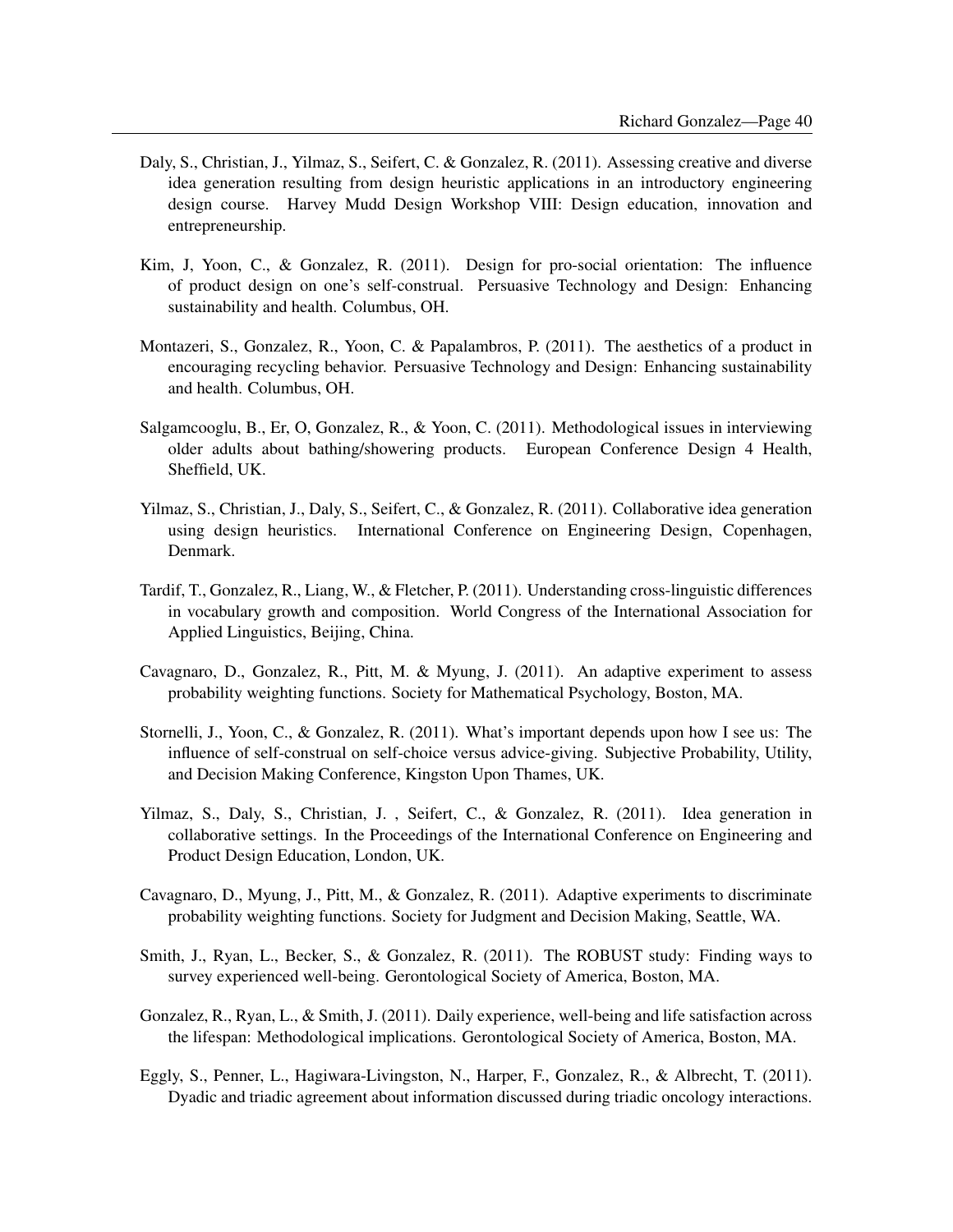Daly, S., Christian, J., Yilmaz, S., Seifert, C. & Gonzalez, R. (2011). Assessing creative and diverse idea generation resulting from design heuristic applications in an introductory engineering design course. Harvey Mudd Design Workshop VIII: Design education, innovation and entrepreneurship.

Kim, J, Yoon, C., & Gonzalez, R. (2011). Design for pro-social orientation: The influence of product design on one's self-construal. Persuasive Technology and Design: Enhancing sustainability and health. Columbus, OH.

Montazeri, S., Gonzalez, R., Yoon, C. & Papalambros, P. (2011). The aesthetics of a product in encouraging recycling behavior. Persuasive Technology and Design: Enhancing sustainability and health. Columbus, OH.

Salgamcooglu, B., Er, O, Gonzalez, R., & Yoon, C. (2011). Methodological issues in interviewing older adults about bathing/showering products. European Conference Design 4 Health, Sheffield, UK.

Yilmaz, S., Christian, J., Daly, S., Seifert, C., & Gonzalez, R. (2011). Collaborative idea generation using design heuristics. International Conference on Engineering Design, Copenhagen, Denmark.

Tardif, T., Gonzalez, R., Liang, W., & Fletcher, P. (2011). Understanding cross-linguistic differences in vocabulary growth and composition. World Congress of the International Association for Applied Linguistics, Beijing, China.

Cavagnaro, D., Gonzalez, R., Pitt, M. & Myung, J. (2011). An adaptive experiment to assess probability weighting functions. Society for Mathematical Psychology, Boston, MA.

Stornelli, J., Yoon, C., & Gonzalez, R. (2011). What's important depends upon how I see us: The influence of self-construal on self-choice versus advice-giving. Subjective Probability, Utility, and Decision Making Conference, Kingston Upon Thames, UK.

Yilmaz, S., Daly, S., Christian, J. , Seifert, C., & Gonzalez, R. (2011). Idea generation in collaborative settings. In the Proceedings of the International Conference on Engineering and Product Design Education, London, UK.

Cavagnaro, D., Myung, J., Pitt, M., & Gonzalez, R. (2011). Adaptive experiments to discriminate probability weighting functions. Society for Judgment and Decision Making, Seattle, WA.

Smith, J., Ryan, L., Becker, S., & Gonzalez, R. (2011). The ROBUST study: Finding ways to survey experienced well-being. Gerontological Society of America, Boston, MA.

Gonzalez, R., Ryan, L., & Smith, J. (2011). Daily experience, well-being and life satisfaction across the lifespan: Methodological implications. Gerontological Society of America, Boston, MA.

Eggly, S., Penner, L., Hagiwara-Livingston, N., Harper, F., Gonzalez, R., & Albrecht, T. (2011). Dyadic and triadic agreement about information discussed during triadic oncology interactions.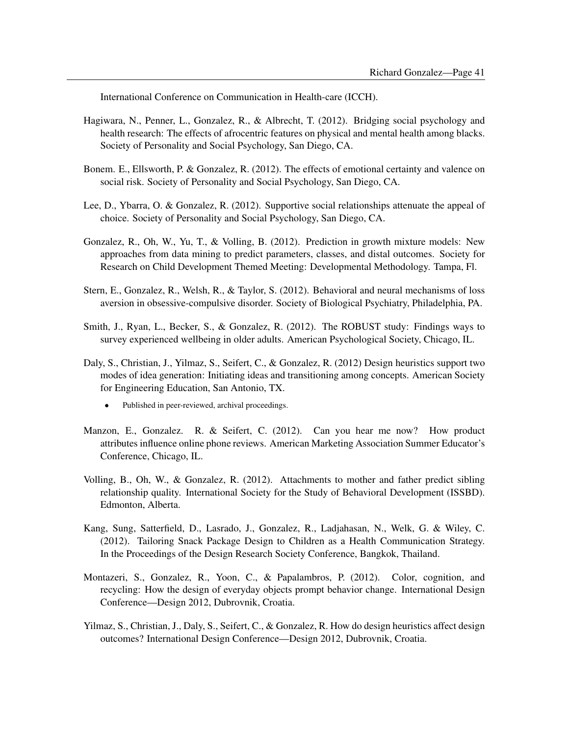International Conference on Communication in Health-care (ICCH).

Hagiwara, N., Penner, L., Gonzalez, R., & Albrecht, T. (2012). Bridging social psychology and health research: The effects of afrocentric features on physical and mental health among blacks. Society of Personality and Social Psychology, San Diego, CA.

Bonem. E., Ellsworth, P. & Gonzalez, R. (2012). The effects of emotional certainty and valence on social risk. Society of Personality and Social Psychology, San Diego, CA.

Lee, D., Ybarra, O. & Gonzalez, R. (2012). Supportive social relationships attenuate the appeal of choice. Society of Personality and Social Psychology, San Diego, CA.

Gonzalez, R., Oh, W., Yu, T., & Volling, B. (2012). Prediction in growth mixture models: New approaches from data mining to predict parameters, classes, and distal outcomes. Society for Research on Child Development Themed Meeting: Developmental Methodology. Tampa, Fl.

Stern, E., Gonzalez, R., Welsh, R., & Taylor, S. (2012). Behavioral and neural mechanisms of loss aversion in obsessive-compulsive disorder. Society of Biological Psychiatry, Philadelphia, PA.

Smith, J., Ryan, L., Becker, S., & Gonzalez, R. (2012). The ROBUST study: Findings ways to survey experienced wellbeing in older adults. American Psychological Society, Chicago, IL.

Daly, S., Christian, J., Yilmaz, S., Seifert, C., & Gonzalez, R. (2012) Design heuristics support two modes of idea generation: Initiating ideas and transitioning among concepts. American Society for Engineering Education, San Antonio, TX.

- Published in peer-reviewed, archival proceedings.

Manzon, E., Gonzalez. R. & Seifert, C. (2012). Can you hear me now? How product attributes influence online phone reviews. American Marketing Association Summer Educator's Conference, Chicago, IL.

Volling, B., Oh, W., & Gonzalez, R. (2012). Attachments to mother and father predict sibling relationship quality. International Society for the Study of Behavioral Development (ISSBD). Edmonton, Alberta.

Kang, Sung, Satterfield, D., Lasrado, J., Gonzalez, R., Ladjahasan, N., Welk, G. & Wiley, C. (2012). Tailoring Snack Package Design to Children as a Health Communication Strategy. In the Proceedings of the Design Research Society Conference, Bangkok, Thailand.

Montazeri, S., Gonzalez, R., Yoon, C., & Papalambros, P. (2012). Color, cognition, and recycling: How the design of everyday objects prompt behavior change. International Design Conference—Design 2012, Dubrovnik, Croatia.

Yilmaz, S., Christian, J., Daly, S., Seifert, C., & Gonzalez, R. How do design heuristics affect design outcomes? International Design Conference—Design 2012, Dubrovnik, Croatia.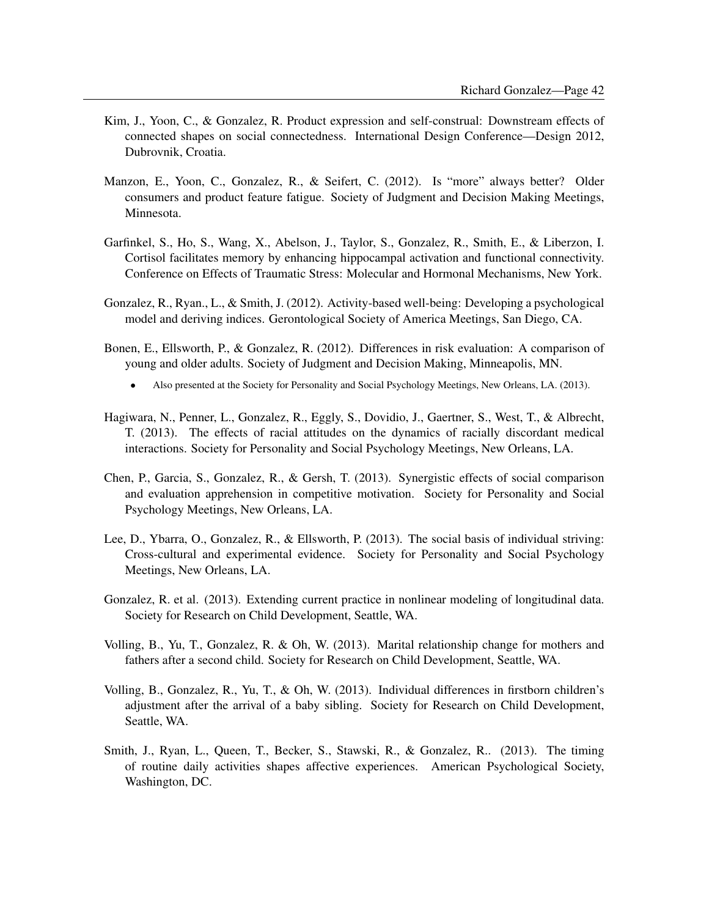Kim, J., Yoon, C., & Gonzalez, R. Product expression and self-construal: Downstream effects of connected shapes on social connectedness. International Design Conference—Design 2012, Dubrovnik, Croatia.

Manzon, E., Yoon, C., Gonzalez, R., & Seifert, C. (2012). Is "more" always better? Older consumers and product feature fatigue. Society of Judgment and Decision Making Meetings, Minnesota.

Garfinkel, S., Ho, S., Wang, X., Abelson, J., Taylor, S., Gonzalez, R., Smith, E., & Liberzon, I. Cortisol facilitates memory by enhancing hippocampal activation and functional connectivity. Conference on Effects of Traumatic Stress: Molecular and Hormonal Mechanisms, New York.

Gonzalez, R., Ryan., L., & Smith, J. (2012). Activity-based well-being: Developing a psychological model and deriving indices. Gerontological Society of America Meetings, San Diego, CA.

Bonen, E., Ellsworth, P., & Gonzalez, R. (2012). Differences in risk evaluation: A comparison of young and older adults. Society of Judgment and Decision Making, Minneapolis, MN.

- Also presented at the Society for Personality and Social Psychology Meetings, New Orleans, LA. (2013).

Hagiwara, N., Penner, L., Gonzalez, R., Eggly, S., Dovidio, J., Gaertner, S., West, T., & Albrecht, T. (2013). The effects of racial attitudes on the dynamics of racially discordant medical interactions. Society for Personality and Social Psychology Meetings, New Orleans, LA.

Chen, P., Garcia, S., Gonzalez, R., & Gersh, T. (2013). Synergistic effects of social comparison and evaluation apprehension in competitive motivation. Society for Personality and Social Psychology Meetings, New Orleans, LA.

Lee, D., Ybarra, O., Gonzalez, R., & Ellsworth, P. (2013). The social basis of individual striving: Cross-cultural and experimental evidence. Society for Personality and Social Psychology Meetings, New Orleans, LA.

Gonzalez, R. et al. (2013). Extending current practice in nonlinear modeling of longitudinal data. Society for Research on Child Development, Seattle, WA.

Volling, B., Yu, T., Gonzalez, R. & Oh, W. (2013). Marital relationship change for mothers and fathers after a second child. Society for Research on Child Development, Seattle, WA.

Volling, B., Gonzalez, R., Yu, T., & Oh, W. (2013). Individual differences in firstborn children's adjustment after the arrival of a baby sibling. Society for Research on Child Development, Seattle, WA.

Smith, J., Ryan, L., Queen, T., Becker, S., Stawski, R., & Gonzalez, R.. (2013). The timing of routine daily activities shapes affective experiences. American Psychological Society, Washington, DC.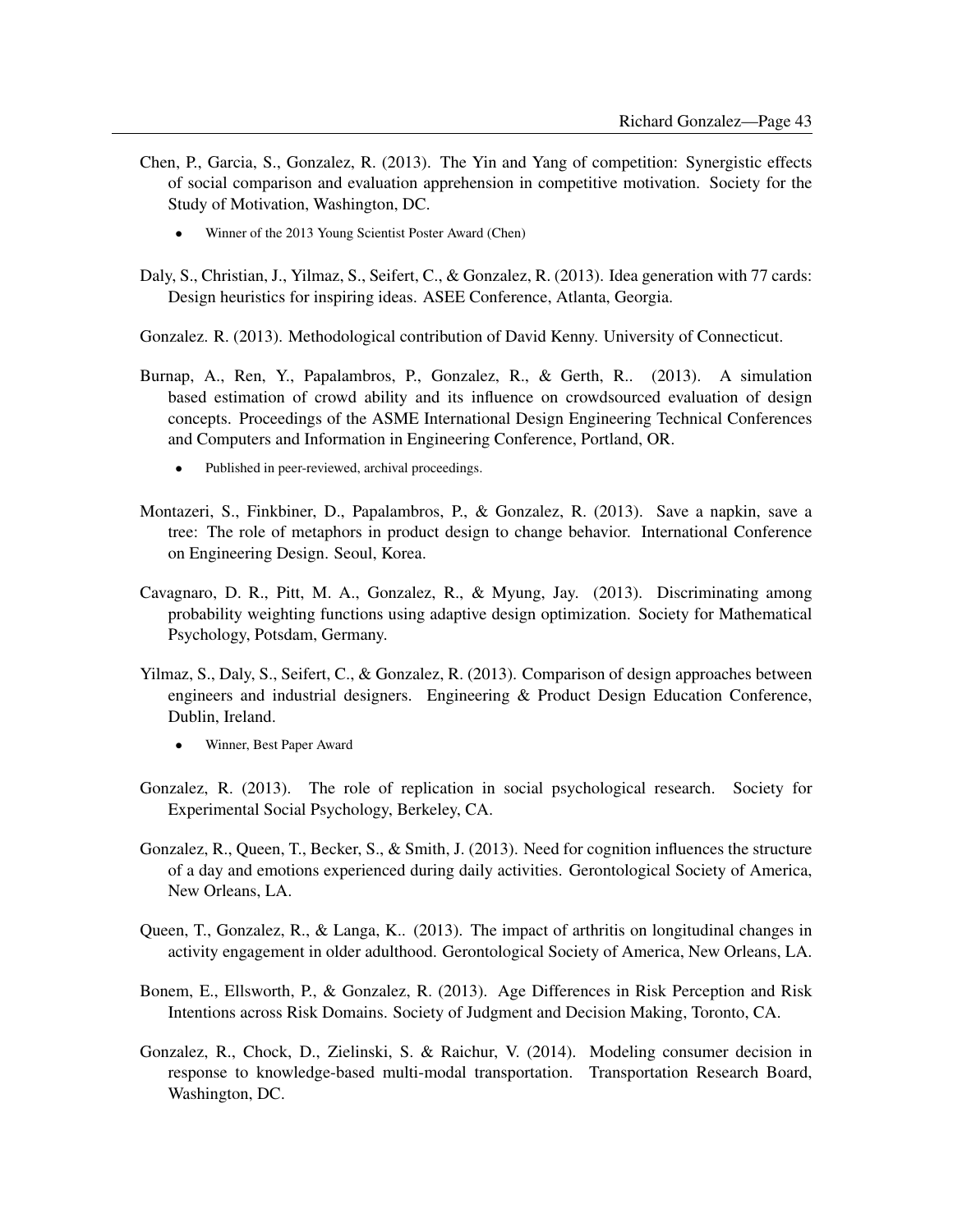Chen, P., Garcia, S., Gonzalez, R. (2013). The Yin and Yang of competition: Synergistic effects of social comparison and evaluation apprehension in competitive motivation. Society for the Study of Motivation, Washington, DC.

- Winner of the 2013 Young Scientist Poster Award (Chen)

Daly, S., Christian, J., Yilmaz, S., Seifert, C., & Gonzalez, R. (2013). Idea generation with 77 cards: Design heuristics for inspiring ideas. ASEE Conference, Atlanta, Georgia.

Gonzalez. R. (2013). Methodological contribution of David Kenny. University of Connecticut.

Burnap, A., Ren, Y., Papalambros, P., Gonzalez, R., & Gerth, R.. (2013). A simulation based estimation of crowd ability and its influence on crowdsourced evaluation of design concepts. Proceedings of the ASME International Design Engineering Technical Conferences and Computers and Information in Engineering Conference, Portland, OR.

- Published in peer-reviewed, archival proceedings.

Montazeri, S., Finkbiner, D., Papalambros, P., & Gonzalez, R. (2013). Save a napkin, save a tree: The role of metaphors in product design to change behavior. International Conference on Engineering Design. Seoul, Korea.

Cavagnaro, D. R., Pitt, M. A., Gonzalez, R., & Myung, Jay. (2013). Discriminating among probability weighting functions using adaptive design optimization. Society for Mathematical Psychology, Potsdam, Germany.

Yilmaz, S., Daly, S., Seifert, C., & Gonzalez, R. (2013). Comparison of design approaches between engineers and industrial designers. Engineering & Product Design Education Conference, Dublin, Ireland.

- Winner, Best Paper Award

Gonzalez, R. (2013). The role of replication in social psychological research. Society for Experimental Social Psychology, Berkeley, CA.

Gonzalez, R., Queen, T., Becker, S., & Smith, J. (2013). Need for cognition influences the structure of a day and emotions experienced during daily activities. Gerontological Society of America, New Orleans, LA.

Queen, T., Gonzalez, R., & Langa, K.. (2013). The impact of arthritis on longitudinal changes in activity engagement in older adulthood. Gerontological Society of America, New Orleans, LA.

Bonem, E., Ellsworth, P., & Gonzalez, R. (2013). Age Differences in Risk Perception and Risk Intentions across Risk Domains. Society of Judgment and Decision Making, Toronto, CA.

Gonzalez, R., Chock, D., Zielinski, S. & Raichur, V. (2014). Modeling consumer decision in response to knowledge-based multi-modal transportation. Transportation Research Board, Washington, DC.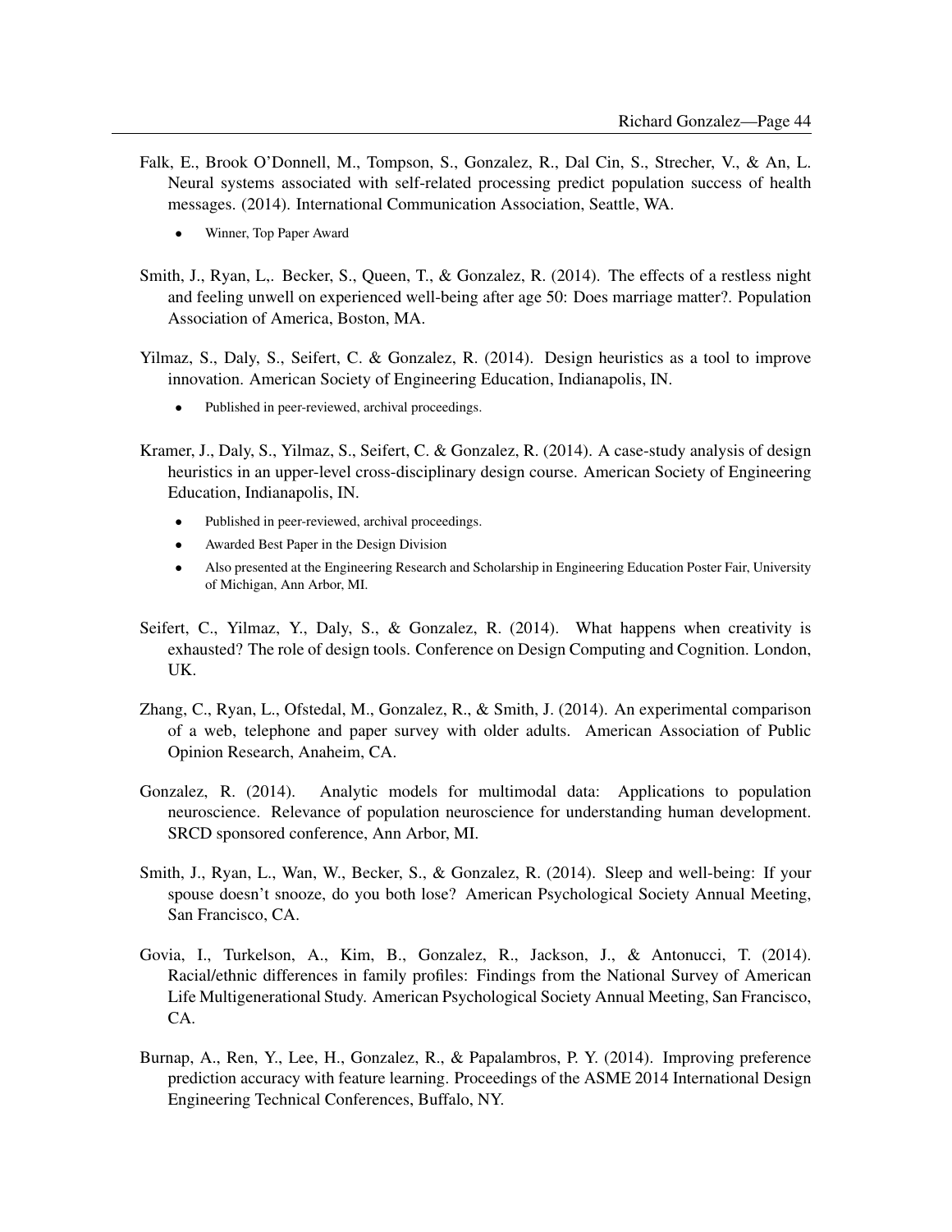Falk, E., Brook O'Donnell, M., Tompson, S., Gonzalez, R., Dal Cin, S., Strecher, V., & An, L. Neural systems associated with self-related processing predict population success of health messages. (2014). International Communication Association, Seattle, WA.

- Winner, Top Paper Award

Smith, J., Ryan, L,. Becker, S., Queen, T., & Gonzalez, R. (2014). The effects of a restless night and feeling unwell on experienced well-being after age 50: Does marriage matter?. Population Association of America, Boston, MA.

Yilmaz, S., Daly, S., Seifert, C. & Gonzalez, R. (2014). Design heuristics as a tool to improve innovation. American Society of Engineering Education, Indianapolis, IN.

- Published in peer-reviewed, archival proceedings.

Kramer, J., Daly, S., Yilmaz, S., Seifert, C. & Gonzalez, R. (2014). A case-study analysis of design heuristics in an upper-level cross-disciplinary design course. American Society of Engineering Education, Indianapolis, IN.

- Published in peer-reviewed, archival proceedings.
- Awarded Best Paper in the Design Division
- Also presented at the Engineering Research and Scholarship in Engineering Education Poster Fair, University of Michigan, Ann Arbor, MI.

Seifert, C., Yilmaz, Y., Daly, S., & Gonzalez, R. (2014). What happens when creativity is exhausted? The role of design tools. Conference on Design Computing and Cognition. London, UK.

Zhang, C., Ryan, L., Ofstedal, M., Gonzalez, R., & Smith, J. (2014). An experimental comparison of a web, telephone and paper survey with older adults. American Association of Public Opinion Research, Anaheim, CA.

Gonzalez, R. (2014). Analytic models for multimodal data: Applications to population neuroscience. Relevance of population neuroscience for understanding human development. SRCD sponsored conference, Ann Arbor, MI.

Smith, J., Ryan, L., Wan, W., Becker, S., & Gonzalez, R. (2014). Sleep and well-being: If your spouse doesn't snooze, do you both lose? American Psychological Society Annual Meeting, San Francisco, CA.

Govia, I., Turkelson, A., Kim, B., Gonzalez, R., Jackson, J., & Antonucci, T. (2014). Racial/ethnic differences in family profiles: Findings from the National Survey of American Life Multigenerational Study. American Psychological Society Annual Meeting, San Francisco, CA.

Burnap, A., Ren, Y., Lee, H., Gonzalez, R., & Papalambros, P. Y. (2014). Improving preference prediction accuracy with feature learning. Proceedings of the ASME 2014 International Design Engineering Technical Conferences, Buffalo, NY.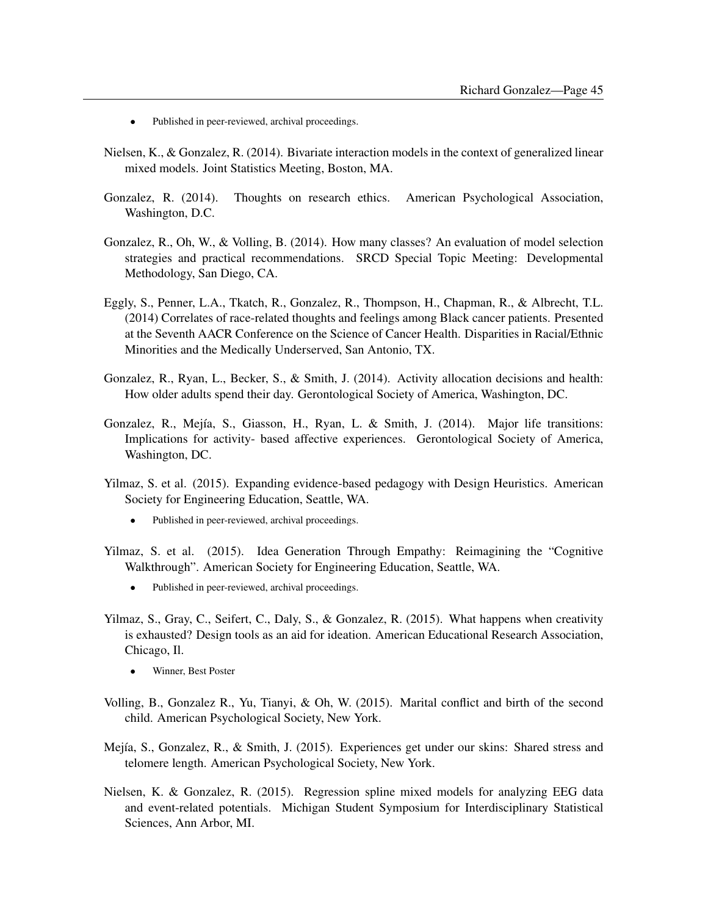- Published in peer-reviewed, archival proceedings.

Nielsen, K., & Gonzalez, R. (2014). Bivariate interaction models in the context of generalized linear mixed models. Joint Statistics Meeting, Boston, MA.

Gonzalez, R. (2014). Thoughts on research ethics. American Psychological Association, Washington, D.C.

Gonzalez, R., Oh, W., & Volling, B. (2014). How many classes? An evaluation of model selection strategies and practical recommendations. SRCD Special Topic Meeting: Developmental Methodology, San Diego, CA.

Eggly, S., Penner, L.A., Tkatch, R., Gonzalez, R., Thompson, H., Chapman, R., & Albrecht, T.L. (2014) Correlates of race-related thoughts and feelings among Black cancer patients. Presented at the Seventh AACR Conference on the Science of Cancer Health. Disparities in Racial/Ethnic Minorities and the Medically Underserved, San Antonio, TX.

Gonzalez, R., Ryan, L., Becker, S., & Smith, J. (2014). Activity allocation decisions and health: How older adults spend their day. Gerontological Society of America, Washington, DC.

Gonzalez, R., Mejía, S., Giasson, H., Ryan, L. & Smith, J. (2014). Major life transitions: Implications for activity- based affective experiences. Gerontological Society of America, Washington, DC.

Yilmaz, S. et al. (2015). Expanding evidence-based pedagogy with Design Heuristics. American Society for Engineering Education, Seattle, WA.

- Published in peer-reviewed, archival proceedings.

Yilmaz, S. et al. (2015). Idea Generation Through Empathy: Reimagining the "Cognitive Walkthrough". American Society for Engineering Education, Seattle, WA.

- Published in peer-reviewed, archival proceedings.

Yilmaz, S., Gray, C., Seifert, C., Daly, S., & Gonzalez, R. (2015). What happens when creativity is exhausted? Design tools as an aid for ideation. American Educational Research Association, Chicago, Il.

- Winner, Best Poster

Volling, B., Gonzalez R., Yu, Tianyi, & Oh, W. (2015). Marital conflict and birth of the second child. American Psychological Society, New York.

Mejía, S., Gonzalez, R., & Smith, J. (2015). Experiences get under our skins: Shared stress and telomere length. American Psychological Society, New York.

Nielsen, K. & Gonzalez, R. (2015). Regression spline mixed models for analyzing EEG data and event-related potentials. Michigan Student Symposium for Interdisciplinary Statistical Sciences, Ann Arbor, MI.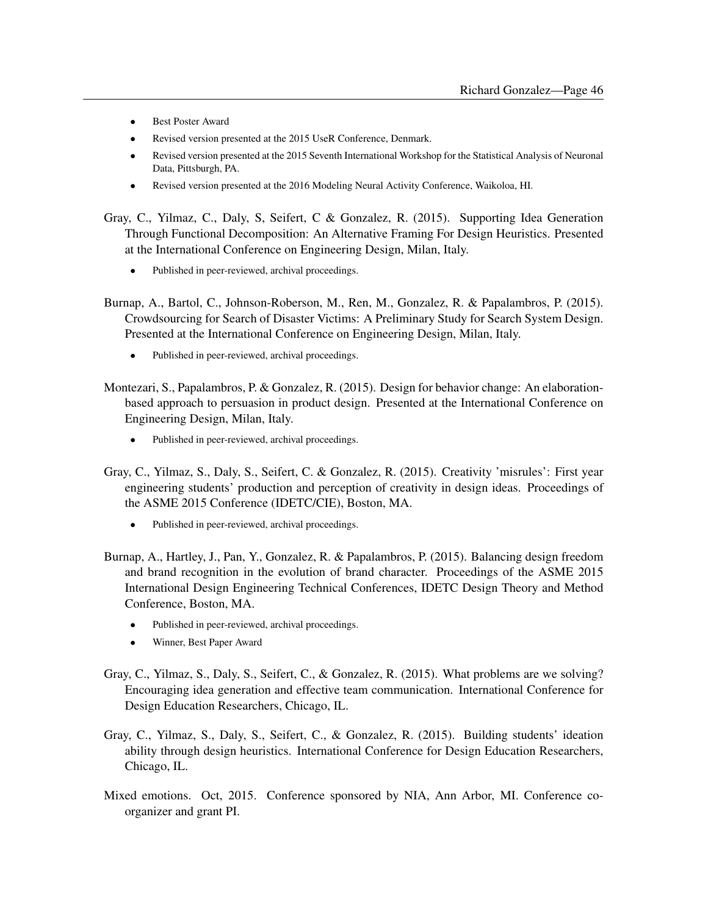- Best Poster Award
- Revised version presented at the 2015 UseR Conference, Denmark.
- Revised version presented at the 2015 Seventh International Workshop for the Statistical Analysis of Neuronal Data, Pittsburgh, PA.
- Revised version presented at the 2016 Modeling Neural Activity Conference, Waikoloa, HI.

Gray, C., Yilmaz, C., Daly, S, Seifert, C & Gonzalez, R. (2015). Supporting Idea Generation Through Functional Decomposition: An Alternative Framing For Design Heuristics. Presented at the International Conference on Engineering Design, Milan, Italy.

- Published in peer-reviewed, archival proceedings.

Burnap, A., Bartol, C., Johnson-Roberson, M., Ren, M., Gonzalez, R. & Papalambros, P. (2015). Crowdsourcing for Search of Disaster Victims: A Preliminary Study for Search System Design. Presented at the International Conference on Engineering Design, Milan, Italy.

- Published in peer-reviewed, archival proceedings.

Montezari, S., Papalambros, P. & Gonzalez, R. (2015). Design for behavior change: An elaboration-based approach to persuasion in product design. Presented at the International Conference on Engineering Design, Milan, Italy.

- Published in peer-reviewed, archival proceedings.

Gray, C., Yilmaz, S., Daly, S., Seifert, C. & Gonzalez, R. (2015). Creativity 'misrules': First year engineering students' production and perception of creativity in design ideas. Proceedings of the ASME 2015 Conference (IDETC/CIE), Boston, MA.

- Published in peer-reviewed, archival proceedings.

Burnap, A., Hartley, J., Pan, Y., Gonzalez, R. & Papalambros, P. (2015). Balancing design freedom and brand recognition in the evolution of brand character. Proceedings of the ASME 2015 International Design Engineering Technical Conferences, IDETC Design Theory and Method Conference, Boston, MA.

- Published in peer-reviewed, archival proceedings.
- Winner, Best Paper Award

Gray, C., Yilmaz, S., Daly, S., Seifert, C., & Gonzalez, R. (2015). What problems are we solving? Encouraging idea generation and effective team communication. International Conference for Design Education Researchers, Chicago, IL.

Gray, C., Yilmaz, S., Daly, S., Seifert, C., & Gonzalez, R. (2015). Building students' ideation ability through design heuristics. International Conference for Design Education Researchers, Chicago, IL.

Mixed emotions. Oct, 2015. Conference sponsored by NIA, Ann Arbor, MI. Conference co-organizer and grant PI.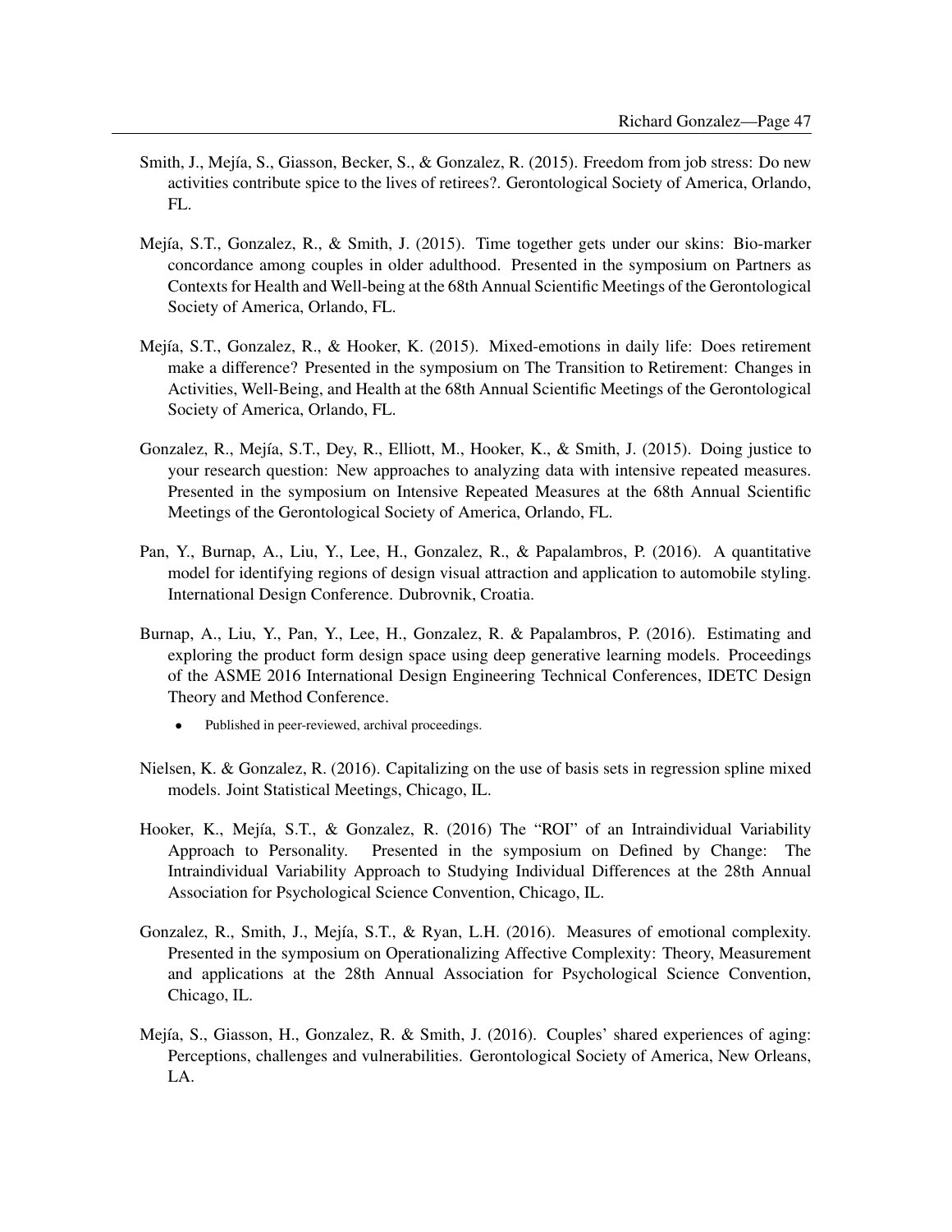Smith, J., Mejía, S., Giasson, Becker, S., & Gonzalez, R. (2015). Freedom from job stress: Do new activities contribute spice to the lives of retirees?. Gerontological Society of America, Orlando, FL.

Mejía, S.T., Gonzalez, R., & Smith, J. (2015). Time together gets under our skins: Bio-marker concordance among couples in older adulthood. Presented in the symposium on Partners as Contexts for Health and Well-being at the 68th Annual Scientific Meetings of the Gerontological Society of America, Orlando, FL.

Mejía, S.T., Gonzalez, R., & Hooker, K. (2015). Mixed-emotions in daily life: Does retirement make a difference? Presented in the symposium on The Transition to Retirement: Changes in Activities, Well-Being, and Health at the 68th Annual Scientific Meetings of the Gerontological Society of America, Orlando, FL.

Gonzalez, R., Mejía, S.T., Dey, R., Elliott, M., Hooker, K., & Smith, J. (2015). Doing justice to your research question: New approaches to analyzing data with intensive repeated measures. Presented in the symposium on Intensive Repeated Measures at the 68th Annual Scientific Meetings of the Gerontological Society of America, Orlando, FL.

Pan, Y., Burnap, A., Liu, Y., Lee, H., Gonzalez, R., & Papalambros, P. (2016). A quantitative model for identifying regions of design visual attraction and application to automobile styling. International Design Conference. Dubrovnik, Croatia.

Burnap, A., Liu, Y., Pan, Y., Lee, H., Gonzalez, R. & Papalambros, P. (2016). Estimating and exploring the product form design space using deep generative learning models. Proceedings of the ASME 2016 International Design Engineering Technical Conferences, IDETC Design Theory and Method Conference.

- Published in peer-reviewed, archival proceedings.

Nielsen, K. & Gonzalez, R. (2016). Capitalizing on the use of basis sets in regression spline mixed models. Joint Statistical Meetings, Chicago, IL.

Hooker, K., Mejía, S.T., & Gonzalez, R. (2016) The "ROI" of an Intraindividual Variability Approach to Personality. Presented in the symposium on Defined by Change: The Intraindividual Variability Approach to Studying Individual Differences at the 28th Annual Association for Psychological Science Convention, Chicago, IL.

Gonzalez, R., Smith, J., Mejía, S.T., & Ryan, L.H. (2016). Measures of emotional complexity. Presented in the symposium on Operationalizing Affective Complexity: Theory, Measurement and applications at the 28th Annual Association for Psychological Science Convention, Chicago, IL.

Mejía, S., Giasson, H., Gonzalez, R. & Smith, J. (2016). Couples' shared experiences of aging: Perceptions, challenges and vulnerabilities. Gerontological Society of America, New Orleans, LA.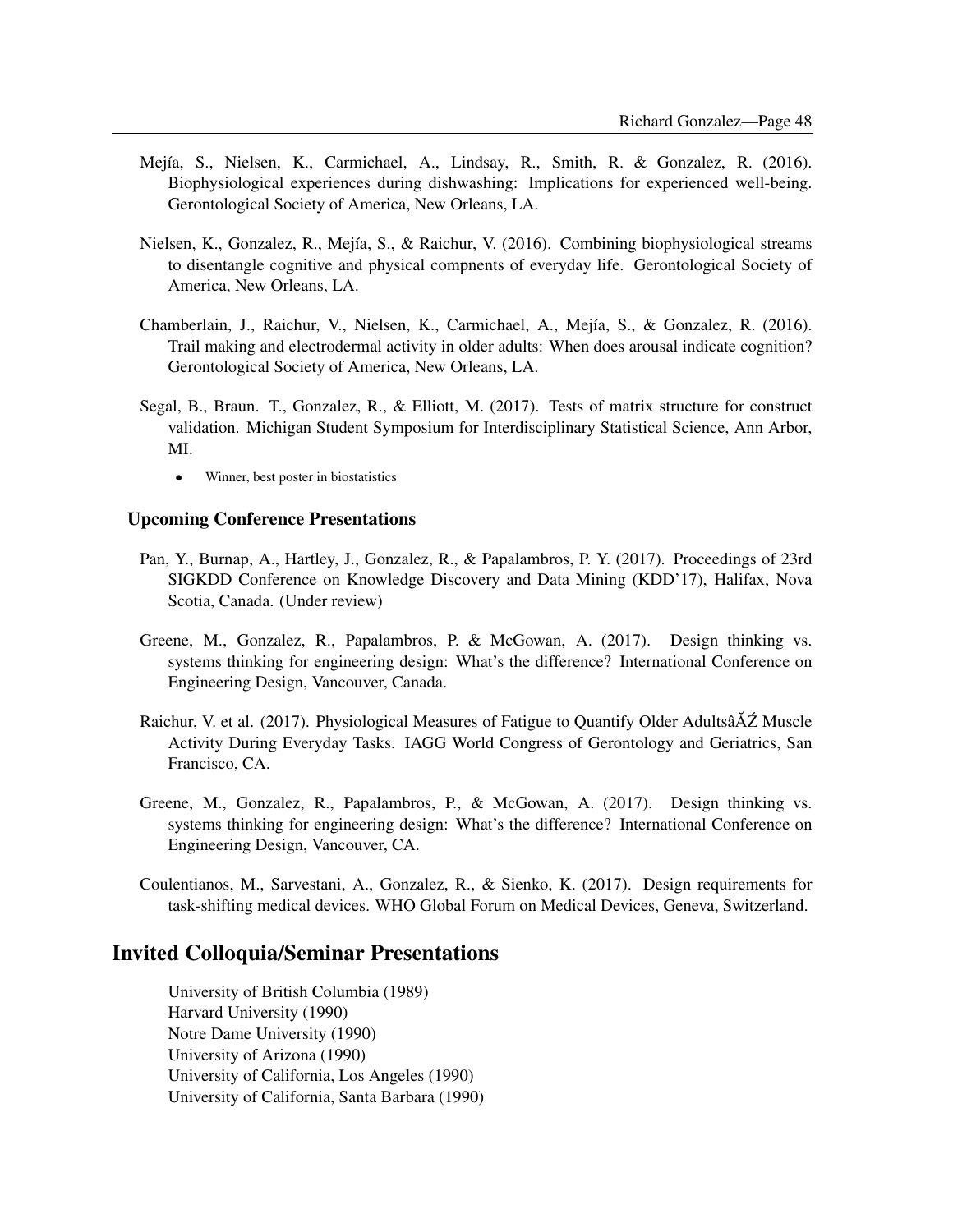Mejía, S., Nielsen, K., Carmichael, A., Lindsay, R., Smith, R. & Gonzalez, R. (2016). Biophysiological experiences during dishwashing: Implications for experienced well-being. Gerontological Society of America, New Orleans, LA.

Nielsen, K., Gonzalez, R., Mejía, S., & Raichur, V. (2016). Combining biophysiological streams to disentangle cognitive and physical compnents of everyday life. Gerontological Society of America, New Orleans, LA.

Chamberlain, J., Raichur, V., Nielsen, K., Carmichael, A., Mejía, S., & Gonzalez, R. (2016). Trail making and electrodermal activity in older adults: When does arousal indicate cognition? Gerontological Society of America, New Orleans, LA.

Segal, B., Braun. T., Gonzalez, R., & Elliott, M. (2017). Tests of matrix structure for construct validation. Michigan Student Symposium for Interdisciplinary Statistical Science, Ann Arbor, MI.

- Winner, best poster in biostatistics

### Upcoming Conference Presentations

Pan, Y., Burnap, A., Hartley, J., Gonzalez, R., & Papalambros, P. Y. (2017). Proceedings of 23rd SIGKDD Conference on Knowledge Discovery and Data Mining (KDD'17), Halifax, Nova Scotia, Canada. (Under review)

Greene, M., Gonzalez, R., Papalambros, P. & McGowan, A. (2017). Design thinking vs. systems thinking for engineering design: What's the difference? International Conference on Engineering Design, Vancouver, Canada.

Raichur, V. et al. (2017). Physiological Measures of Fatigue to Quantify Older AdultsâĂŹ Muscle Activity During Everyday Tasks. IAGG World Congress of Gerontology and Geriatrics, San Francisco, CA.

Greene, M., Gonzalez, R., Papalambros, P., & McGowan, A. (2017). Design thinking vs. systems thinking for engineering design: What's the difference? International Conference on Engineering Design, Vancouver, CA.

Coulentianos, M., Sarvestani, A., Gonzalez, R., & Sienko, K. (2017). Design requirements for task-shifting medical devices. WHO Global Forum on Medical Devices, Geneva, Switzerland.

## Invited Colloquia/Seminar Presentations

University of British Columbia (1989)
Harvard University (1990)
Notre Dame University (1990)
University of Arizona (1990)
University of California, Los Angeles (1990)
University of California, Santa Barbara (1990)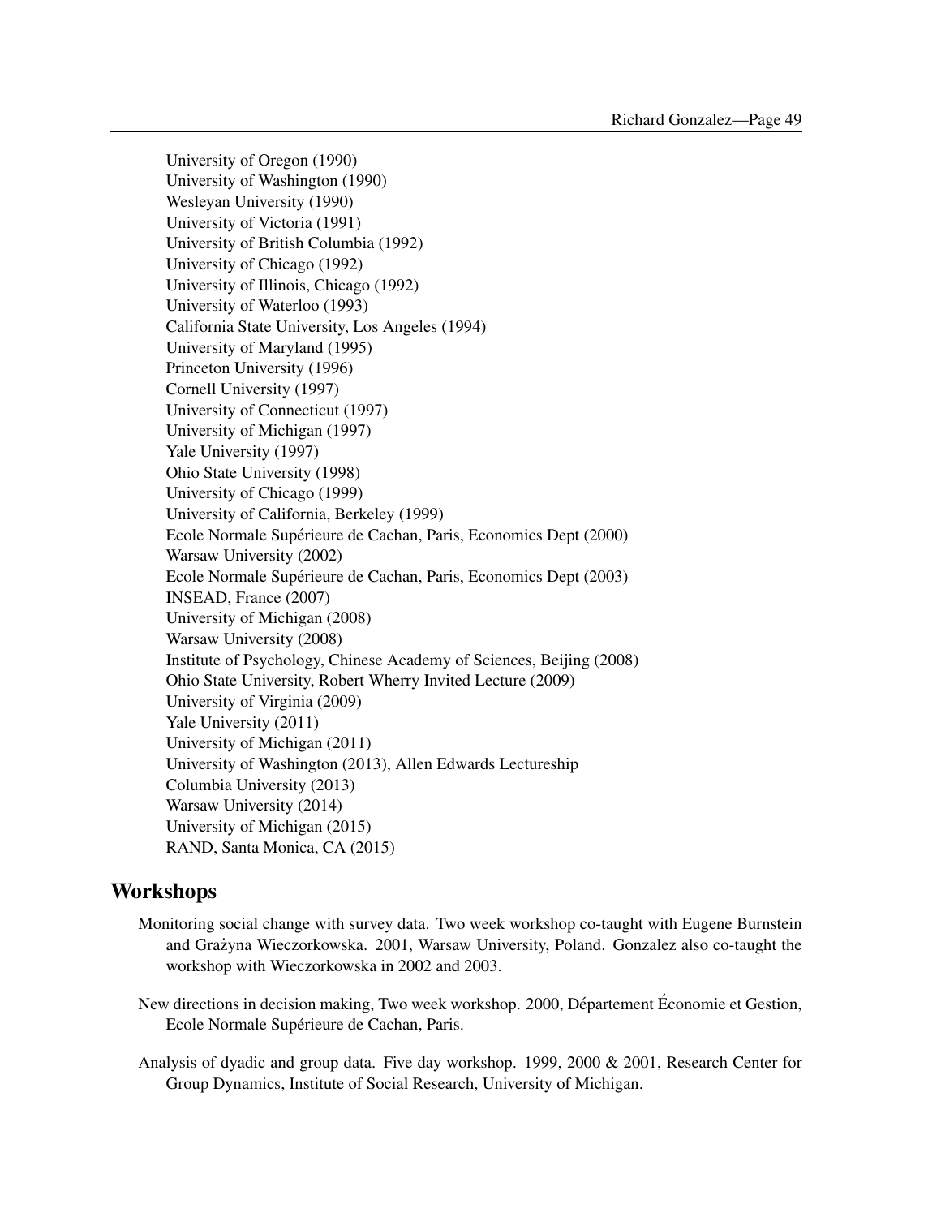University of Oregon (1990)
University of Washington (1990)
Wesleyan University (1990)
University of Victoria (1991)
University of British Columbia (1992)
University of Chicago (1992)
University of Illinois, Chicago (1992)
University of Waterloo (1993)
California State University, Los Angeles (1994)
University of Maryland (1995)
Princeton University (1996)
Cornell University (1997)
University of Connecticut (1997)
University of Michigan (1997)
Yale University (1997)
Ohio State University (1998)
University of Chicago (1999)
University of California, Berkeley (1999)
Ecole Normale Supérieure de Cachan, Paris, Economics Dept (2000)
Warsaw University (2002)
Ecole Normale Supérieure de Cachan, Paris, Economics Dept (2003)
INSEAD, France (2007)
University of Michigan (2008)
Warsaw University (2008)
Institute of Psychology, Chinese Academy of Sciences, Beijing (2008)
Ohio State University, Robert Wherry Invited Lecture (2009)
University of Virginia (2009)
Yale University (2011)
University of Michigan (2011)
University of Washington (2013), Allen Edwards Lectureship
Columbia University (2013)
Warsaw University (2014)
University of Michigan (2015)
RAND, Santa Monica, CA (2015)

## Workshops

Monitoring social change with survey data. Two week workshop co-taught with Eugene Burnstein and Grażyna Wieczorkowska. 2001, Warsaw University, Poland. Gonzalez also co-taught the workshop with Wieczorkowska in 2002 and 2003.

New directions in decision making, Two week workshop. 2000, Département Économie et Gestion, Ecole Normale Supérieure de Cachan, Paris.

Analysis of dyadic and group data. Five day workshop. 1999, 2000 & 2001, Research Center for Group Dynamics, Institute of Social Research, University of Michigan.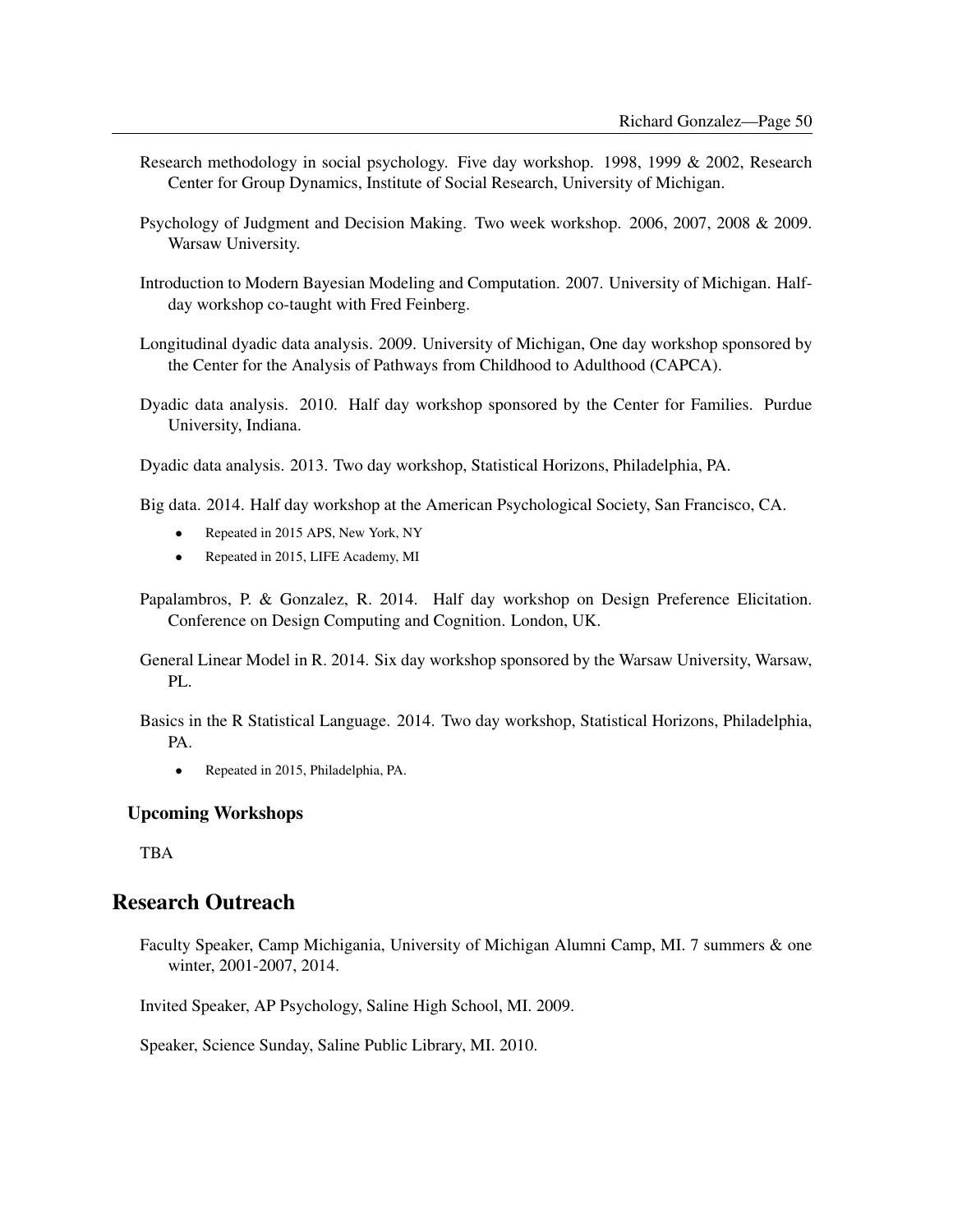Research methodology in social psychology. Five day workshop. 1998, 1999 & 2002, Research Center for Group Dynamics, Institute of Social Research, University of Michigan.

Psychology of Judgment and Decision Making. Two week workshop. 2006, 2007, 2008 & 2009. Warsaw University.

Introduction to Modern Bayesian Modeling and Computation. 2007. University of Michigan. Half-day workshop co-taught with Fred Feinberg.

Longitudinal dyadic data analysis. 2009. University of Michigan, One day workshop sponsored by the Center for the Analysis of Pathways from Childhood to Adulthood (CAPCA).

Dyadic data analysis. 2010. Half day workshop sponsored by the Center for Families. Purdue University, Indiana.

Dyadic data analysis. 2013. Two day workshop, Statistical Horizons, Philadelphia, PA.

Big data. 2014. Half day workshop at the American Psychological Society, San Francisco, CA.

- Repeated in 2015 APS, New York, NY
- Repeated in 2015, LIFE Academy, MI

Papalambros, P. & Gonzalez, R. 2014. Half day workshop on Design Preference Elicitation. Conference on Design Computing and Cognition. London, UK.

General Linear Model in R. 2014. Six day workshop sponsored by the Warsaw University, Warsaw, PL.

Basics in the R Statistical Language. 2014. Two day workshop, Statistical Horizons, Philadelphia, PA.

- Repeated in 2015, Philadelphia, PA.

### Upcoming Workshops

TBA

## Research Outreach

Faculty Speaker, Camp Michigania, University of Michigan Alumni Camp, MI. 7 summers & one winter, 2001-2007, 2014.

Invited Speaker, AP Psychology, Saline High School, MI. 2009.

Speaker, Science Sunday, Saline Public Library, MI. 2010.